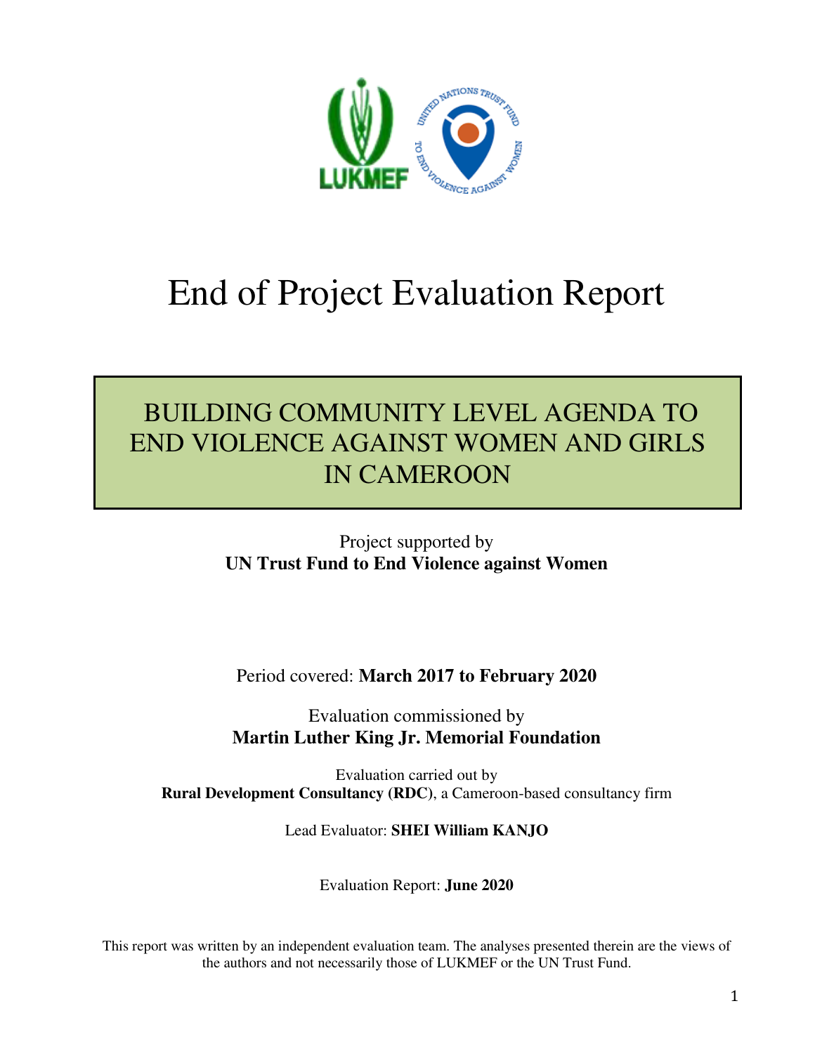# End of Project Evaluation Report

## BUILDING COMMUNITY LEVEL AGENDA TO END VIOLENCE AGAINST WOMEN AND GIRLS IN CAMEROON

Project supported by
**UN Trust Fund to End Violence against Women**

Period covered: **March 2017 to February 2020**

Evaluation commissioned by
**Martin Luther King Jr. Memorial Foundation**

Evaluation carried out by
**Rural Development Consultancy (RDC)**, a Cameroon-based consultancy firm

Lead Evaluator: **SHEI William KANJO**

Evaluation Report: **June 2020**

This report was written by an independent evaluation team. The analyses presented therein are the views of the authors and not necessarily those of LUKMEF or the UN Trust Fund.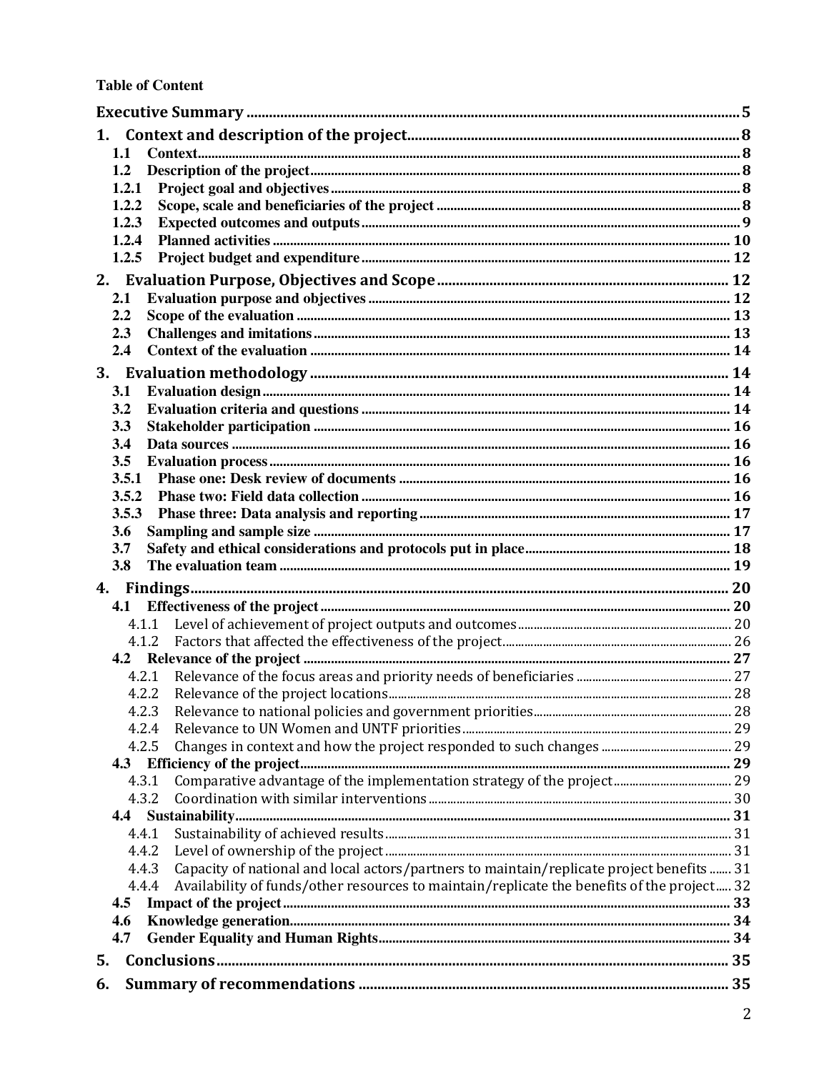**Table of Content**

| | |
|---|---|
| **Executive Summary** | **5** |
| **1. Context and description of the project** | **8** |
| 1.1 Context | 8 |
| 1.2 Description of the project | 8 |
| 1.2.1 Project goal and objectives | 8 |
| 1.2.2 Scope, scale and beneficiaries of the project | 8 |
| 1.2.3 Expected outcomes and outputs | 9 |
| 1.2.4 Planned activities | 10 |
| 1.2.5 Project budget and expenditure | 12 |
| **2. Evaluation Purpose, Objectives and Scope** | **12** |
| 2.1 Evaluation purpose and objectives | 12 |
| 2.2 Scope of the evaluation | 13 |
| 2.3 Challenges and imitations | 13 |
| 2.4 Context of the evaluation | 14 |
| **3. Evaluation methodology** | **14** |
| 3.1 Evaluation design | 14 |
| 3.2 Evaluation criteria and questions | 14 |
| 3.3 Stakeholder participation | 16 |
| 3.4 Data sources | 16 |
| 3.5 Evaluation process | 16 |
| 3.5.1 Phase one: Desk review of documents | 16 |
| 3.5.2 Phase two: Field data collection | 16 |
| 3.5.3 Phase three: Data analysis and reporting | 17 |
| 3.6 Sampling and sample size | 17 |
| 3.7 Safety and ethical considerations and protocols put in place | 18 |
| 3.8 The evaluation team | 19 |
| **4. Findings** | **20** |
| 4.1 Effectiveness of the project | 20 |
| 4.1.1 Level of achievement of project outputs and outcomes | 20 |
| 4.1.2 Factors that affected the effectiveness of the project | 26 |
| 4.2 Relevance of the project | 27 |
| 4.2.1 Relevance of the focus areas and priority needs of beneficiaries | 27 |
| 4.2.2 Relevance of the project locations | 28 |
| 4.2.3 Relevance to national policies and government priorities | 28 |
| 4.2.4 Relevance to UN Women and UNTF priorities | 29 |
| 4.2.5 Changes in context and how the project responded to such changes | 29 |
| 4.3 Efficiency of the project | 29 |
| 4.3.1 Comparative advantage of the implementation strategy of the project | 29 |
| 4.3.2 Coordination with similar interventions | 30 |
| 4.4 Sustainability | 31 |
| 4.4.1 Sustainability of achieved results | 31 |
| 4.4.2 Level of ownership of the project | 31 |
| 4.4.3 Capacity of national and local actors/partners to maintain/replicate project benefits | 31 |
| 4.4.4 Availability of funds/other resources to maintain/replicate the benefits of the project | 32 |
| 4.5 Impact of the project | 33 |
| 4.6 Knowledge generation | 34 |
| 4.7 Gender Equality and Human Rights | 34 |
| **5. Conclusions** | **35** |
| **6. Summary of recommendations** | **35** |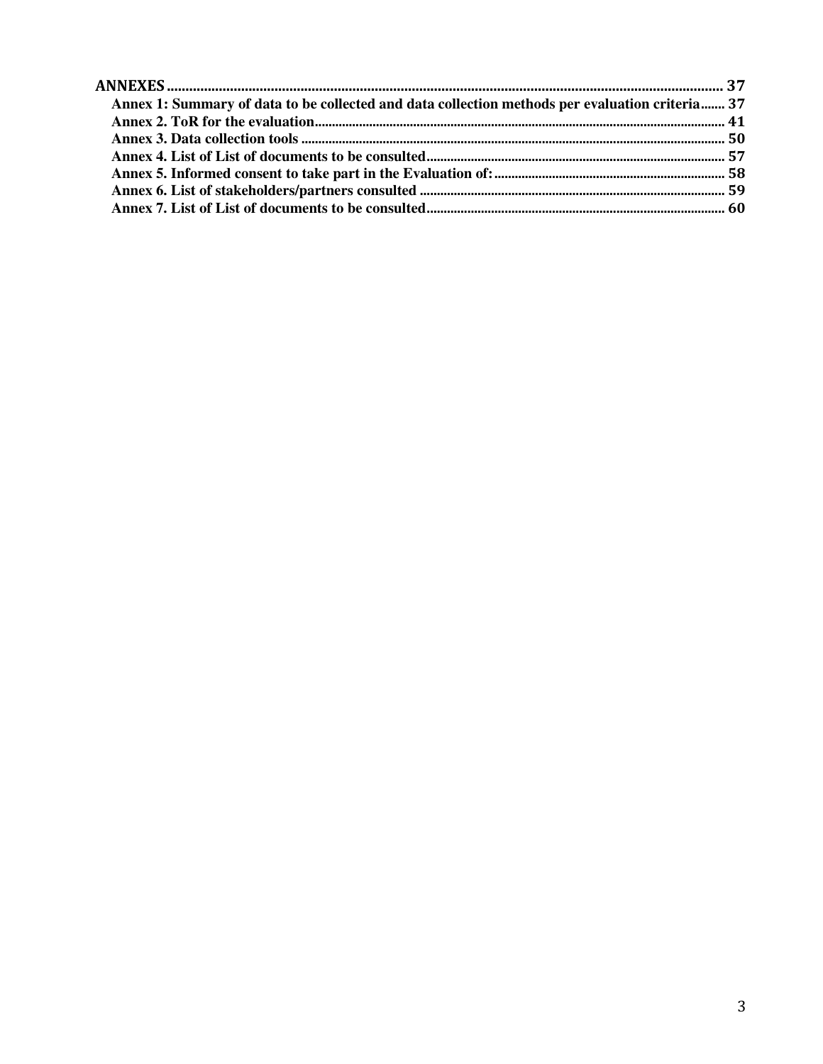**ANNEXES** ........................................................................................................................................ 37

- **Annex 1: Summary of data to be collected and data collection methods per evaluation criteria** ....... 37
- **Annex 2. ToR for the evaluation** ........................................................................................................ 41
- **Annex 3. Data collection tools** ........................................................................................................... 50
- **Annex 4. List of List of documents to be consulted** ........................................................................ 57
- **Annex 5. Informed consent to take part in the Evaluation of:** ........................................................ 58
- **Annex 6. List of stakeholders/partners consulted** ........................................................................... 59
- **Annex 7. List of List of documents to be consulted** ........................................................................ 60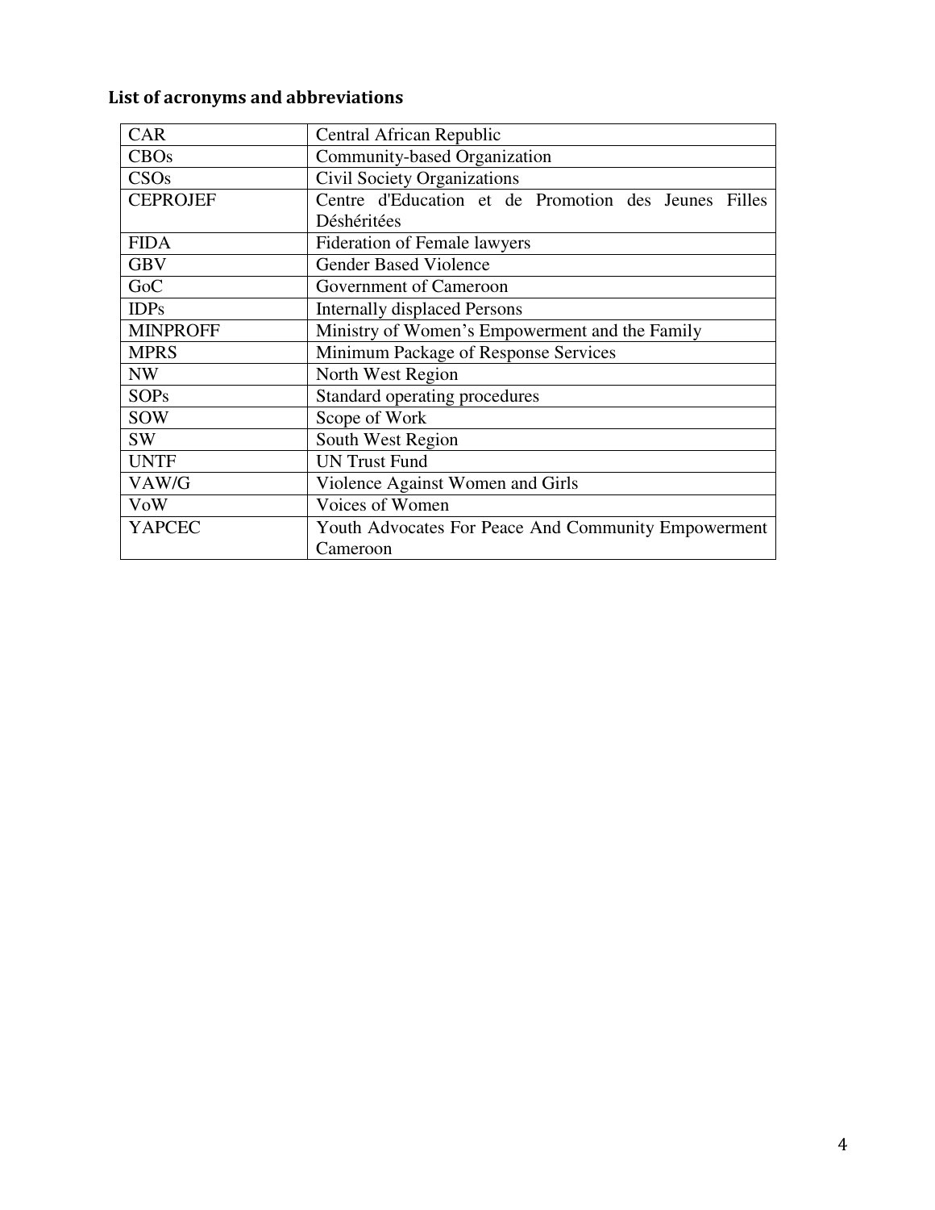## List of acronyms and abbreviations

| | |
|---|---|
| CAR | Central African Republic |
| CBOs | Community-based Organization |
| CSOs | Civil Society Organizations |
| CEPROJEF | Centre d'Education et de Promotion des Jeunes Filles Déshéritées |
| FIDA | Fideration of Female lawyers |
| GBV | Gender Based Violence |
| GoC | Government of Cameroon |
| IDPs | Internally displaced Persons |
| MINPROFF | Ministry of Women's Empowerment and the Family |
| MPRS | Minimum Package of Response Services |
| NW | North West Region |
| SOPs | Standard operating procedures |
| SOW | Scope of Work |
| SW | South West Region |
| UNTF | UN Trust Fund |
| VAW/G | Violence Against Women and Girls |
| VoW | Voices of Women |
| YAPCEC | Youth Advocates For Peace And Community Empowerment Cameroon |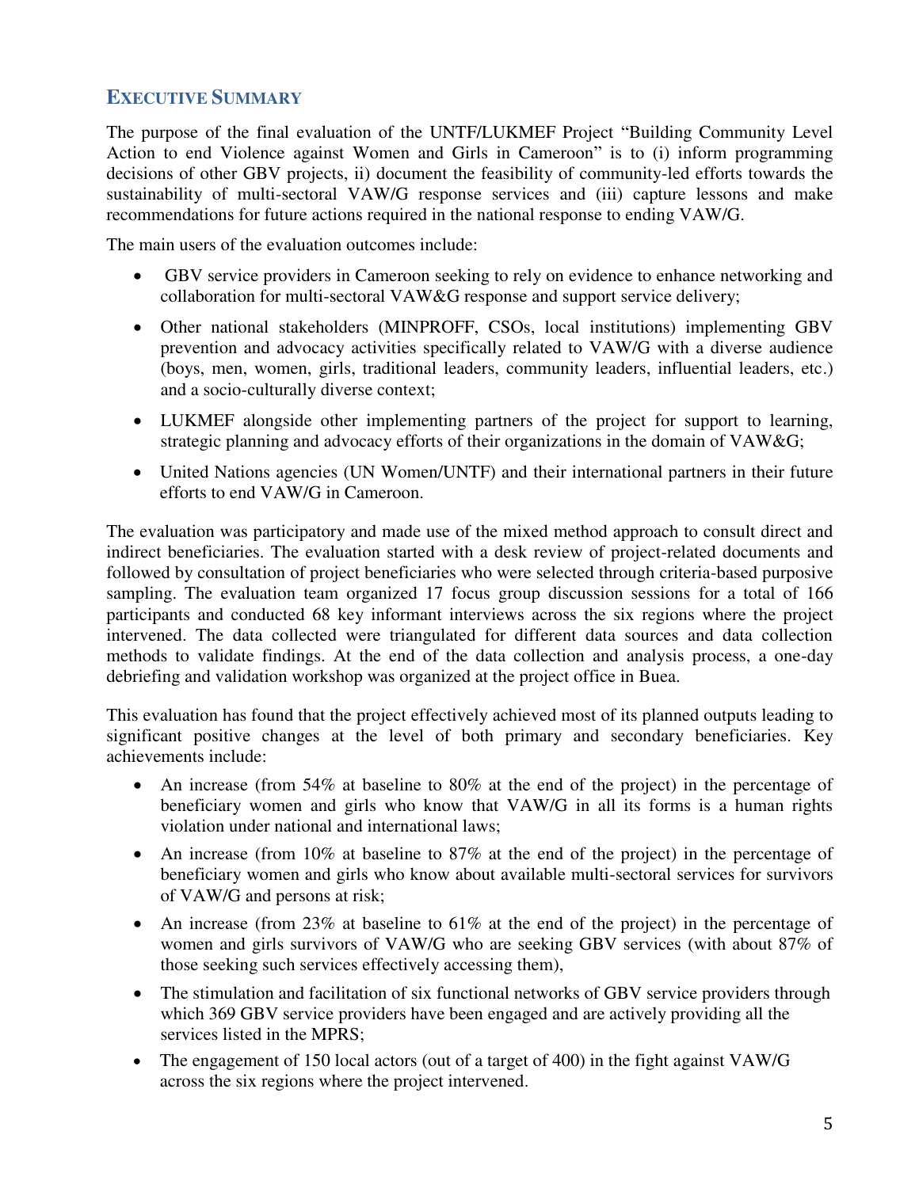## EXECUTIVE SUMMARY

The purpose of the final evaluation of the UNTF/LUKMEF Project "Building Community Level Action to end Violence against Women and Girls in Cameroon" is to (i) inform programming decisions of other GBV projects, ii) document the feasibility of community-led efforts towards the sustainability of multi-sectoral VAW/G response services and (iii) capture lessons and make recommendations for future actions required in the national response to ending VAW/G.

The main users of the evaluation outcomes include:

- GBV service providers in Cameroon seeking to rely on evidence to enhance networking and collaboration for multi-sectoral VAW&G response and support service delivery;
- Other national stakeholders (MINPROFF, CSOs, local institutions) implementing GBV prevention and advocacy activities specifically related to VAW/G with a diverse audience (boys, men, women, girls, traditional leaders, community leaders, influential leaders, etc.) and a socio-culturally diverse context;
- LUKMEF alongside other implementing partners of the project for support to learning, strategic planning and advocacy efforts of their organizations in the domain of VAW&G;
- United Nations agencies (UN Women/UNTF) and their international partners in their future efforts to end VAW/G in Cameroon.

The evaluation was participatory and made use of the mixed method approach to consult direct and indirect beneficiaries. The evaluation started with a desk review of project-related documents and followed by consultation of project beneficiaries who were selected through criteria-based purposive sampling. The evaluation team organized 17 focus group discussion sessions for a total of 166 participants and conducted 68 key informant interviews across the six regions where the project intervened. The data collected were triangulated for different data sources and data collection methods to validate findings. At the end of the data collection and analysis process, a one-day debriefing and validation workshop was organized at the project office in Buea.

This evaluation has found that the project effectively achieved most of its planned outputs leading to significant positive changes at the level of both primary and secondary beneficiaries. Key achievements include:

- An increase (from 54% at baseline to 80% at the end of the project) in the percentage of beneficiary women and girls who know that VAW/G in all its forms is a human rights violation under national and international laws;
- An increase (from 10% at baseline to 87% at the end of the project) in the percentage of beneficiary women and girls who know about available multi-sectoral services for survivors of VAW/G and persons at risk;
- An increase (from 23% at baseline to 61% at the end of the project) in the percentage of women and girls survivors of VAW/G who are seeking GBV services (with about 87% of those seeking such services effectively accessing them),
- The stimulation and facilitation of six functional networks of GBV service providers through which 369 GBV service providers have been engaged and are actively providing all the services listed in the MPRS;
- The engagement of 150 local actors (out of a target of 400) in the fight against VAW/G across the six regions where the project intervened.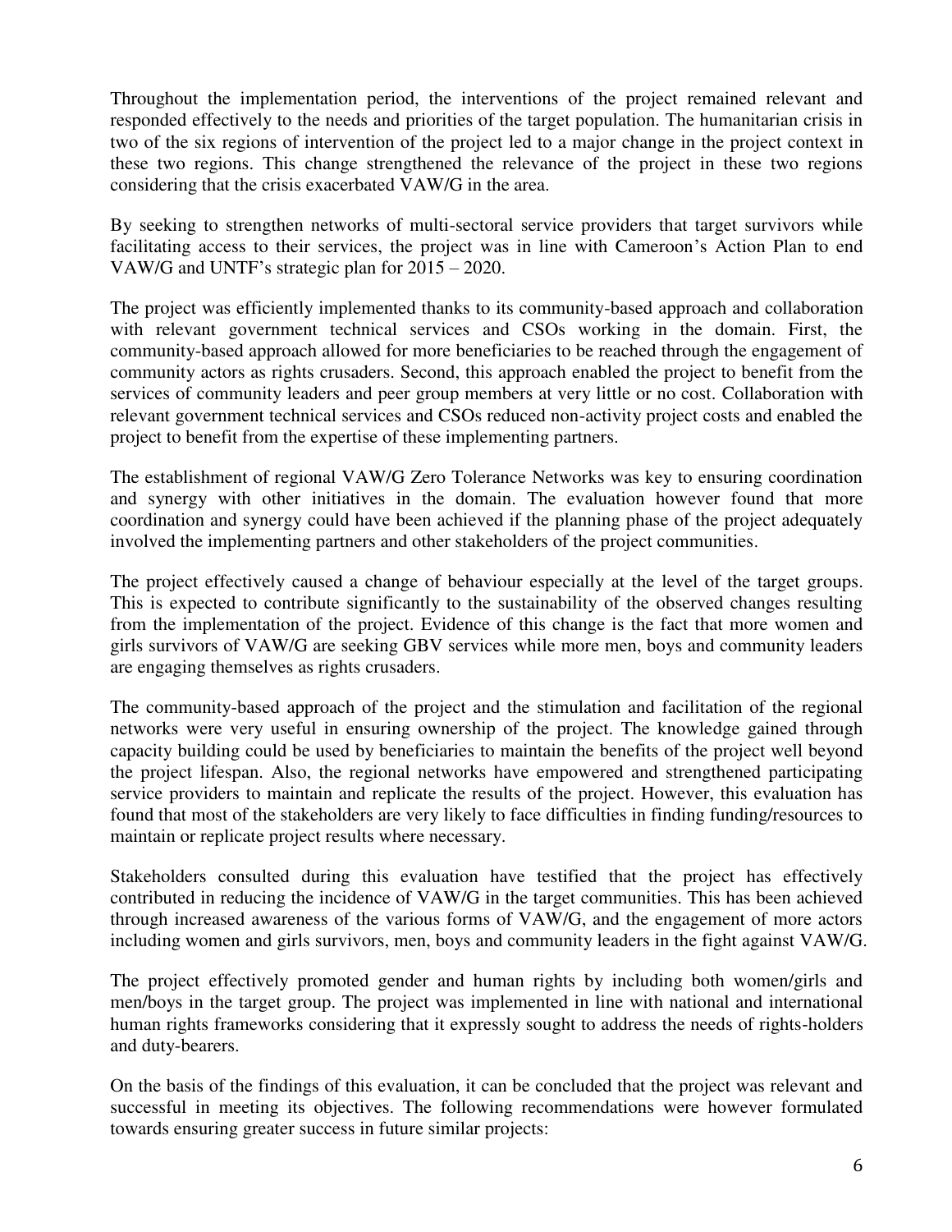Throughout the implementation period, the interventions of the project remained relevant and responded effectively to the needs and priorities of the target population. The humanitarian crisis in two of the six regions of intervention of the project led to a major change in the project context in these two regions. This change strengthened the relevance of the project in these two regions considering that the crisis exacerbated VAW/G in the area.

By seeking to strengthen networks of multi-sectoral service providers that target survivors while facilitating access to their services, the project was in line with Cameroon's Action Plan to end VAW/G and UNTF's strategic plan for 2015 – 2020.

The project was efficiently implemented thanks to its community-based approach and collaboration with relevant government technical services and CSOs working in the domain. First, the community-based approach allowed for more beneficiaries to be reached through the engagement of community actors as rights crusaders. Second, this approach enabled the project to benefit from the services of community leaders and peer group members at very little or no cost. Collaboration with relevant government technical services and CSOs reduced non-activity project costs and enabled the project to benefit from the expertise of these implementing partners.

The establishment of regional VAW/G Zero Tolerance Networks was key to ensuring coordination and synergy with other initiatives in the domain. The evaluation however found that more coordination and synergy could have been achieved if the planning phase of the project adequately involved the implementing partners and other stakeholders of the project communities.

The project effectively caused a change of behaviour especially at the level of the target groups. This is expected to contribute significantly to the sustainability of the observed changes resulting from the implementation of the project. Evidence of this change is the fact that more women and girls survivors of VAW/G are seeking GBV services while more men, boys and community leaders are engaging themselves as rights crusaders.

The community-based approach of the project and the stimulation and facilitation of the regional networks were very useful in ensuring ownership of the project. The knowledge gained through capacity building could be used by beneficiaries to maintain the benefits of the project well beyond the project lifespan. Also, the regional networks have empowered and strengthened participating service providers to maintain and replicate the results of the project. However, this evaluation has found that most of the stakeholders are very likely to face difficulties in finding funding/resources to maintain or replicate project results where necessary.

Stakeholders consulted during this evaluation have testified that the project has effectively contributed in reducing the incidence of VAW/G in the target communities. This has been achieved through increased awareness of the various forms of VAW/G, and the engagement of more actors including women and girls survivors, men, boys and community leaders in the fight against VAW/G.

The project effectively promoted gender and human rights by including both women/girls and men/boys in the target group. The project was implemented in line with national and international human rights frameworks considering that it expressly sought to address the needs of rights-holders and duty-bearers.

On the basis of the findings of this evaluation, it can be concluded that the project was relevant and successful in meeting its objectives. The following recommendations were however formulated towards ensuring greater success in future similar projects: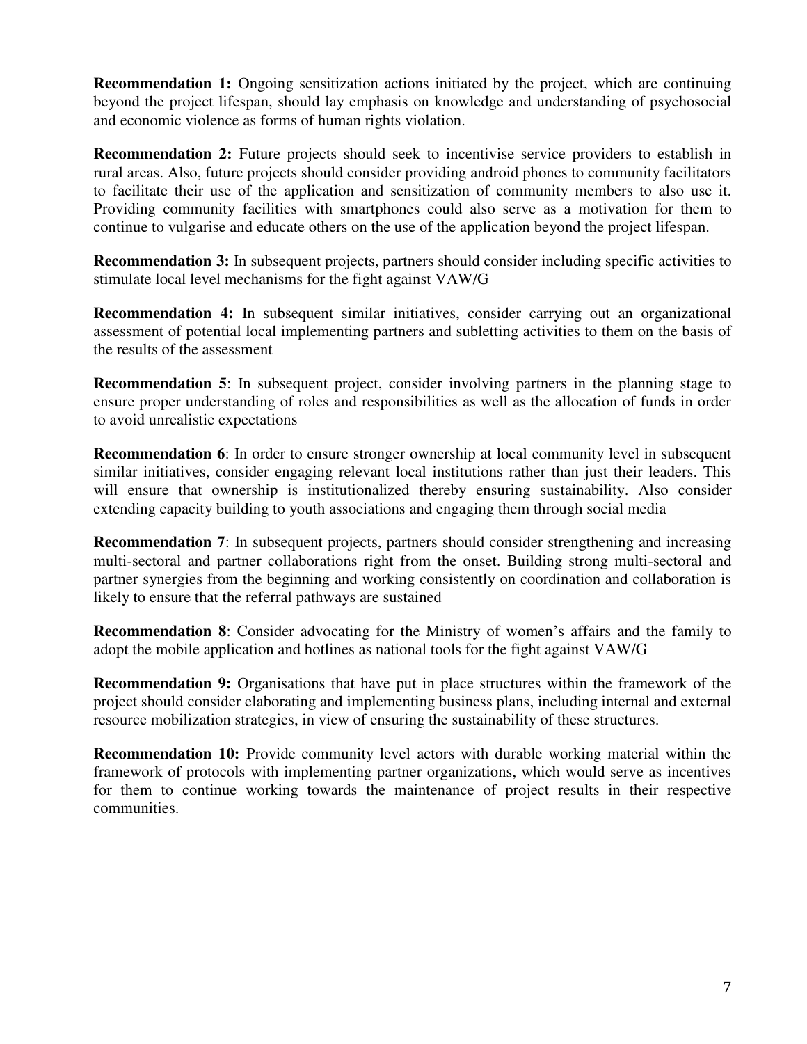**Recommendation 1:** Ongoing sensitization actions initiated by the project, which are continuing beyond the project lifespan, should lay emphasis on knowledge and understanding of psychosocial and economic violence as forms of human rights violation.

**Recommendation 2:** Future projects should seek to incentivise service providers to establish in rural areas. Also, future projects should consider providing android phones to community facilitators to facilitate their use of the application and sensitization of community members to also use it. Providing community facilities with smartphones could also serve as a motivation for them to continue to vulgarise and educate others on the use of the application beyond the project lifespan.

**Recommendation 3:** In subsequent projects, partners should consider including specific activities to stimulate local level mechanisms for the fight against VAW/G

**Recommendation 4:** In subsequent similar initiatives, consider carrying out an organizational assessment of potential local implementing partners and subletting activities to them on the basis of the results of the assessment

**Recommendation 5**: In subsequent project, consider involving partners in the planning stage to ensure proper understanding of roles and responsibilities as well as the allocation of funds in order to avoid unrealistic expectations

**Recommendation 6**: In order to ensure stronger ownership at local community level in subsequent similar initiatives, consider engaging relevant local institutions rather than just their leaders. This will ensure that ownership is institutionalized thereby ensuring sustainability. Also consider extending capacity building to youth associations and engaging them through social media

**Recommendation 7**: In subsequent projects, partners should consider strengthening and increasing multi-sectoral and partner collaborations right from the onset. Building strong multi-sectoral and partner synergies from the beginning and working consistently on coordination and collaboration is likely to ensure that the referral pathways are sustained

**Recommendation 8**: Consider advocating for the Ministry of women's affairs and the family to adopt the mobile application and hotlines as national tools for the fight against VAW/G

**Recommendation 9:** Organisations that have put in place structures within the framework of the project should consider elaborating and implementing business plans, including internal and external resource mobilization strategies, in view of ensuring the sustainability of these structures.

**Recommendation 10:** Provide community level actors with durable working material within the framework of protocols with implementing partner organizations, which would serve as incentives for them to continue working towards the maintenance of project results in their respective communities.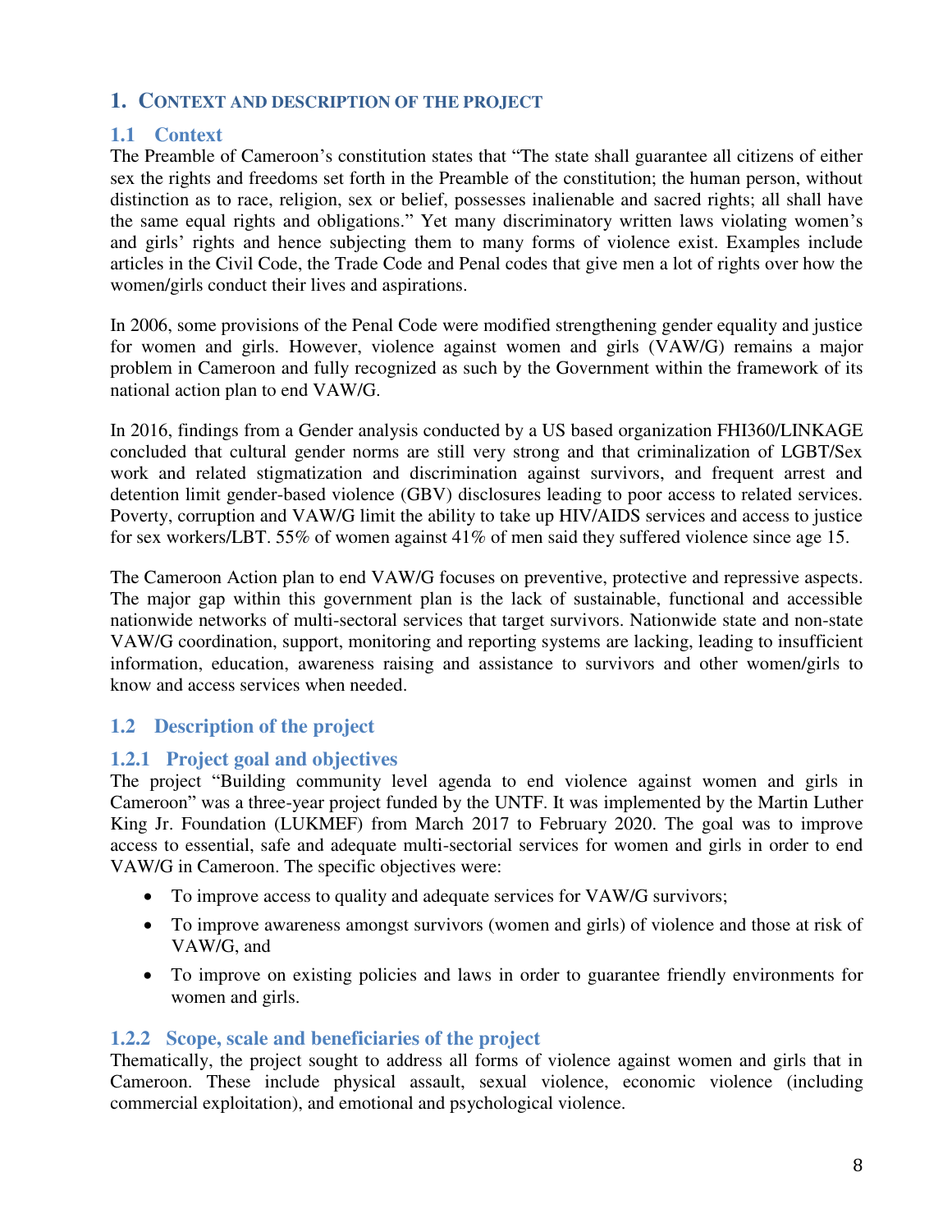# 1. CONTEXT AND DESCRIPTION OF THE PROJECT

## 1.1 Context

The Preamble of Cameroon's constitution states that "The state shall guarantee all citizens of either sex the rights and freedoms set forth in the Preamble of the constitution; the human person, without distinction as to race, religion, sex or belief, possesses inalienable and sacred rights; all shall have the same equal rights and obligations." Yet many discriminatory written laws violating women's and girls' rights and hence subjecting them to many forms of violence exist. Examples include articles in the Civil Code, the Trade Code and Penal codes that give men a lot of rights over how the women/girls conduct their lives and aspirations.

In 2006, some provisions of the Penal Code were modified strengthening gender equality and justice for women and girls. However, violence against women and girls (VAW/G) remains a major problem in Cameroon and fully recognized as such by the Government within the framework of its national action plan to end VAW/G.

In 2016, findings from a Gender analysis conducted by a US based organization FHI360/LINKAGE concluded that cultural gender norms are still very strong and that criminalization of LGBT/Sex work and related stigmatization and discrimination against survivors, and frequent arrest and detention limit gender-based violence (GBV) disclosures leading to poor access to related services. Poverty, corruption and VAW/G limit the ability to take up HIV/AIDS services and access to justice for sex workers/LBT. 55% of women against 41% of men said they suffered violence since age 15.

The Cameroon Action plan to end VAW/G focuses on preventive, protective and repressive aspects. The major gap within this government plan is the lack of sustainable, functional and accessible nationwide networks of multi-sectoral services that target survivors. Nationwide state and non-state VAW/G coordination, support, monitoring and reporting systems are lacking, leading to insufficient information, education, awareness raising and assistance to survivors and other women/girls to know and access services when needed.

## 1.2 Description of the project

### 1.2.1 Project goal and objectives

The project "Building community level agenda to end violence against women and girls in Cameroon" was a three-year project funded by the UNTF. It was implemented by the Martin Luther King Jr. Foundation (LUKMEF) from March 2017 to February 2020. The goal was to improve access to essential, safe and adequate multi-sectorial services for women and girls in order to end VAW/G in Cameroon. The specific objectives were:

- To improve access to quality and adequate services for VAW/G survivors;
- To improve awareness amongst survivors (women and girls) of violence and those at risk of VAW/G, and
- To improve on existing policies and laws in order to guarantee friendly environments for women and girls.

### 1.2.2 Scope, scale and beneficiaries of the project

Thematically, the project sought to address all forms of violence against women and girls that in Cameroon. These include physical assault, sexual violence, economic violence (including commercial exploitation), and emotional and psychological violence.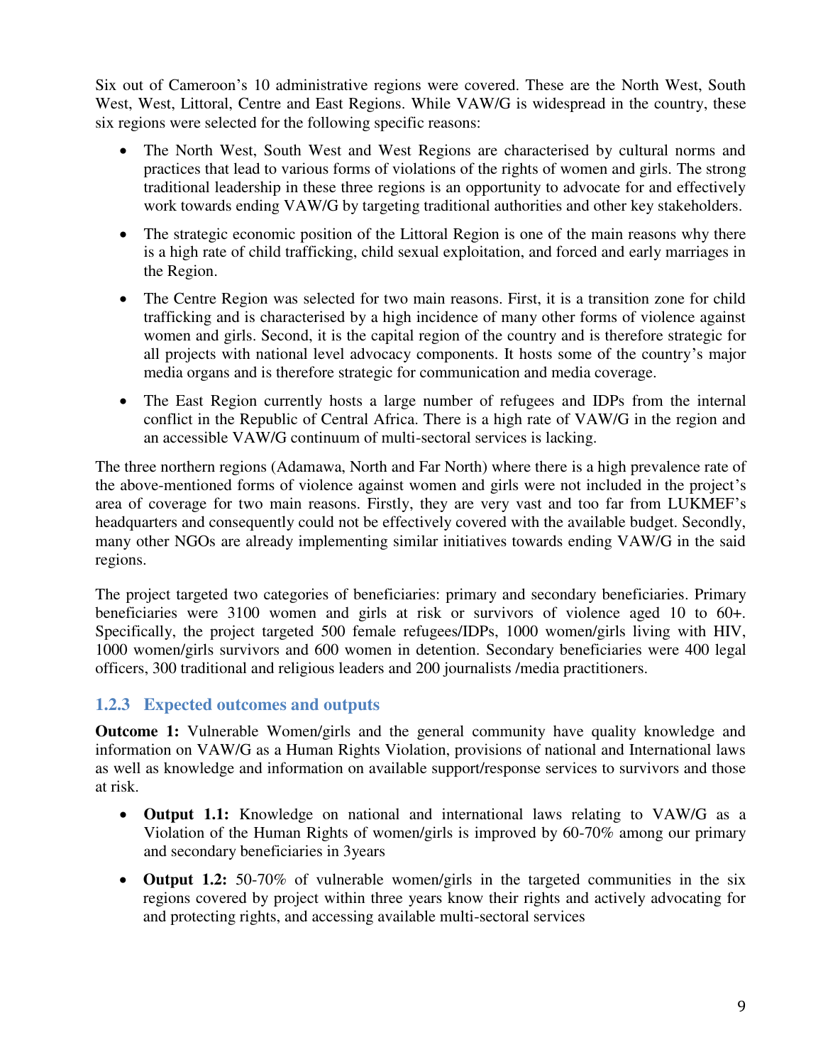Six out of Cameroon's 10 administrative regions were covered. These are the North West, South West, West, Littoral, Centre and East Regions. While VAW/G is widespread in the country, these six regions were selected for the following specific reasons:

- The North West, South West and West Regions are characterised by cultural norms and practices that lead to various forms of violations of the rights of women and girls. The strong traditional leadership in these three regions is an opportunity to advocate for and effectively work towards ending VAW/G by targeting traditional authorities and other key stakeholders.
- The strategic economic position of the Littoral Region is one of the main reasons why there is a high rate of child trafficking, child sexual exploitation, and forced and early marriages in the Region.
- The Centre Region was selected for two main reasons. First, it is a transition zone for child trafficking and is characterised by a high incidence of many other forms of violence against women and girls. Second, it is the capital region of the country and is therefore strategic for all projects with national level advocacy components. It hosts some of the country's major media organs and is therefore strategic for communication and media coverage.
- The East Region currently hosts a large number of refugees and IDPs from the internal conflict in the Republic of Central Africa. There is a high rate of VAW/G in the region and an accessible VAW/G continuum of multi-sectoral services is lacking.

The three northern regions (Adamawa, North and Far North) where there is a high prevalence rate of the above-mentioned forms of violence against women and girls were not included in the project's area of coverage for two main reasons. Firstly, they are very vast and too far from LUKMEF's headquarters and consequently could not be effectively covered with the available budget. Secondly, many other NGOs are already implementing similar initiatives towards ending VAW/G in the said regions.

The project targeted two categories of beneficiaries: primary and secondary beneficiaries. Primary beneficiaries were 3100 women and girls at risk or survivors of violence aged 10 to 60+. Specifically, the project targeted 500 female refugees/IDPs, 1000 women/girls living with HIV, 1000 women/girls survivors and 600 women in detention. Secondary beneficiaries were 400 legal officers, 300 traditional and religious leaders and 200 journalists /media practitioners.

### 1.2.3 Expected outcomes and outputs

**Outcome 1:** Vulnerable Women/girls and the general community have quality knowledge and information on VAW/G as a Human Rights Violation, provisions of national and International laws as well as knowledge and information on available support/response services to survivors and those at risk.

- **Output 1.1:** Knowledge on national and international laws relating to VAW/G as a Violation of the Human Rights of women/girls is improved by 60-70% among our primary and secondary beneficiaries in 3years
- **Output 1.2:** 50-70% of vulnerable women/girls in the targeted communities in the six regions covered by project within three years know their rights and actively advocating for and protecting rights, and accessing available multi-sectoral services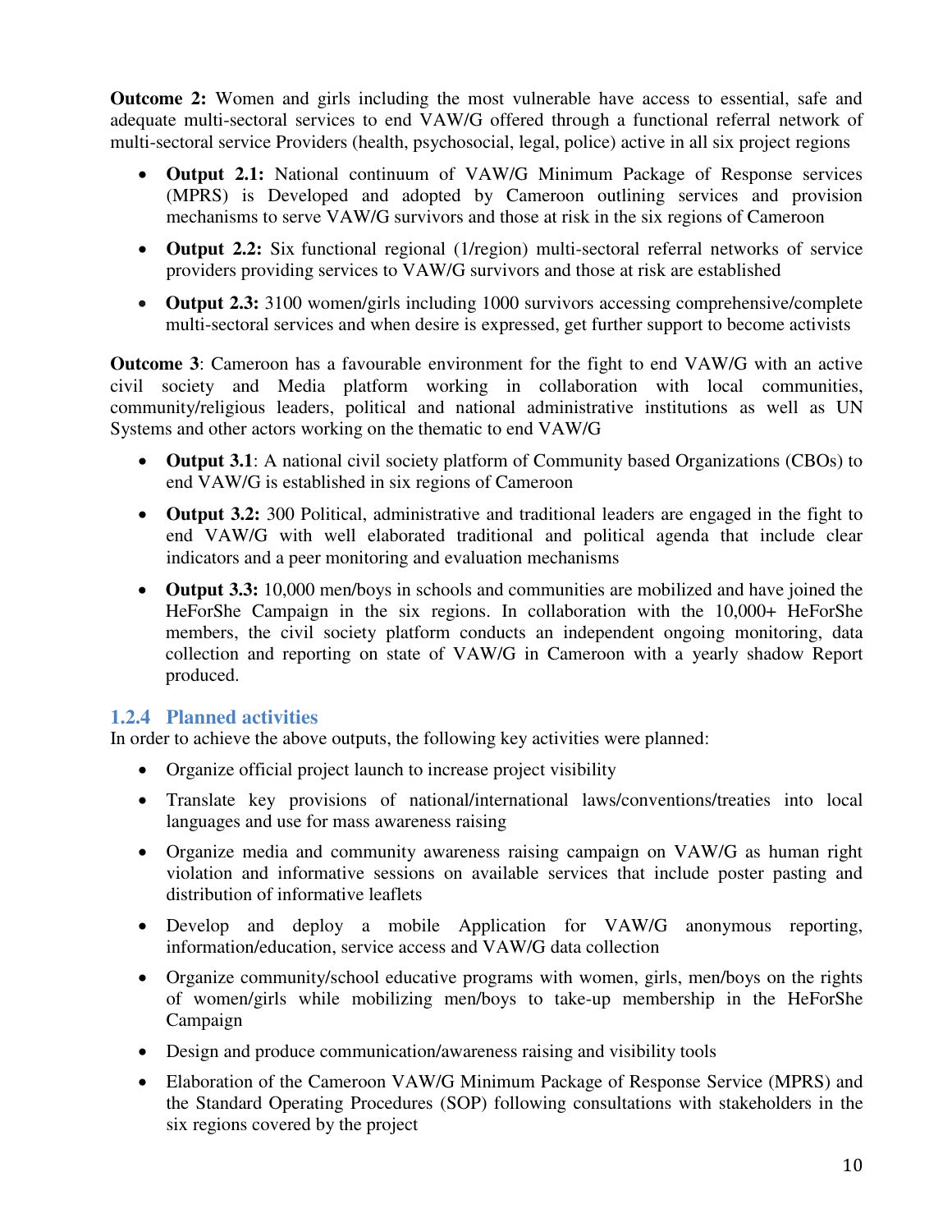**Outcome 2:** Women and girls including the most vulnerable have access to essential, safe and adequate multi-sectoral services to end VAW/G offered through a functional referral network of multi-sectoral service Providers (health, psychosocial, legal, police) active in all six project regions

- **Output 2.1:** National continuum of VAW/G Minimum Package of Response services (MPRS) is Developed and adopted by Cameroon outlining services and provision mechanisms to serve VAW/G survivors and those at risk in the six regions of Cameroon
- **Output 2.2:** Six functional regional (1/region) multi-sectoral referral networks of service providers providing services to VAW/G survivors and those at risk are established
- **Output 2.3:** 3100 women/girls including 1000 survivors accessing comprehensive/complete multi-sectoral services and when desire is expressed, get further support to become activists

**Outcome 3**: Cameroon has a favourable environment for the fight to end VAW/G with an active civil society and Media platform working in collaboration with local communities, community/religious leaders, political and national administrative institutions as well as UN Systems and other actors working on the thematic to end VAW/G

- **Output 3.1**: A national civil society platform of Community based Organizations (CBOs) to end VAW/G is established in six regions of Cameroon
- **Output 3.2:** 300 Political, administrative and traditional leaders are engaged in the fight to end VAW/G with well elaborated traditional and political agenda that include clear indicators and a peer monitoring and evaluation mechanisms
- **Output 3.3:** 10,000 men/boys in schools and communities are mobilized and have joined the HeForShe Campaign in the six regions. In collaboration with the 10,000+ HeForShe members, the civil society platform conducts an independent ongoing monitoring, data collection and reporting on state of VAW/G in Cameroon with a yearly shadow Report produced.

### 1.2.4 Planned activities

In order to achieve the above outputs, the following key activities were planned:

- Organize official project launch to increase project visibility
- Translate key provisions of national/international laws/conventions/treaties into local languages and use for mass awareness raising
- Organize media and community awareness raising campaign on VAW/G as human right violation and informative sessions on available services that include poster pasting and distribution of informative leaflets
- Develop and deploy a mobile Application for VAW/G anonymous reporting, information/education, service access and VAW/G data collection
- Organize community/school educative programs with women, girls, men/boys on the rights of women/girls while mobilizing men/boys to take-up membership in the HeForShe Campaign
- Design and produce communication/awareness raising and visibility tools
- Elaboration of the Cameroon VAW/G Minimum Package of Response Service (MPRS) and the Standard Operating Procedures (SOP) following consultations with stakeholders in the six regions covered by the project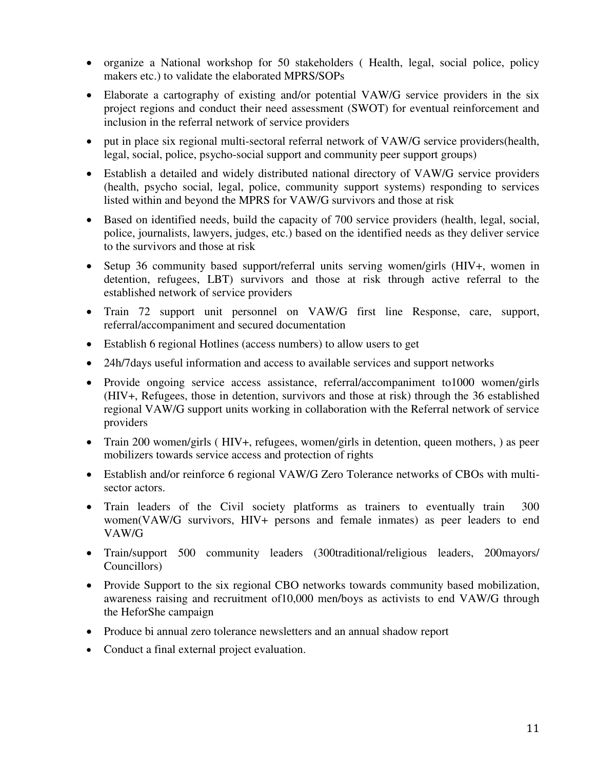- organize a National workshop for 50 stakeholders ( Health, legal, social police, policy makers etc.) to validate the elaborated MPRS/SOPs
- Elaborate a cartography of existing and/or potential VAW/G service providers in the six project regions and conduct their need assessment (SWOT) for eventual reinforcement and inclusion in the referral network of service providers
- put in place six regional multi-sectoral referral network of VAW/G service providers(health, legal, social, police, psycho-social support and community peer support groups)
- Establish a detailed and widely distributed national directory of VAW/G service providers (health, psycho social, legal, police, community support systems) responding to services listed within and beyond the MPRS for VAW/G survivors and those at risk
- Based on identified needs, build the capacity of 700 service providers (health, legal, social, police, journalists, lawyers, judges, etc.) based on the identified needs as they deliver service to the survivors and those at risk
- Setup 36 community based support/referral units serving women/girls (HIV+, women in detention, refugees, LBT) survivors and those at risk through active referral to the established network of service providers
- Train 72 support unit personnel on VAW/G first line Response, care, support, referral/accompaniment and secured documentation
- Establish 6 regional Hotlines (access numbers) to allow users to get
- 24h/7days useful information and access to available services and support networks
- Provide ongoing service access assistance, referral/accompaniment to1000 women/girls (HIV+, Refugees, those in detention, survivors and those at risk) through the 36 established regional VAW/G support units working in collaboration with the Referral network of service providers
- Train 200 women/girls ( HIV+, refugees, women/girls in detention, queen mothers, ) as peer mobilizers towards service access and protection of rights
- Establish and/or reinforce 6 regional VAW/G Zero Tolerance networks of CBOs with multi-sector actors.
- Train leaders of the Civil society platforms as trainers to eventually train 300 women(VAW/G survivors, HIV+ persons and female inmates) as peer leaders to end VAW/G
- Train/support 500 community leaders (300traditional/religious leaders, 200mayors/ Councillors)
- Provide Support to the six regional CBO networks towards community based mobilization, awareness raising and recruitment of10,000 men/boys as activists to end VAW/G through the HeforShe campaign
- Produce bi annual zero tolerance newsletters and an annual shadow report
- Conduct a final external project evaluation.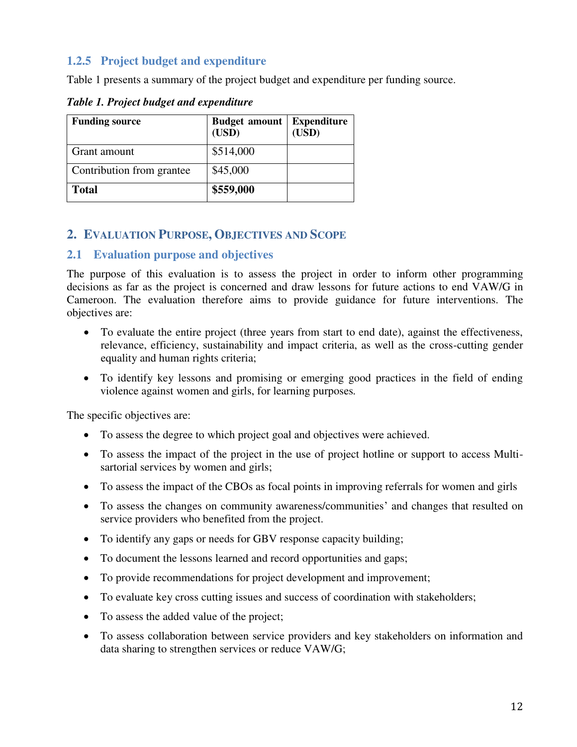### 1.2.5 Project budget and expenditure

Table 1 presents a summary of the project budget and expenditure per funding source.

***Table 1. Project budget and expenditure***

| **Funding source** | **Budget amount (USD)** | **Expenditure (USD)** |
|---|---|---|
| Grant amount | $514,000 | |
| Contribution from grantee | $45,000 | |
| **Total** | **$559,000** | |

## 2. Evaluation Purpose, Objectives and Scope

### 2.1 Evaluation purpose and objectives

The purpose of this evaluation is to assess the project in order to inform other programming decisions as far as the project is concerned and draw lessons for future actions to end VAW/G in Cameroon. The evaluation therefore aims to provide guidance for future interventions. The objectives are:

- To evaluate the entire project (three years from start to end date), against the effectiveness, relevance, efficiency, sustainability and impact criteria, as well as the cross-cutting gender equality and human rights criteria;
- To identify key lessons and promising or emerging good practices in the field of ending violence against women and girls, for learning purposes.

The specific objectives are:

- To assess the degree to which project goal and objectives were achieved.
- To assess the impact of the project in the use of project hotline or support to access Multi-sartorial services by women and girls;
- To assess the impact of the CBOs as focal points in improving referrals for women and girls
- To assess the changes on community awareness/communities' and changes that resulted on service providers who benefited from the project.
- To identify any gaps or needs for GBV response capacity building;
- To document the lessons learned and record opportunities and gaps;
- To provide recommendations for project development and improvement;
- To evaluate key cross cutting issues and success of coordination with stakeholders;
- To assess the added value of the project;
- To assess collaboration between service providers and key stakeholders on information and data sharing to strengthen services or reduce VAW/G;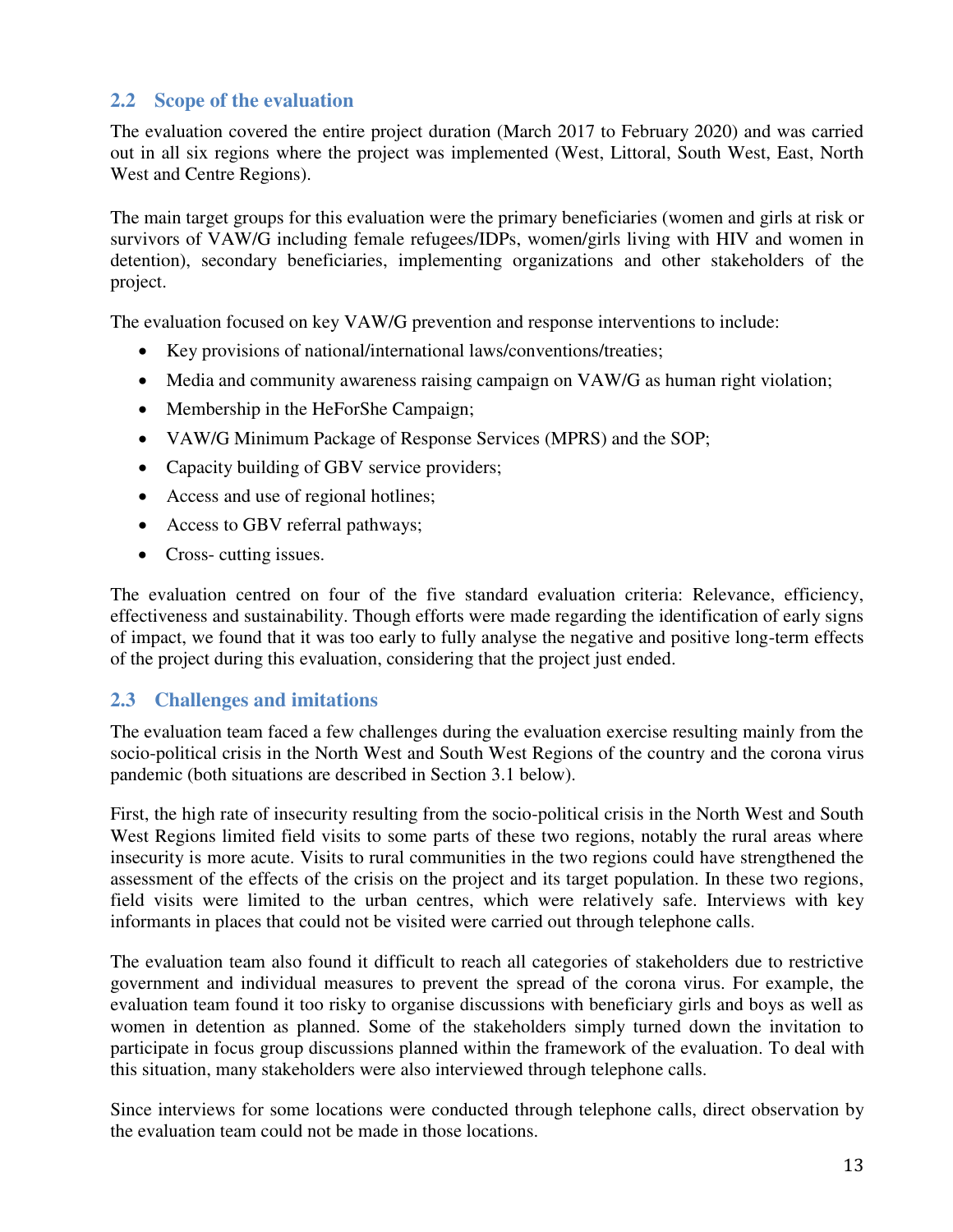## 2.2 Scope of the evaluation

The evaluation covered the entire project duration (March 2017 to February 2020) and was carried out in all six regions where the project was implemented (West, Littoral, South West, East, North West and Centre Regions).

The main target groups for this evaluation were the primary beneficiaries (women and girls at risk or survivors of VAW/G including female refugees/IDPs, women/girls living with HIV and women in detention), secondary beneficiaries, implementing organizations and other stakeholders of the project.

The evaluation focused on key VAW/G prevention and response interventions to include:

- Key provisions of national/international laws/conventions/treaties;
- Media and community awareness raising campaign on VAW/G as human right violation;
- Membership in the HeForShe Campaign;
- VAW/G Minimum Package of Response Services (MPRS) and the SOP;
- Capacity building of GBV service providers;
- Access and use of regional hotlines;
- Access to GBV referral pathways;
- Cross- cutting issues.

The evaluation centred on four of the five standard evaluation criteria: Relevance, efficiency, effectiveness and sustainability. Though efforts were made regarding the identification of early signs of impact, we found that it was too early to fully analyse the negative and positive long-term effects of the project during this evaluation, considering that the project just ended.

## 2.3 Challenges and imitations

The evaluation team faced a few challenges during the evaluation exercise resulting mainly from the socio-political crisis in the North West and South West Regions of the country and the corona virus pandemic (both situations are described in Section 3.1 below).

First, the high rate of insecurity resulting from the socio-political crisis in the North West and South West Regions limited field visits to some parts of these two regions, notably the rural areas where insecurity is more acute. Visits to rural communities in the two regions could have strengthened the assessment of the effects of the crisis on the project and its target population. In these two regions, field visits were limited to the urban centres, which were relatively safe. Interviews with key informants in places that could not be visited were carried out through telephone calls.

The evaluation team also found it difficult to reach all categories of stakeholders due to restrictive government and individual measures to prevent the spread of the corona virus. For example, the evaluation team found it too risky to organise discussions with beneficiary girls and boys as well as women in detention as planned. Some of the stakeholders simply turned down the invitation to participate in focus group discussions planned within the framework of the evaluation. To deal with this situation, many stakeholders were also interviewed through telephone calls.

Since interviews for some locations were conducted through telephone calls, direct observation by the evaluation team could not be made in those locations.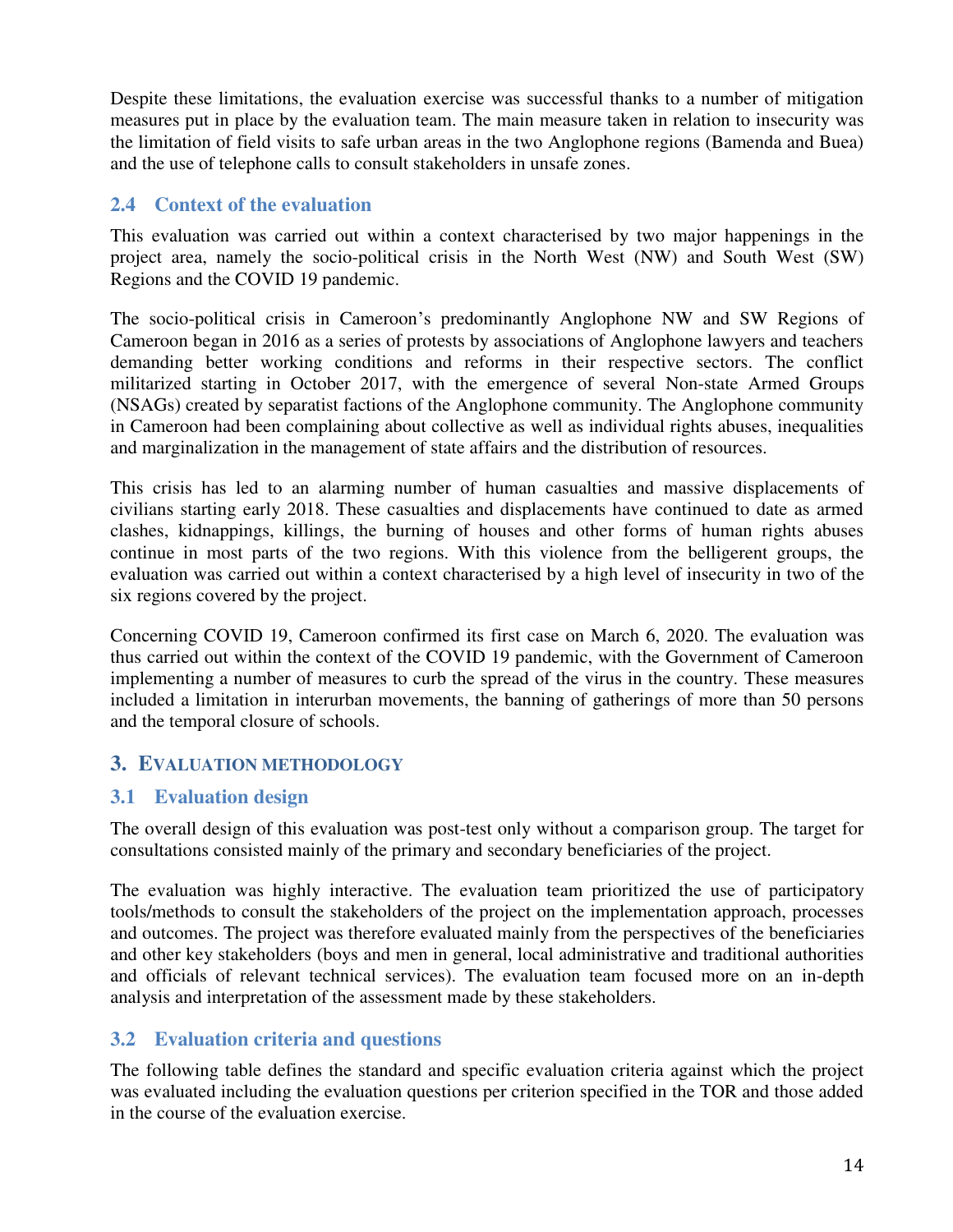Despite these limitations, the evaluation exercise was successful thanks to a number of mitigation measures put in place by the evaluation team. The main measure taken in relation to insecurity was the limitation of field visits to safe urban areas in the two Anglophone regions (Bamenda and Buea) and the use of telephone calls to consult stakeholders in unsafe zones.

### 2.4 Context of the evaluation

This evaluation was carried out within a context characterised by two major happenings in the project area, namely the socio-political crisis in the North West (NW) and South West (SW) Regions and the COVID 19 pandemic.

The socio-political crisis in Cameroon's predominantly Anglophone NW and SW Regions of Cameroon began in 2016 as a series of protests by associations of Anglophone lawyers and teachers demanding better working conditions and reforms in their respective sectors. The conflict militarized starting in October 2017, with the emergence of several Non-state Armed Groups (NSAGs) created by separatist factions of the Anglophone community. The Anglophone community in Cameroon had been complaining about collective as well as individual rights abuses, inequalities and marginalization in the management of state affairs and the distribution of resources.

This crisis has led to an alarming number of human casualties and massive displacements of civilians starting early 2018. These casualties and displacements have continued to date as armed clashes, kidnappings, killings, the burning of houses and other forms of human rights abuses continue in most parts of the two regions. With this violence from the belligerent groups, the evaluation was carried out within a context characterised by a high level of insecurity in two of the six regions covered by the project.

Concerning COVID 19, Cameroon confirmed its first case on March 6, 2020. The evaluation was thus carried out within the context of the COVID 19 pandemic, with the Government of Cameroon implementing a number of measures to curb the spread of the virus in the country. These measures included a limitation in interurban movements, the banning of gatherings of more than 50 persons and the temporal closure of schools.

## 3. Evaluation methodology

### 3.1 Evaluation design

The overall design of this evaluation was post-test only without a comparison group. The target for consultations consisted mainly of the primary and secondary beneficiaries of the project.

The evaluation was highly interactive. The evaluation team prioritized the use of participatory tools/methods to consult the stakeholders of the project on the implementation approach, processes and outcomes. The project was therefore evaluated mainly from the perspectives of the beneficiaries and other key stakeholders (boys and men in general, local administrative and traditional authorities and officials of relevant technical services). The evaluation team focused more on an in-depth analysis and interpretation of the assessment made by these stakeholders.

### 3.2 Evaluation criteria and questions

The following table defines the standard and specific evaluation criteria against which the project was evaluated including the evaluation questions per criterion specified in the TOR and those added in the course of the evaluation exercise.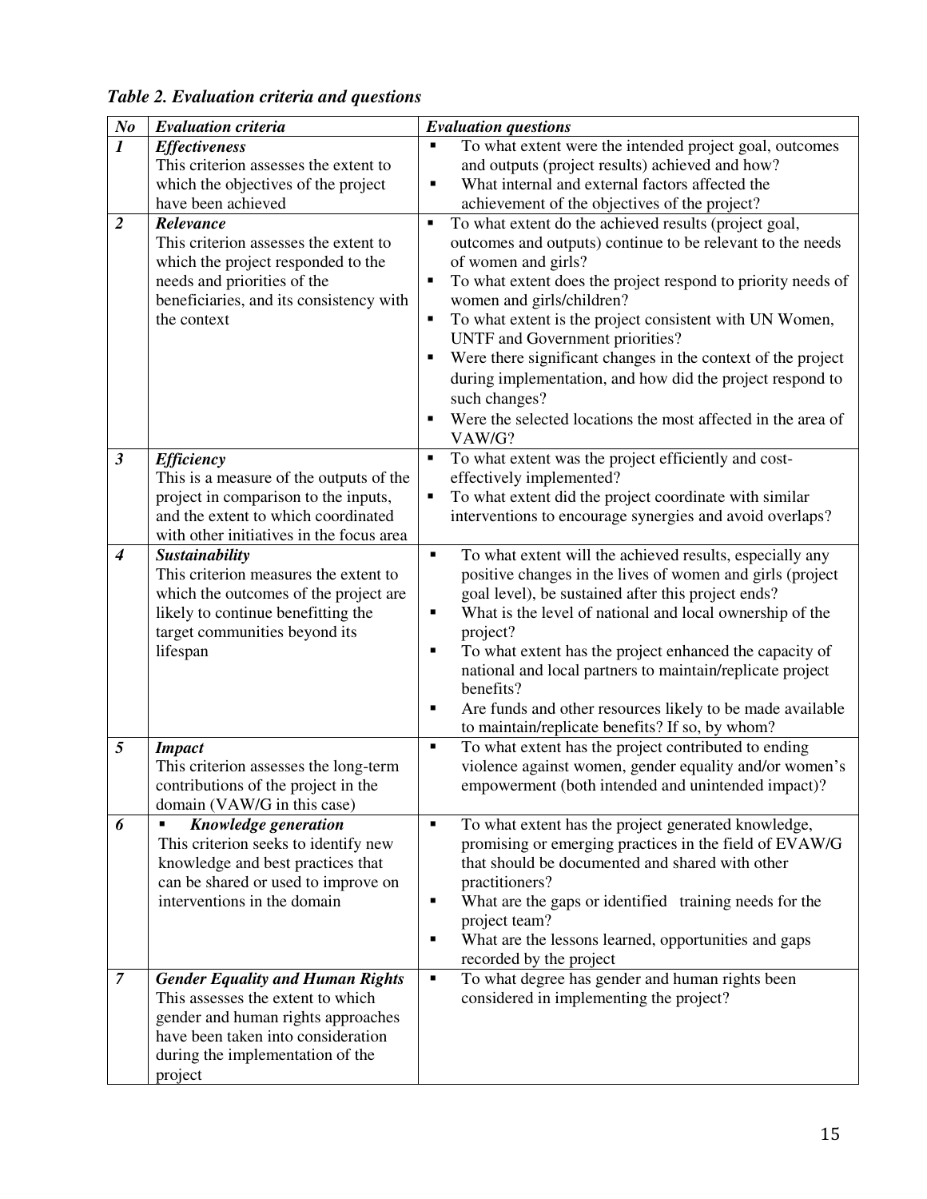*Table 2. Evaluation criteria and questions*

| *No* | *Evaluation criteria* | *Evaluation questions* |
|---|---|---|
| *1* | ***Effectiveness*** This criterion assesses the extent to which the objectives of the project have been achieved | ▪ To what extent were the intended project goal, outcomes and outputs (project results) achieved and how? ▪ What internal and external factors affected the achievement of the objectives of the project? |
| *2* | ***Relevance*** This criterion assesses the extent to which the project responded to the needs and priorities of the beneficiaries, and its consistency with the context | ▪ To what extent do the achieved results (project goal, outcomes and outputs) continue to be relevant to the needs of women and girls? ▪ To what extent does the project respond to priority needs of women and girls/children? ▪ To what extent is the project consistent with UN Women, UNTF and Government priorities? ▪ Were there significant changes in the context of the project during implementation, and how did the project respond to such changes? ▪ Were the selected locations the most affected in the area of VAW/G? |
| *3* | ***Efficiency*** This is a measure of the outputs of the project in comparison to the inputs, and the extent to which coordinated with other initiatives in the focus area | ▪ To what extent was the project efficiently and cost-effectively implemented? ▪ To what extent did the project coordinate with similar interventions to encourage synergies and avoid overlaps? |
| *4* | ***Sustainability*** This criterion measures the extent to which the outcomes of the project are likely to continue benefitting the target communities beyond its lifespan | ▪ To what extent will the achieved results, especially any positive changes in the lives of women and girls (project goal level), be sustained after this project ends? ▪ What is the level of national and local ownership of the project? ▪ To what extent has the project enhanced the capacity of national and local partners to maintain/replicate project benefits? ▪ Are funds and other resources likely to be made available to maintain/replicate benefits? If so, by whom? |
| *5* | ***Impact*** This criterion assesses the long-term contributions of the project in the domain (VAW/G in this case) | ▪ To what extent has the project contributed to ending violence against women, gender equality and/or women's empowerment (both intended and unintended impact)? |
| *6* | ▪ ***Knowledge generation*** This criterion seeks to identify new knowledge and best practices that can be shared or used to improve on interventions in the domain | ▪ To what extent has the project generated knowledge, promising or emerging practices in the field of EVAW/G that should be documented and shared with other practitioners? ▪ What are the gaps or identified training needs for the project team? ▪ What are the lessons learned, opportunities and gaps recorded by the project |
| *7* | ***Gender Equality and Human Rights*** This assesses the extent to which gender and human rights approaches have been taken into consideration during the implementation of the project | ▪ To what degree has gender and human rights been considered in implementing the project? |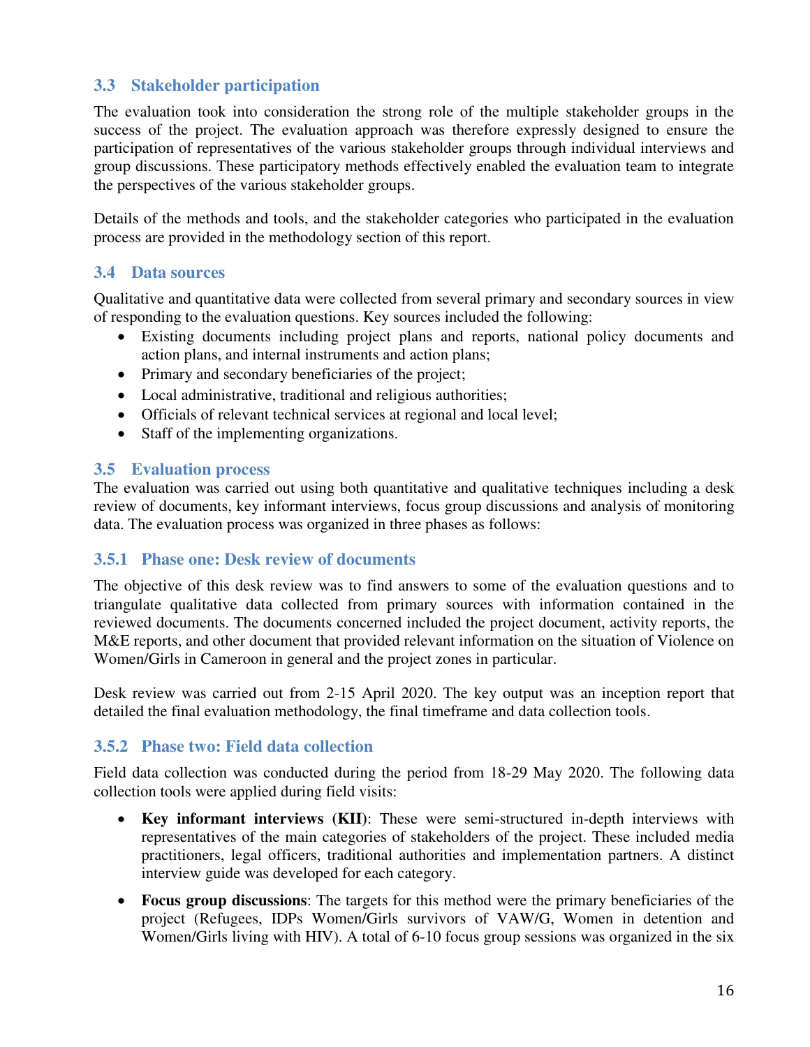## 3.3 Stakeholder participation

The evaluation took into consideration the strong role of the multiple stakeholder groups in the success of the project. The evaluation approach was therefore expressly designed to ensure the participation of representatives of the various stakeholder groups through individual interviews and group discussions. These participatory methods effectively enabled the evaluation team to integrate the perspectives of the various stakeholder groups.

Details of the methods and tools, and the stakeholder categories who participated in the evaluation process are provided in the methodology section of this report.

## 3.4 Data sources

Qualitative and quantitative data were collected from several primary and secondary sources in view of responding to the evaluation questions. Key sources included the following:

- Existing documents including project plans and reports, national policy documents and action plans, and internal instruments and action plans;
- Primary and secondary beneficiaries of the project;
- Local administrative, traditional and religious authorities;
- Officials of relevant technical services at regional and local level;
- Staff of the implementing organizations.

## 3.5 Evaluation process

The evaluation was carried out using both quantitative and qualitative techniques including a desk review of documents, key informant interviews, focus group discussions and analysis of monitoring data. The evaluation process was organized in three phases as follows:

### 3.5.1 Phase one: Desk review of documents

The objective of this desk review was to find answers to some of the evaluation questions and to triangulate qualitative data collected from primary sources with information contained in the reviewed documents. The documents concerned included the project document, activity reports, the M&E reports, and other document that provided relevant information on the situation of Violence on Women/Girls in Cameroon in general and the project zones in particular.

Desk review was carried out from 2-15 April 2020. The key output was an inception report that detailed the final evaluation methodology, the final timeframe and data collection tools.

### 3.5.2 Phase two: Field data collection

Field data collection was conducted during the period from 18-29 May 2020. The following data collection tools were applied during field visits:

- **Key informant interviews (KII)**: These were semi-structured in-depth interviews with representatives of the main categories of stakeholders of the project. These included media practitioners, legal officers, traditional authorities and implementation partners. A distinct interview guide was developed for each category.
- **Focus group discussions**: The targets for this method were the primary beneficiaries of the project (Refugees, IDPs Women/Girls survivors of VAW/G, Women in detention and Women/Girls living with HIV). A total of 6-10 focus group sessions was organized in the six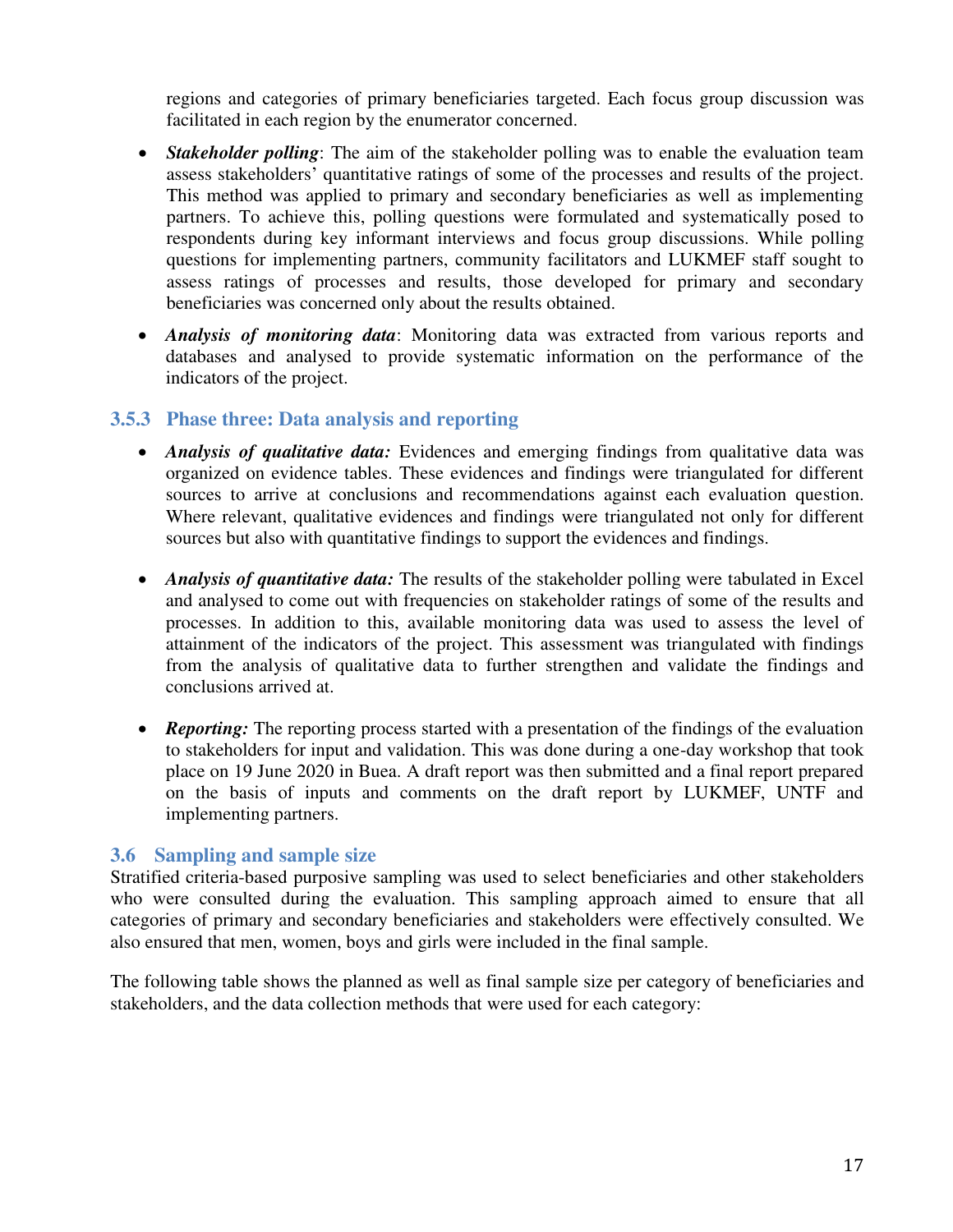regions and categories of primary beneficiaries targeted. Each focus group discussion was facilitated in each region by the enumerator concerned.

- ***Stakeholder polling***: The aim of the stakeholder polling was to enable the evaluation team assess stakeholders' quantitative ratings of some of the processes and results of the project. This method was applied to primary and secondary beneficiaries as well as implementing partners. To achieve this, polling questions were formulated and systematically posed to respondents during key informant interviews and focus group discussions. While polling questions for implementing partners, community facilitators and LUKMEF staff sought to assess ratings of processes and results, those developed for primary and secondary beneficiaries was concerned only about the results obtained.

- ***Analysis of monitoring data***: Monitoring data was extracted from various reports and databases and analysed to provide systematic information on the performance of the indicators of the project.

### 3.5.3 Phase three: Data analysis and reporting

- ***Analysis of qualitative data:*** Evidences and emerging findings from qualitative data was organized on evidence tables. These evidences and findings were triangulated for different sources to arrive at conclusions and recommendations against each evaluation question. Where relevant, qualitative evidences and findings were triangulated not only for different sources but also with quantitative findings to support the evidences and findings.

- ***Analysis of quantitative data:*** The results of the stakeholder polling were tabulated in Excel and analysed to come out with frequencies on stakeholder ratings of some of the results and processes. In addition to this, available monitoring data was used to assess the level of attainment of the indicators of the project. This assessment was triangulated with findings from the analysis of qualitative data to further strengthen and validate the findings and conclusions arrived at.

- ***Reporting:*** The reporting process started with a presentation of the findings of the evaluation to stakeholders for input and validation. This was done during a one-day workshop that took place on 19 June 2020 in Buea. A draft report was then submitted and a final report prepared on the basis of inputs and comments on the draft report by LUKMEF, UNTF and implementing partners.

## 3.6 Sampling and sample size

Stratified criteria-based purposive sampling was used to select beneficiaries and other stakeholders who were consulted during the evaluation. This sampling approach aimed to ensure that all categories of primary and secondary beneficiaries and stakeholders were effectively consulted. We also ensured that men, women, boys and girls were included in the final sample.

The following table shows the planned as well as final sample size per category of beneficiaries and stakeholders, and the data collection methods that were used for each category: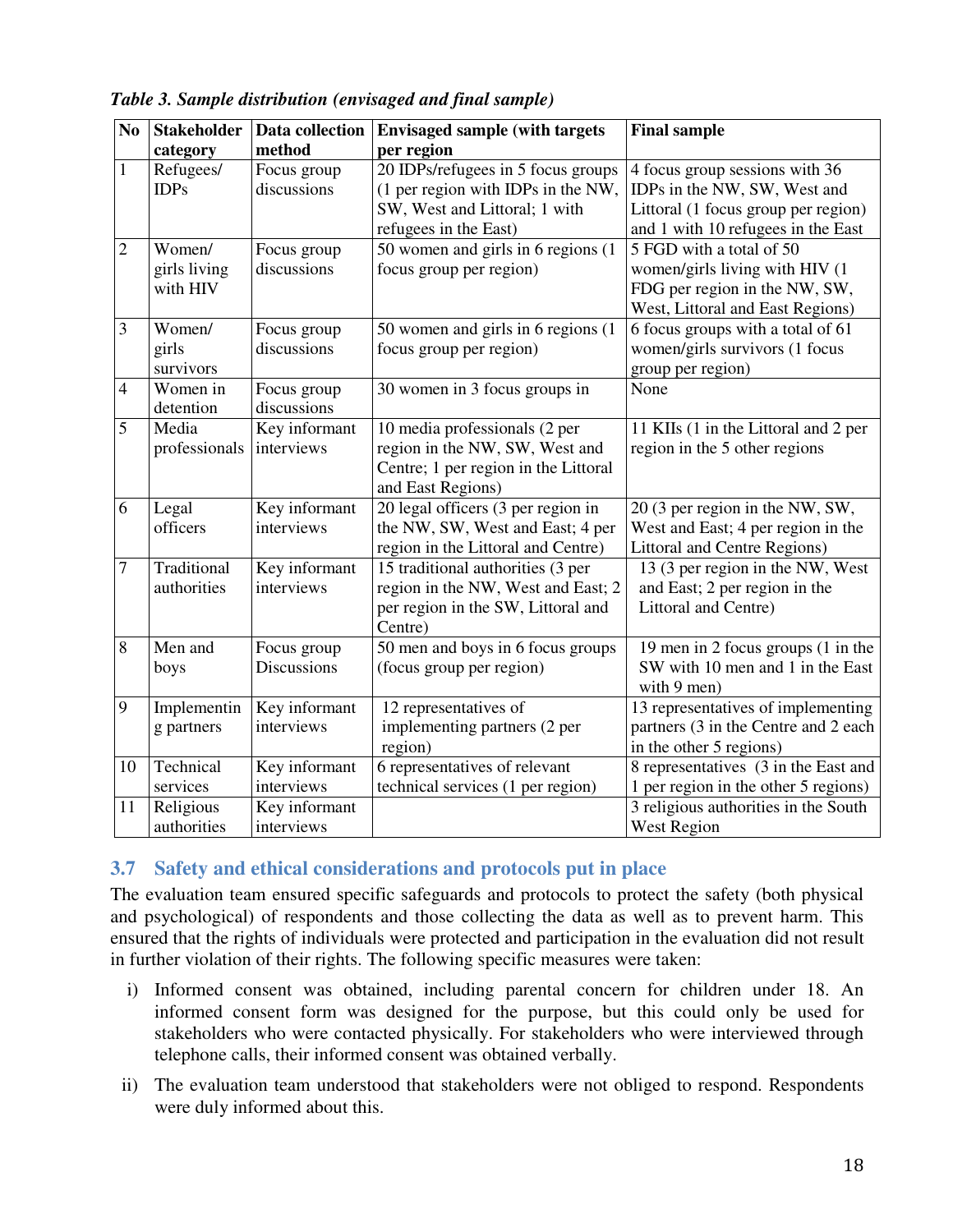*Table 3. Sample distribution (envisaged and final sample)*

| No | Stakeholder category | Data collection method | Envisaged sample (with targets per region | Final sample |
|---|---|---|---|---|
| 1 | Refugees/ IDPs | Focus group discussions | 20 IDPs/refugees in 5 focus groups (1 per region with IDPs in the NW, SW, West and Littoral; 1 with refugees in the East) | 4 focus group sessions with 36 IDPs in the NW, SW, West and Littoral (1 focus group per region) and 1 with 10 refugees in the East |
| 2 | Women/ girls living with HIV | Focus group discussions | 50 women and girls in 6 regions (1 focus group per region) | 5 FGD with a total of 50 women/girls living with HIV (1 FDG per region in the NW, SW, West, Littoral and East Regions) |
| 3 | Women/ girls survivors | Focus group discussions | 50 women and girls in 6 regions (1 focus group per region) | 6 focus groups with a total of 61 women/girls survivors (1 focus group per region) |
| 4 | Women in detention | Focus group discussions | 30 women in 3 focus groups in | None |
| 5 | Media professionals | Key informant interviews | 10 media professionals (2 per region in the NW, SW, West and Centre; 1 per region in the Littoral and East Regions) | 11 KIIs (1 in the Littoral and 2 per region in the 5 other regions |
| 6 | Legal officers | Key informant interviews | 20 legal officers (3 per region in the NW, SW, West and East; 4 per region in the Littoral and Centre) | 20 (3 per region in the NW, SW, West and East; 4 per region in the Littoral and Centre Regions) |
| 7 | Traditional authorities | Key informant interviews | 15 traditional authorities (3 per region in the NW, West and East; 2 per region in the SW, Littoral and Centre) | 13 (3 per region in the NW, West and East; 2 per region in the Littoral and Centre) |
| 8 | Men and boys | Focus group Discussions | 50 men and boys in 6 focus groups (focus group per region) | 19 men in 2 focus groups (1 in the SW with 10 men and 1 in the East with 9 men) |
| 9 | Implementing partners | Key informant interviews | 12 representatives of implementing partners (2 per region) | 13 representatives of implementing partners (3 in the Centre and 2 each in the other 5 regions) |
| 10 | Technical services | Key informant interviews | 6 representatives of relevant technical services (1 per region) | 8 representatives (3 in the East and 1 per region in the other 5 regions) |
| 11 | Religious authorities | Key informant interviews | | 3 religious authorities in the South West Region |

## 3.7 Safety and ethical considerations and protocols put in place

The evaluation team ensured specific safeguards and protocols to protect the safety (both physical and psychological) of respondents and those collecting the data as well as to prevent harm. This ensured that the rights of individuals were protected and participation in the evaluation did not result in further violation of their rights. The following specific measures were taken:

i) Informed consent was obtained, including parental concern for children under 18. An informed consent form was designed for the purpose, but this could only be used for stakeholders who were contacted physically. For stakeholders who were interviewed through telephone calls, their informed consent was obtained verbally.

ii) The evaluation team understood that stakeholders were not obliged to respond. Respondents were duly informed about this.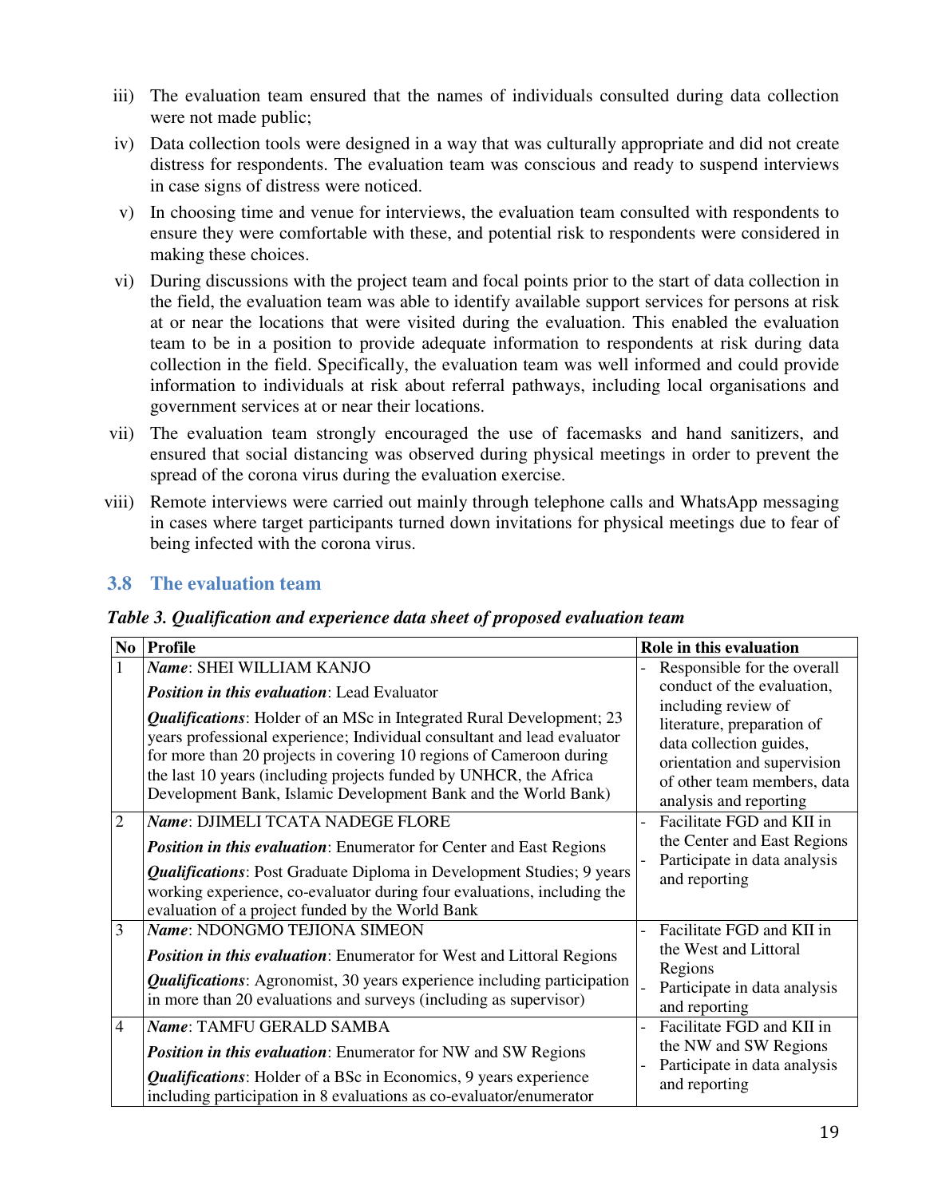iii) The evaluation team ensured that the names of individuals consulted during data collection were not made public;

iv) Data collection tools were designed in a way that was culturally appropriate and did not create distress for respondents. The evaluation team was conscious and ready to suspend interviews in case signs of distress were noticed.

v) In choosing time and venue for interviews, the evaluation team consulted with respondents to ensure they were comfortable with these, and potential risk to respondents were considered in making these choices.

vi) During discussions with the project team and focal points prior to the start of data collection in the field, the evaluation team was able to identify available support services for persons at risk at or near the locations that were visited during the evaluation. This enabled the evaluation team to be in a position to provide adequate information to respondents at risk during data collection in the field. Specifically, the evaluation team was well informed and could provide information to individuals at risk about referral pathways, including local organisations and government services at or near their locations.

vii) The evaluation team strongly encouraged the use of facemasks and hand sanitizers, and ensured that social distancing was observed during physical meetings in order to prevent the spread of the corona virus during the evaluation exercise.

viii) Remote interviews were carried out mainly through telephone calls and WhatsApp messaging in cases where target participants turned down invitations for physical meetings due to fear of being infected with the corona virus.

## 3.8 The evaluation team

***Table 3. Qualification and experience data sheet of proposed evaluation team***

| No | Profile | Role in this evaluation |
|---|---|---|
| 1 | ***Name***: SHEI WILLIAM KANJO<br>***Position in this evaluation***: Lead Evaluator<br>***Qualifications***: Holder of an MSc in Integrated Rural Development; 23 years professional experience; Individual consultant and lead evaluator for more than 20 projects in covering 10 regions of Cameroon during the last 10 years (including projects funded by UNHCR, the Africa Development Bank, Islamic Development Bank and the World Bank) | - Responsible for the overall conduct of the evaluation, including review of literature, preparation of data collection guides, orientation and supervision of other team members, data analysis and reporting |
| 2 | ***Name***: DJIMELI TCATA NADEGE FLORE<br>***Position in this evaluation***: Enumerator for Center and East Regions<br>***Qualifications***: Post Graduate Diploma in Development Studies; 9 years working experience, co-evaluator during four evaluations, including the evaluation of a project funded by the World Bank | - Facilitate FGD and KII in the Center and East Regions<br>- Participate in data analysis and reporting |
| 3 | ***Name***: NDONGMO TEJIONA SIMEON<br>***Position in this evaluation***: Enumerator for West and Littoral Regions<br>***Qualifications***: Agronomist, 30 years experience including participation in more than 20 evaluations and surveys (including as supervisor) | - Facilitate FGD and KII in the West and Littoral Regions<br>- Participate in data analysis and reporting |
| 4 | ***Name***: TAMFU GERALD SAMBA<br>***Position in this evaluation***: Enumerator for NW and SW Regions<br>***Qualifications***: Holder of a BSc in Economics, 9 years experience including participation in 8 evaluations as co-evaluator/enumerator | - Facilitate FGD and KII in the NW and SW Regions<br>- Participate in data analysis and reporting |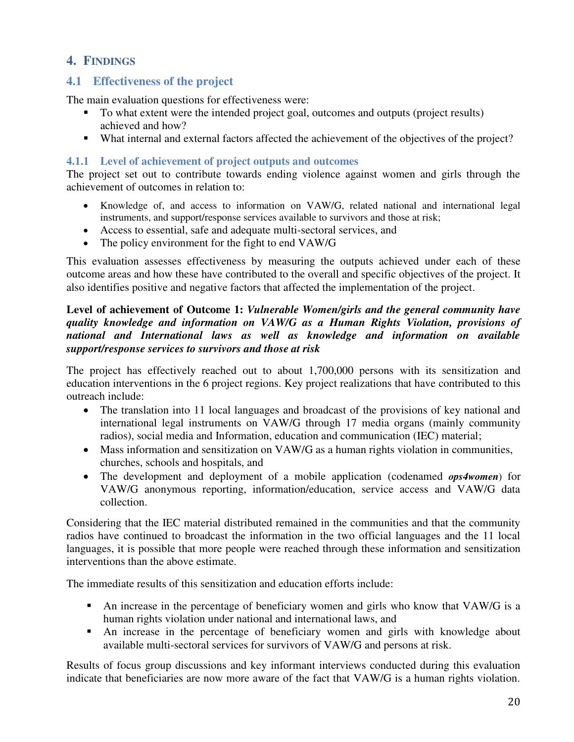# 4. Findings

## 4.1 Effectiveness of the project

The main evaluation questions for effectiveness were:

- To what extent were the intended project goal, outcomes and outputs (project results) achieved and how?
- What internal and external factors affected the achievement of the objectives of the project?

### 4.1.1 Level of achievement of project outputs and outcomes

The project set out to contribute towards ending violence against women and girls through the achievement of outcomes in relation to:

- Knowledge of, and access to information on VAW/G, related national and international legal instruments, and support/response services available to survivors and those at risk;
- Access to essential, safe and adequate multi-sectoral services, and
- The policy environment for the fight to end VAW/G

This evaluation assesses effectiveness by measuring the outputs achieved under each of these outcome areas and how these have contributed to the overall and specific objectives of the project. It also identifies positive and negative factors that affected the implementation of the project.

**Level of achievement of Outcome 1:** ***Vulnerable Women/girls and the general community have quality knowledge and information on VAW/G as a Human Rights Violation, provisions of national and International laws as well as knowledge and information on available support/response services to survivors and those at risk***

The project has effectively reached out to about 1,700,000 persons with its sensitization and education interventions in the 6 project regions. Key project realizations that have contributed to this outreach include:

- The translation into 11 local languages and broadcast of the provisions of key national and international legal instruments on VAW/G through 17 media organs (mainly community radios), social media and Information, education and communication (IEC) material;
- Mass information and sensitization on VAW/G as a human rights violation in communities, churches, schools and hospitals, and
- The development and deployment of a mobile application (codenamed ***ops4women***) for VAW/G anonymous reporting, information/education, service access and VAW/G data collection.

Considering that the IEC material distributed remained in the communities and that the community radios have continued to broadcast the information in the two official languages and the 11 local languages, it is possible that more people were reached through these information and sensitization interventions than the above estimate.

The immediate results of this sensitization and education efforts include:

- An increase in the percentage of beneficiary women and girls who know that VAW/G is a human rights violation under national and international laws, and
- An increase in the percentage of beneficiary women and girls with knowledge about available multi-sectoral services for survivors of VAW/G and persons at risk.

Results of focus group discussions and key informant interviews conducted during this evaluation indicate that beneficiaries are now more aware of the fact that VAW/G is a human rights violation.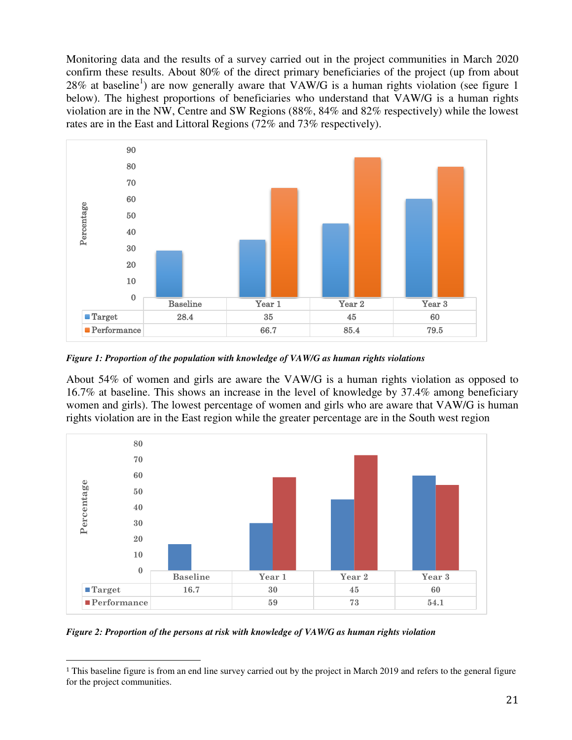Monitoring data and the results of a survey carried out in the project communities in March 2020 confirm these results. About 80% of the direct primary beneficiaries of the project (up from about 28% at baseline[1]) are now generally aware that VAW/G is a human rights violation (see figure 1 below). The highest proportions of beneficiaries who understand that VAW/G is a human rights violation are in the NW, Centre and SW Regions (88%, 84% and 82% respectively) while the lowest rates are in the East and Littoral Regions (72% and 73% respectively).

| | Baseline | Year 1 | Year 2 | Year 3 |
|---|---|---|---|---|
| Target | 28.4 | 35 | 45 | 60 |
| Performance | | 66.7 | 85.4 | 79.5 |

*Figure 1: Proportion of the population with knowledge of VAW/G as human rights violations*

About 54% of women and girls are aware the VAW/G is a human rights violation as opposed to 16.7% at baseline. This shows an increase in the level of knowledge by 37.4% among beneficiary women and girls). The lowest percentage of women and girls who are aware that VAW/G is human rights violation are in the East region while the greater percentage are in the South west region

| | Baseline | Year 1 | Year 2 | Year 3 |
|---|---|---|---|---|
| Target | 16.7 | 30 | 45 | 60 |
| Performance | | 59 | 73 | 54.1 |

*Figure 2: Proportion of the persons at risk with knowledge of VAW/G as human rights violation*

[1] This baseline figure is from an end line survey carried out by the project in March 2019 and refers to the general figure for the project communities.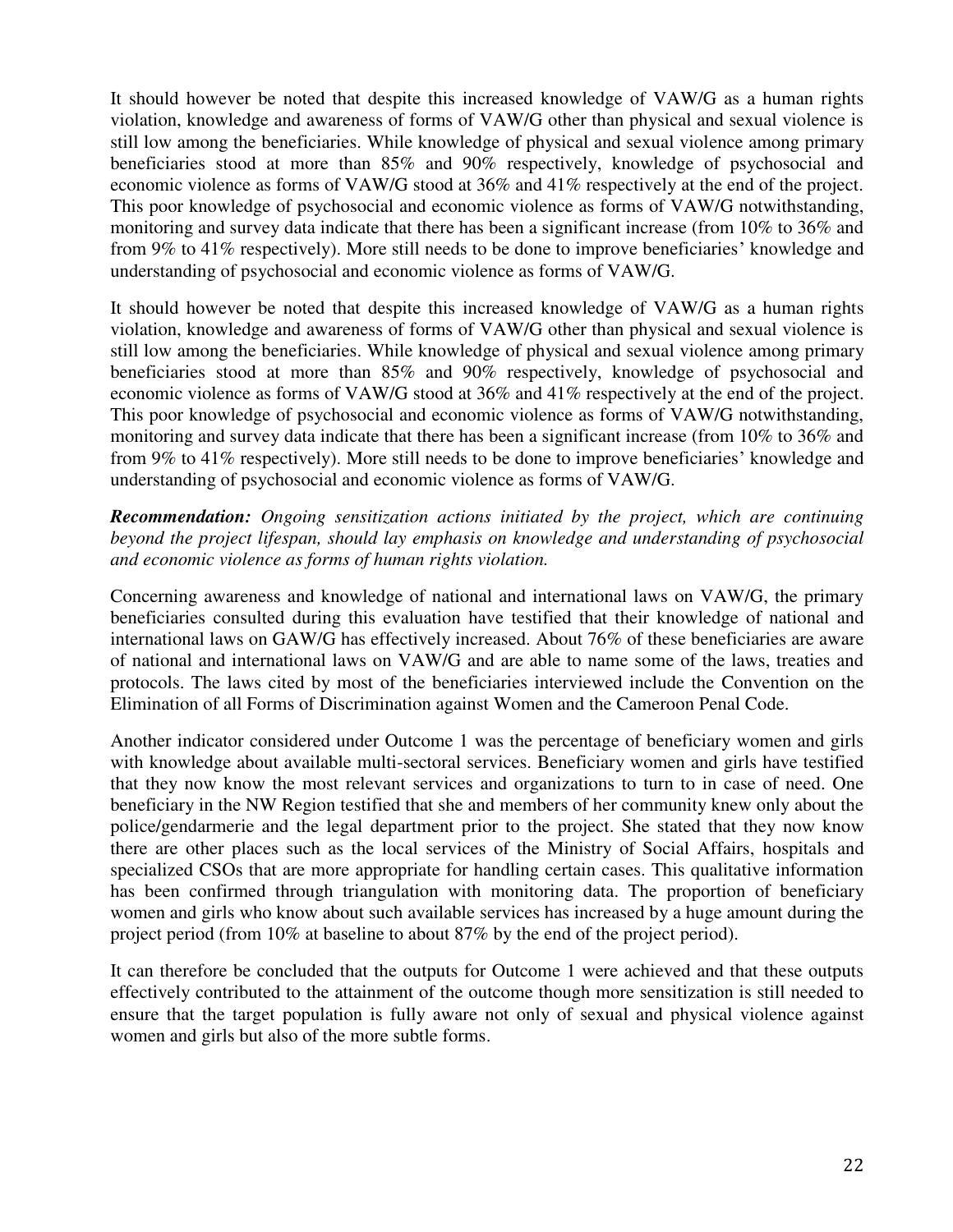It should however be noted that despite this increased knowledge of VAW/G as a human rights violation, knowledge and awareness of forms of VAW/G other than physical and sexual violence is still low among the beneficiaries. While knowledge of physical and sexual violence among primary beneficiaries stood at more than 85% and 90% respectively, knowledge of psychosocial and economic violence as forms of VAW/G stood at 36% and 41% respectively at the end of the project. This poor knowledge of psychosocial and economic violence as forms of VAW/G notwithstanding, monitoring and survey data indicate that there has been a significant increase (from 10% to 36% and from 9% to 41% respectively). More still needs to be done to improve beneficiaries' knowledge and understanding of psychosocial and economic violence as forms of VAW/G.

It should however be noted that despite this increased knowledge of VAW/G as a human rights violation, knowledge and awareness of forms of VAW/G other than physical and sexual violence is still low among the beneficiaries. While knowledge of physical and sexual violence among primary beneficiaries stood at more than 85% and 90% respectively, knowledge of psychosocial and economic violence as forms of VAW/G stood at 36% and 41% respectively at the end of the project. This poor knowledge of psychosocial and economic violence as forms of VAW/G notwithstanding, monitoring and survey data indicate that there has been a significant increase (from 10% to 36% and from 9% to 41% respectively). More still needs to be done to improve beneficiaries' knowledge and understanding of psychosocial and economic violence as forms of VAW/G.

***Recommendation:*** *Ongoing sensitization actions initiated by the project, which are continuing beyond the project lifespan, should lay emphasis on knowledge and understanding of psychosocial and economic violence as forms of human rights violation.*

Concerning awareness and knowledge of national and international laws on VAW/G, the primary beneficiaries consulted during this evaluation have testified that their knowledge of national and international laws on GAW/G has effectively increased. About 76% of these beneficiaries are aware of national and international laws on VAW/G and are able to name some of the laws, treaties and protocols. The laws cited by most of the beneficiaries interviewed include the Convention on the Elimination of all Forms of Discrimination against Women and the Cameroon Penal Code.

Another indicator considered under Outcome 1 was the percentage of beneficiary women and girls with knowledge about available multi-sectoral services. Beneficiary women and girls have testified that they now know the most relevant services and organizations to turn to in case of need. One beneficiary in the NW Region testified that she and members of her community knew only about the police/gendarmerie and the legal department prior to the project. She stated that they now know there are other places such as the local services of the Ministry of Social Affairs, hospitals and specialized CSOs that are more appropriate for handling certain cases. This qualitative information has been confirmed through triangulation with monitoring data. The proportion of beneficiary women and girls who know about such available services has increased by a huge amount during the project period (from 10% at baseline to about 87% by the end of the project period).

It can therefore be concluded that the outputs for Outcome 1 were achieved and that these outputs effectively contributed to the attainment of the outcome though more sensitization is still needed to ensure that the target population is fully aware not only of sexual and physical violence against women and girls but also of the more subtle forms.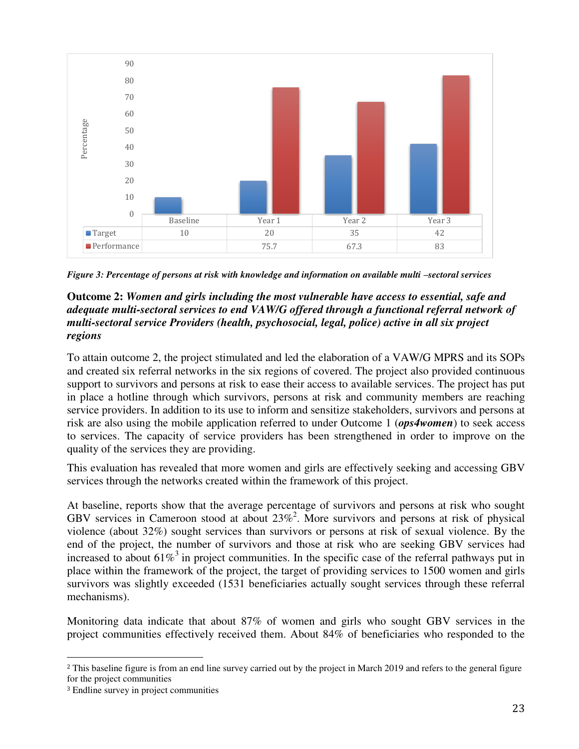| | Baseline | Year 1 | Year 2 | Year 3 |
|---|---|---|---|---|
| Target | 10 | 20 | 35 | 42 |
| Performance | | 75.7 | 67.3 | 83 |

***Figure 3: Percentage of persons at risk with knowledge and information on available multi –sectoral services***

**Outcome 2:** ***Women and girls including the most vulnerable have access to essential, safe and adequate multi-sectoral services to end VAW/G offered through a functional referral network of multi-sectoral service Providers (health, psychosocial, legal, police) active in all six project regions***

To attain outcome 2, the project stimulated and led the elaboration of a VAW/G MPRS and its SOPs and created six referral networks in the six regions of covered. The project also provided continuous support to survivors and persons at risk to ease their access to available services. The project has put in place a hotline through which survivors, persons at risk and community members are reaching service providers. In addition to its use to inform and sensitize stakeholders, survivors and persons at risk are also using the mobile application referred to under Outcome 1 (***ops4women***) to seek access to services. The capacity of service providers has been strengthened in order to improve on the quality of the services they are providing.

This evaluation has revealed that more women and girls are effectively seeking and accessing GBV services through the networks created within the framework of this project.

At baseline, reports show that the average percentage of survivors and persons at risk who sought GBV services in Cameroon stood at about 23%[2]. More survivors and persons at risk of physical violence (about 32%) sought services than survivors or persons at risk of sexual violence. By the end of the project, the number of survivors and those at risk who are seeking GBV services had increased to about 61%[3] in project communities. In the specific case of the referral pathways put in place within the framework of the project, the target of providing services to 1500 women and girls survivors was slightly exceeded (1531 beneficiaries actually sought services through these referral mechanisms).

Monitoring data indicate that about 87% of women and girls who sought GBV services in the project communities effectively received them. About 84% of beneficiaries who responded to the

[2] This baseline figure is from an end line survey carried out by the project in March 2019 and refers to the general figure for the project communities

[3] Endline survey in project communities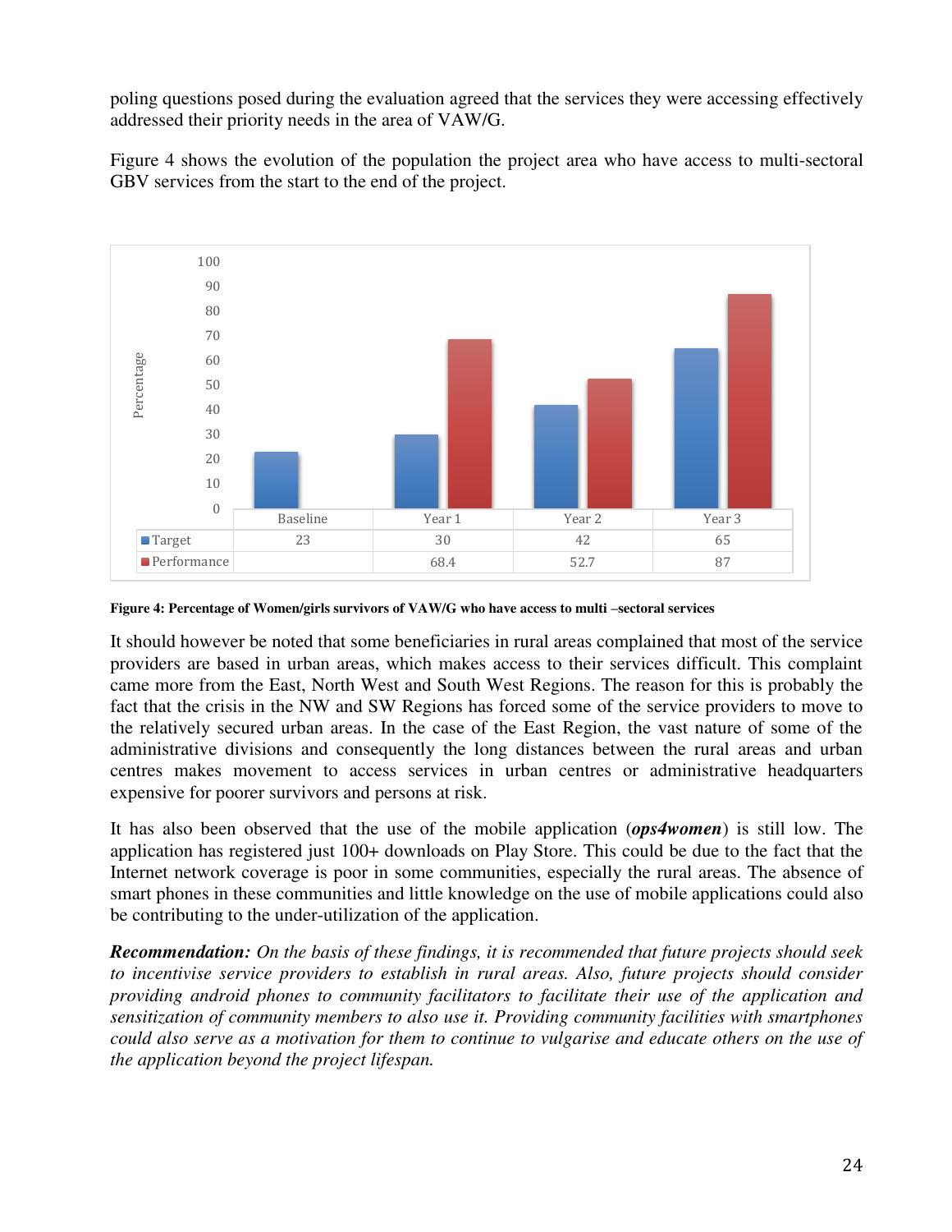poling questions posed during the evaluation agreed that the services they were accessing effectively addressed their priority needs in the area of VAW/G.

Figure 4 shows the evolution of the population the project area who have access to multi-sectoral GBV services from the start to the end of the project.

| | Baseline | Year 1 | Year 2 | Year 3 |
|---|---|---|---|---|
| Target | 23 | 30 | 42 | 65 |
| Performance | | 68.4 | 52.7 | 87 |

**Figure 4: Percentage of Women/girls survivors of VAW/G who have access to multi –sectoral services**

It should however be noted that some beneficiaries in rural areas complained that most of the service providers are based in urban areas, which makes access to their services difficult. This complaint came more from the East, North West and South West Regions. The reason for this is probably the fact that the crisis in the NW and SW Regions has forced some of the service providers to move to the relatively secured urban areas. In the case of the East Region, the vast nature of some of the administrative divisions and consequently the long distances between the rural areas and urban centres makes movement to access services in urban centres or administrative headquarters expensive for poorer survivors and persons at risk.

It has also been observed that the use of the mobile application (***ops4women***) is still low. The application has registered just 100+ downloads on Play Store. This could be due to the fact that the Internet network coverage is poor in some communities, especially the rural areas. The absence of smart phones in these communities and little knowledge on the use of mobile applications could also be contributing to the under-utilization of the application.

***Recommendation:*** *On the basis of these findings, it is recommended that future projects should seek to incentivise service providers to establish in rural areas. Also, future projects should consider providing android phones to community facilitators to facilitate their use of the application and sensitization of community members to also use it. Providing community facilities with smartphones could also serve as a motivation for them to continue to vulgarise and educate others on the use of the application beyond the project lifespan.*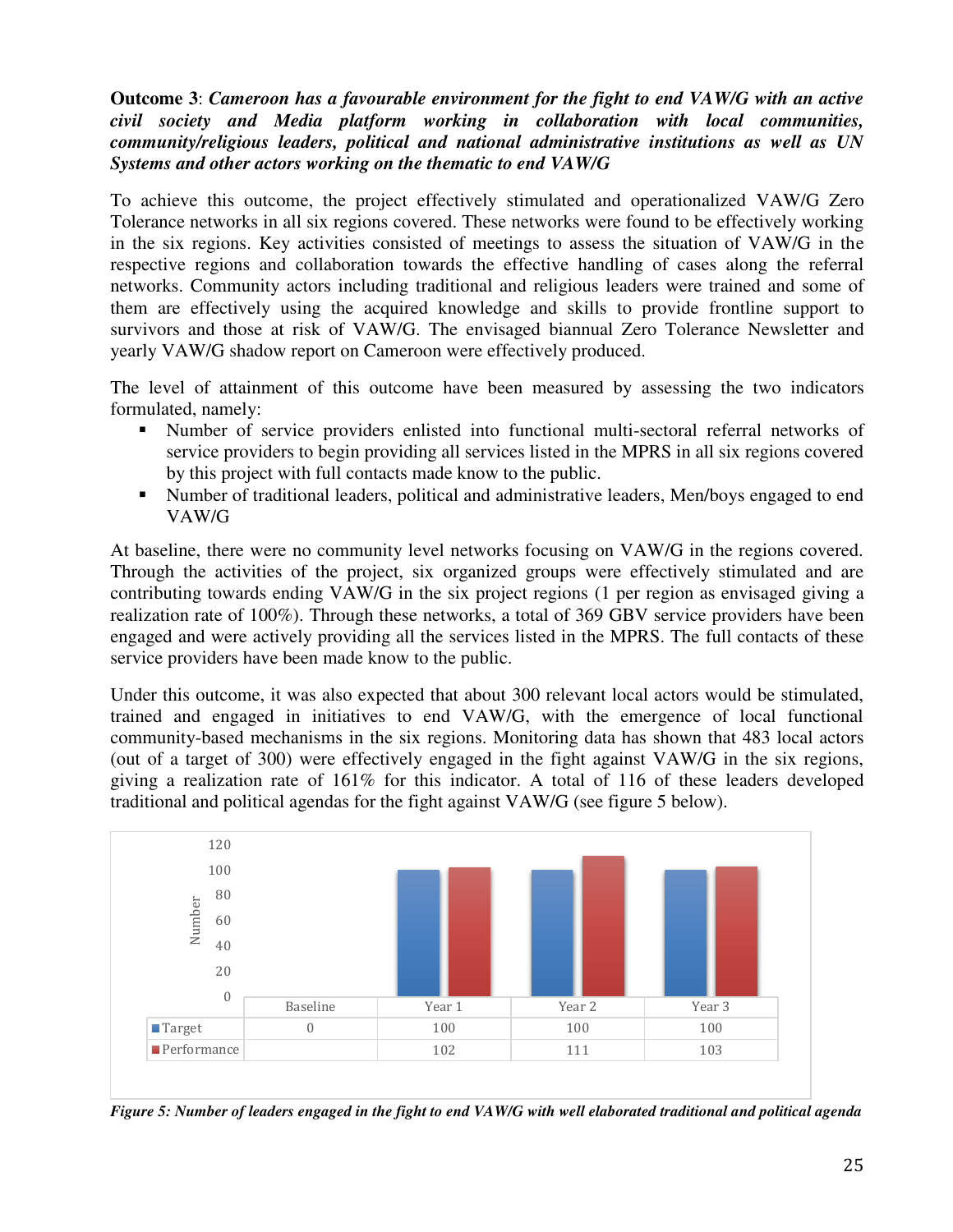**Outcome 3**: *Cameroon has a favourable environment for the fight to end VAW/G with an active civil society and Media platform working in collaboration with local communities, community/religious leaders, political and national administrative institutions as well as UN Systems and other actors working on the thematic to end VAW/G*

To achieve this outcome, the project effectively stimulated and operationalized VAW/G Zero Tolerance networks in all six regions covered. These networks were found to be effectively working in the six regions. Key activities consisted of meetings to assess the situation of VAW/G in the respective regions and collaboration towards the effective handling of cases along the referral networks. Community actors including traditional and religious leaders were trained and some of them are effectively using the acquired knowledge and skills to provide frontline support to survivors and those at risk of VAW/G. The envisaged biannual Zero Tolerance Newsletter and yearly VAW/G shadow report on Cameroon were effectively produced.

The level of attainment of this outcome have been measured by assessing the two indicators formulated, namely:

- Number of service providers enlisted into functional multi-sectoral referral networks of service providers to begin providing all services listed in the MPRS in all six regions covered by this project with full contacts made know to the public.
- Number of traditional leaders, political and administrative leaders, Men/boys engaged to end VAW/G

At baseline, there were no community level networks focusing on VAW/G in the regions covered. Through the activities of the project, six organized groups were effectively stimulated and are contributing towards ending VAW/G in the six project regions (1 per region as envisaged giving a realization rate of 100%). Through these networks, a total of 369 GBV service providers have been engaged and were actively providing all the services listed in the MPRS. The full contacts of these service providers have been made know to the public.

Under this outcome, it was also expected that about 300 relevant local actors would be stimulated, trained and engaged in initiatives to end VAW/G, with the emergence of local functional community-based mechanisms in the six regions. Monitoring data has shown that 483 local actors (out of a target of 300) were effectively engaged in the fight against VAW/G in the six regions, giving a realization rate of 161% for this indicator. A total of 116 of these leaders developed traditional and political agendas for the fight against VAW/G (see figure 5 below).

| | Baseline | Year 1 | Year 2 | Year 3 |
|---|---|---|---|---|
| Target | 0 | 100 | 100 | 100 |
| Performance | | 102 | 111 | 103 |

***Figure 5: Number of leaders engaged in the fight to end VAW/G with well elaborated traditional and political agenda***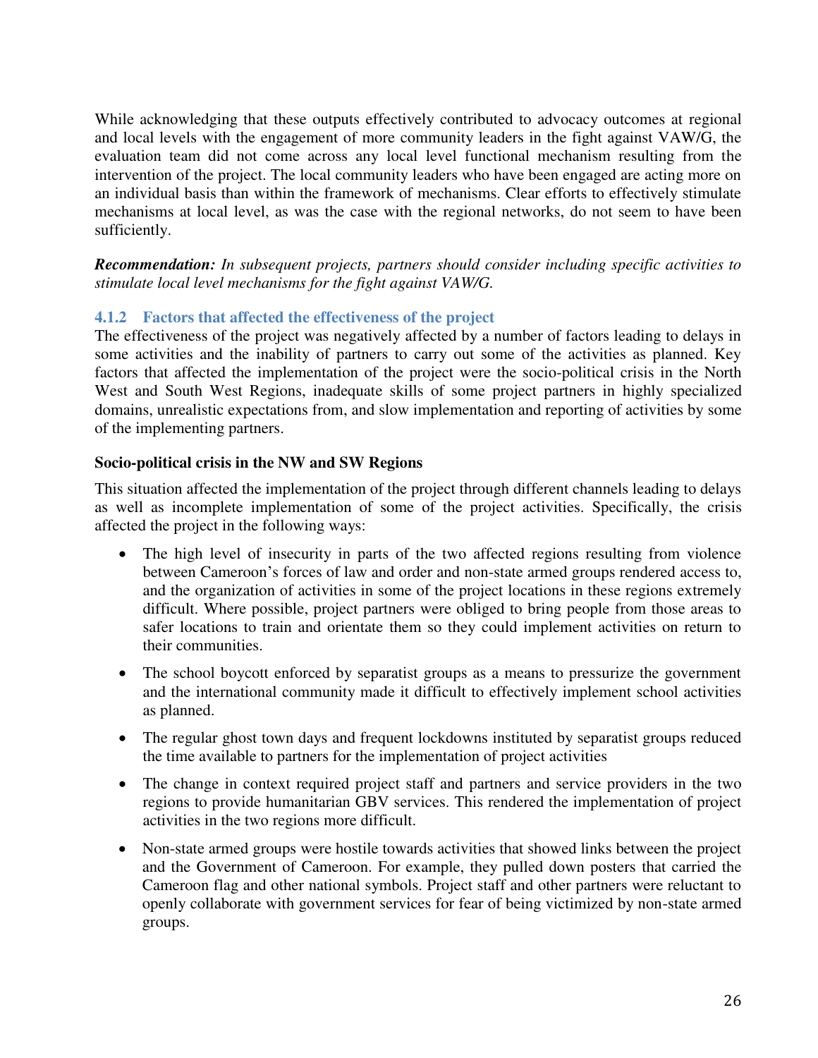While acknowledging that these outputs effectively contributed to advocacy outcomes at regional and local levels with the engagement of more community leaders in the fight against VAW/G, the evaluation team did not come across any local level functional mechanism resulting from the intervention of the project. The local community leaders who have been engaged are acting more on an individual basis than within the framework of mechanisms. Clear efforts to effectively stimulate mechanisms at local level, as was the case with the regional networks, do not seem to have been sufficiently.

***Recommendation:*** *In subsequent projects, partners should consider including specific activities to stimulate local level mechanisms for the fight against VAW/G.*

### 4.1.2 Factors that affected the effectiveness of the project

The effectiveness of the project was negatively affected by a number of factors leading to delays in some activities and the inability of partners to carry out some of the activities as planned. Key factors that affected the implementation of the project were the socio-political crisis in the North West and South West Regions, inadequate skills of some project partners in highly specialized domains, unrealistic expectations from, and slow implementation and reporting of activities by some of the implementing partners.

**Socio-political crisis in the NW and SW Regions**

This situation affected the implementation of the project through different channels leading to delays as well as incomplete implementation of some of the project activities. Specifically, the crisis affected the project in the following ways:

- The high level of insecurity in parts of the two affected regions resulting from violence between Cameroon's forces of law and order and non-state armed groups rendered access to, and the organization of activities in some of the project locations in these regions extremely difficult. Where possible, project partners were obliged to bring people from those areas to safer locations to train and orientate them so they could implement activities on return to their communities.
- The school boycott enforced by separatist groups as a means to pressurize the government and the international community made it difficult to effectively implement school activities as planned.
- The regular ghost town days and frequent lockdowns instituted by separatist groups reduced the time available to partners for the implementation of project activities
- The change in context required project staff and partners and service providers in the two regions to provide humanitarian GBV services. This rendered the implementation of project activities in the two regions more difficult.
- Non-state armed groups were hostile towards activities that showed links between the project and the Government of Cameroon. For example, they pulled down posters that carried the Cameroon flag and other national symbols. Project staff and other partners were reluctant to openly collaborate with government services for fear of being victimized by non-state armed groups.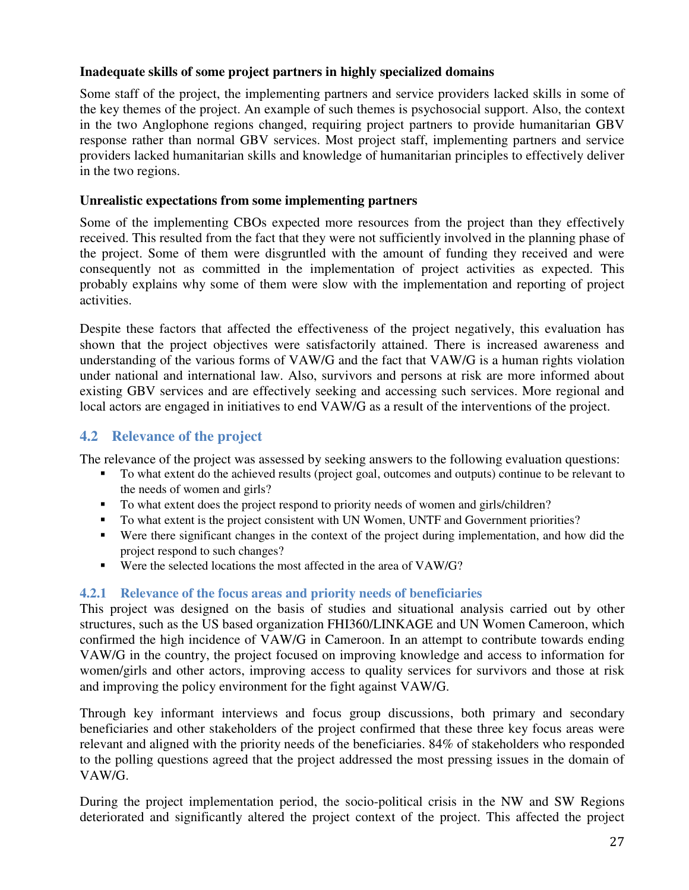**Inadequate skills of some project partners in highly specialized domains**

Some staff of the project, the implementing partners and service providers lacked skills in some of the key themes of the project. An example of such themes is psychosocial support. Also, the context in the two Anglophone regions changed, requiring project partners to provide humanitarian GBV response rather than normal GBV services. Most project staff, implementing partners and service providers lacked humanitarian skills and knowledge of humanitarian principles to effectively deliver in the two regions.

**Unrealistic expectations from some implementing partners**

Some of the implementing CBOs expected more resources from the project than they effectively received. This resulted from the fact that they were not sufficiently involved in the planning phase of the project. Some of them were disgruntled with the amount of funding they received and were consequently not as committed in the implementation of project activities as expected. This probably explains why some of them were slow with the implementation and reporting of project activities.

Despite these factors that affected the effectiveness of the project negatively, this evaluation has shown that the project objectives were satisfactorily attained. There is increased awareness and understanding of the various forms of VAW/G and the fact that VAW/G is a human rights violation under national and international law. Also, survivors and persons at risk are more informed about existing GBV services and are effectively seeking and accessing such services. More regional and local actors are engaged in initiatives to end VAW/G as a result of the interventions of the project.

## 4.2 Relevance of the project

The relevance of the project was assessed by seeking answers to the following evaluation questions:

- To what extent do the achieved results (project goal, outcomes and outputs) continue to be relevant to the needs of women and girls?
- To what extent does the project respond to priority needs of women and girls/children?
- To what extent is the project consistent with UN Women, UNTF and Government priorities?
- Were there significant changes in the context of the project during implementation, and how did the project respond to such changes?
- Were the selected locations the most affected in the area of VAW/G?

### 4.2.1 Relevance of the focus areas and priority needs of beneficiaries

This project was designed on the basis of studies and situational analysis carried out by other structures, such as the US based organization FHI360/LINKAGE and UN Women Cameroon, which confirmed the high incidence of VAW/G in Cameroon. In an attempt to contribute towards ending VAW/G in the country, the project focused on improving knowledge and access to information for women/girls and other actors, improving access to quality services for survivors and those at risk and improving the policy environment for the fight against VAW/G.

Through key informant interviews and focus group discussions, both primary and secondary beneficiaries and other stakeholders of the project confirmed that these three key focus areas were relevant and aligned with the priority needs of the beneficiaries. 84% of stakeholders who responded to the polling questions agreed that the project addressed the most pressing issues in the domain of VAW/G.

During the project implementation period, the socio-political crisis in the NW and SW Regions deteriorated and significantly altered the project context of the project. This affected the project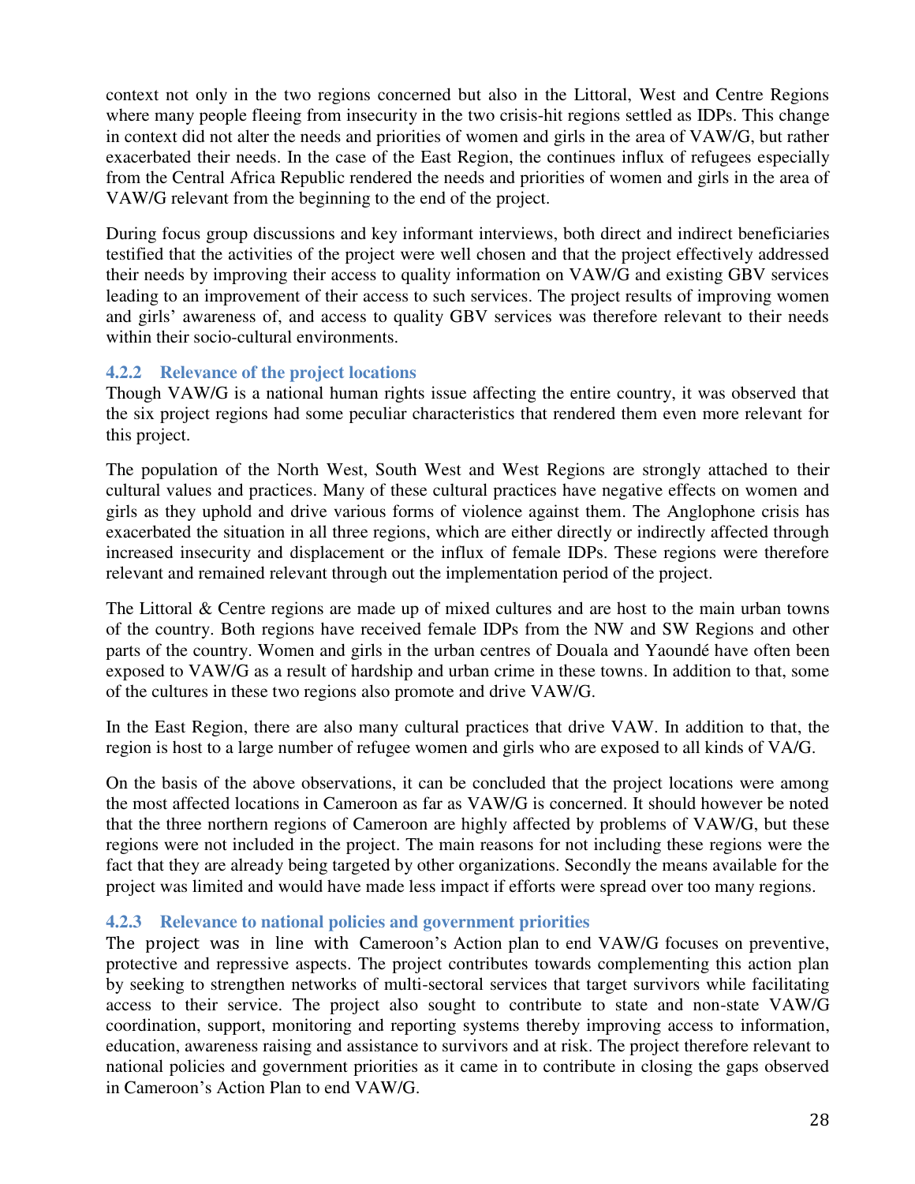context not only in the two regions concerned but also in the Littoral, West and Centre Regions where many people fleeing from insecurity in the two crisis-hit regions settled as IDPs. This change in context did not alter the needs and priorities of women and girls in the area of VAW/G, but rather exacerbated their needs. In the case of the East Region, the continues influx of refugees especially from the Central Africa Republic rendered the needs and priorities of women and girls in the area of VAW/G relevant from the beginning to the end of the project.

During focus group discussions and key informant interviews, both direct and indirect beneficiaries testified that the activities of the project were well chosen and that the project effectively addressed their needs by improving their access to quality information on VAW/G and existing GBV services leading to an improvement of their access to such services. The project results of improving women and girls' awareness of, and access to quality GBV services was therefore relevant to their needs within their socio-cultural environments.

### 4.2.2 Relevance of the project locations

Though VAW/G is a national human rights issue affecting the entire country, it was observed that the six project regions had some peculiar characteristics that rendered them even more relevant for this project.

The population of the North West, South West and West Regions are strongly attached to their cultural values and practices. Many of these cultural practices have negative effects on women and girls as they uphold and drive various forms of violence against them. The Anglophone crisis has exacerbated the situation in all three regions, which are either directly or indirectly affected through increased insecurity and displacement or the influx of female IDPs. These regions were therefore relevant and remained relevant through out the implementation period of the project.

The Littoral & Centre regions are made up of mixed cultures and are host to the main urban towns of the country. Both regions have received female IDPs from the NW and SW Regions and other parts of the country. Women and girls in the urban centres of Douala and Yaoundé have often been exposed to VAW/G as a result of hardship and urban crime in these towns. In addition to that, some of the cultures in these two regions also promote and drive VAW/G.

In the East Region, there are also many cultural practices that drive VAW. In addition to that, the region is host to a large number of refugee women and girls who are exposed to all kinds of VA/G.

On the basis of the above observations, it can be concluded that the project locations were among the most affected locations in Cameroon as far as VAW/G is concerned. It should however be noted that the three northern regions of Cameroon are highly affected by problems of VAW/G, but these regions were not included in the project. The main reasons for not including these regions were the fact that they are already being targeted by other organizations. Secondly the means available for the project was limited and would have made less impact if efforts were spread over too many regions.

### 4.2.3 Relevance to national policies and government priorities

The project was in line with Cameroon's Action plan to end VAW/G focuses on preventive, protective and repressive aspects. The project contributes towards complementing this action plan by seeking to strengthen networks of multi-sectoral services that target survivors while facilitating access to their service. The project also sought to contribute to state and non-state VAW/G coordination, support, monitoring and reporting systems thereby improving access to information, education, awareness raising and assistance to survivors and at risk. The project therefore relevant to national policies and government priorities as it came in to contribute in closing the gaps observed in Cameroon's Action Plan to end VAW/G.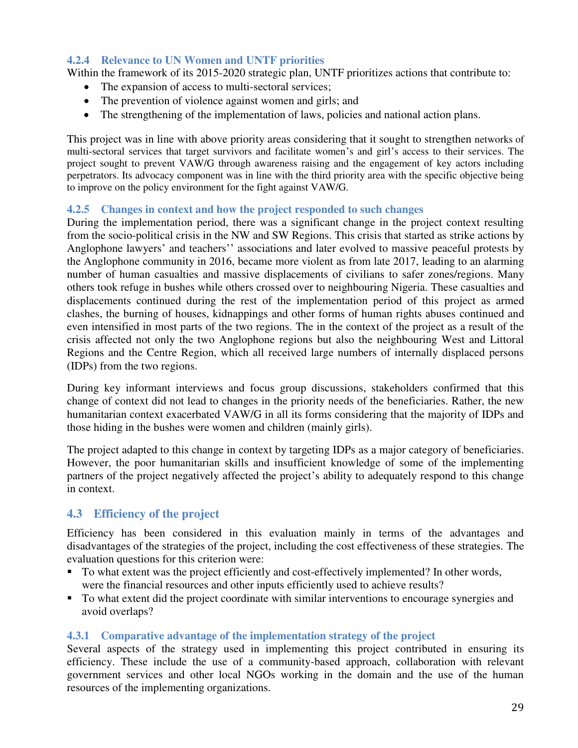### 4.2.4 Relevance to UN Women and UNTF priorities

Within the framework of its 2015-2020 strategic plan, UNTF prioritizes actions that contribute to:

- The expansion of access to multi-sectoral services;
- The prevention of violence against women and girls; and
- The strengthening of the implementation of laws, policies and national action plans.

This project was in line with above priority areas considering that it sought to strengthen networks of multi-sectoral services that target survivors and facilitate women's and girl's access to their services. The project sought to prevent VAW/G through awareness raising and the engagement of key actors including perpetrators. Its advocacy component was in line with the third priority area with the specific objective being to improve on the policy environment for the fight against VAW/G.

### 4.2.5 Changes in context and how the project responded to such changes

During the implementation period, there was a significant change in the project context resulting from the socio-political crisis in the NW and SW Regions. This crisis that started as strike actions by Anglophone lawyers' and teachers'' associations and later evolved to massive peaceful protests by the Anglophone community in 2016, became more violent as from late 2017, leading to an alarming number of human casualties and massive displacements of civilians to safer zones/regions. Many others took refuge in bushes while others crossed over to neighbouring Nigeria. These casualties and displacements continued during the rest of the implementation period of this project as armed clashes, the burning of houses, kidnappings and other forms of human rights abuses continued and even intensified in most parts of the two regions. The in the context of the project as a result of the crisis affected not only the two Anglophone regions but also the neighbouring West and Littoral Regions and the Centre Region, which all received large numbers of internally displaced persons (IDPs) from the two regions.

During key informant interviews and focus group discussions, stakeholders confirmed that this change of context did not lead to changes in the priority needs of the beneficiaries. Rather, the new humanitarian context exacerbated VAW/G in all its forms considering that the majority of IDPs and those hiding in the bushes were women and children (mainly girls).

The project adapted to this change in context by targeting IDPs as a major category of beneficiaries. However, the poor humanitarian skills and insufficient knowledge of some of the implementing partners of the project negatively affected the project's ability to adequately respond to this change in context.

## 4.3 Efficiency of the project

Efficiency has been considered in this evaluation mainly in terms of the advantages and disadvantages of the strategies of the project, including the cost effectiveness of these strategies. The evaluation questions for this criterion were:

- To what extent was the project efficiently and cost-effectively implemented? In other words, were the financial resources and other inputs efficiently used to achieve results?
- To what extent did the project coordinate with similar interventions to encourage synergies and avoid overlaps?

### 4.3.1 Comparative advantage of the implementation strategy of the project

Several aspects of the strategy used in implementing this project contributed in ensuring its efficiency. These include the use of a community-based approach, collaboration with relevant government services and other local NGOs working in the domain and the use of the human resources of the implementing organizations.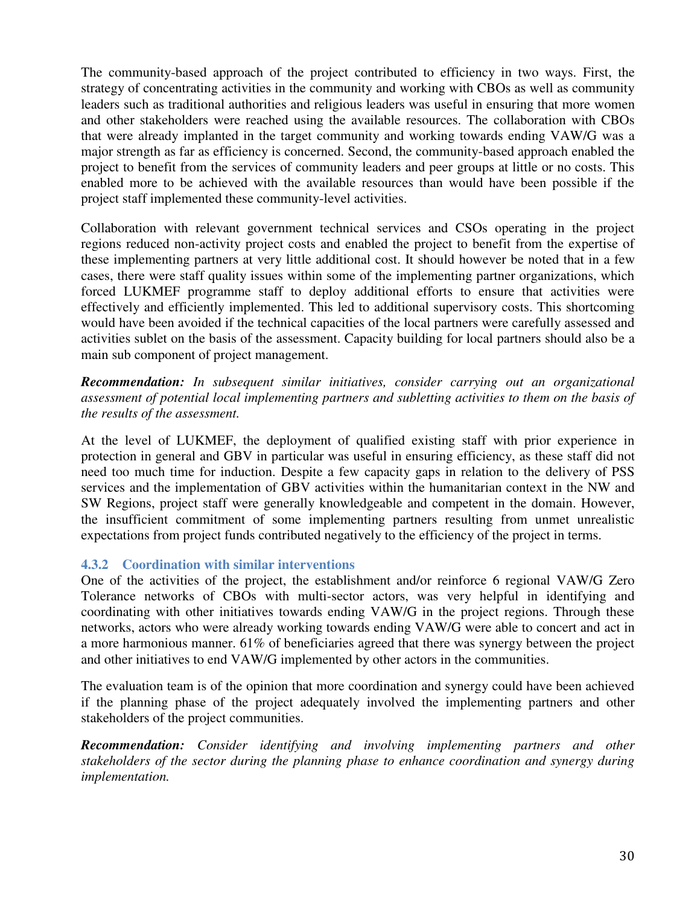The community-based approach of the project contributed to efficiency in two ways. First, the strategy of concentrating activities in the community and working with CBOs as well as community leaders such as traditional authorities and religious leaders was useful in ensuring that more women and other stakeholders were reached using the available resources. The collaboration with CBOs that were already implanted in the target community and working towards ending VAW/G was a major strength as far as efficiency is concerned. Second, the community-based approach enabled the project to benefit from the services of community leaders and peer groups at little or no costs. This enabled more to be achieved with the available resources than would have been possible if the project staff implemented these community-level activities.

Collaboration with relevant government technical services and CSOs operating in the project regions reduced non-activity project costs and enabled the project to benefit from the expertise of these implementing partners at very little additional cost. It should however be noted that in a few cases, there were staff quality issues within some of the implementing partner organizations, which forced LUKMEF programme staff to deploy additional efforts to ensure that activities were effectively and efficiently implemented. This led to additional supervisory costs. This shortcoming would have been avoided if the technical capacities of the local partners were carefully assessed and activities sublet on the basis of the assessment. Capacity building for local partners should also be a main sub component of project management.

***Recommendation:*** *In subsequent similar initiatives, consider carrying out an organizational assessment of potential local implementing partners and subletting activities to them on the basis of the results of the assessment.*

At the level of LUKMEF, the deployment of qualified existing staff with prior experience in protection in general and GBV in particular was useful in ensuring efficiency, as these staff did not need too much time for induction. Despite a few capacity gaps in relation to the delivery of PSS services and the implementation of GBV activities within the humanitarian context in the NW and SW Regions, project staff were generally knowledgeable and competent in the domain. However, the insufficient commitment of some implementing partners resulting from unmet unrealistic expectations from project funds contributed negatively to the efficiency of the project in terms.

### 4.3.2 Coordination with similar interventions

One of the activities of the project, the establishment and/or reinforce 6 regional VAW/G Zero Tolerance networks of CBOs with multi-sector actors, was very helpful in identifying and coordinating with other initiatives towards ending VAW/G in the project regions. Through these networks, actors who were already working towards ending VAW/G were able to concert and act in a more harmonious manner. 61% of beneficiaries agreed that there was synergy between the project and other initiatives to end VAW/G implemented by other actors in the communities.

The evaluation team is of the opinion that more coordination and synergy could have been achieved if the planning phase of the project adequately involved the implementing partners and other stakeholders of the project communities.

***Recommendation:*** *Consider identifying and involving implementing partners and other stakeholders of the sector during the planning phase to enhance coordination and synergy during implementation.*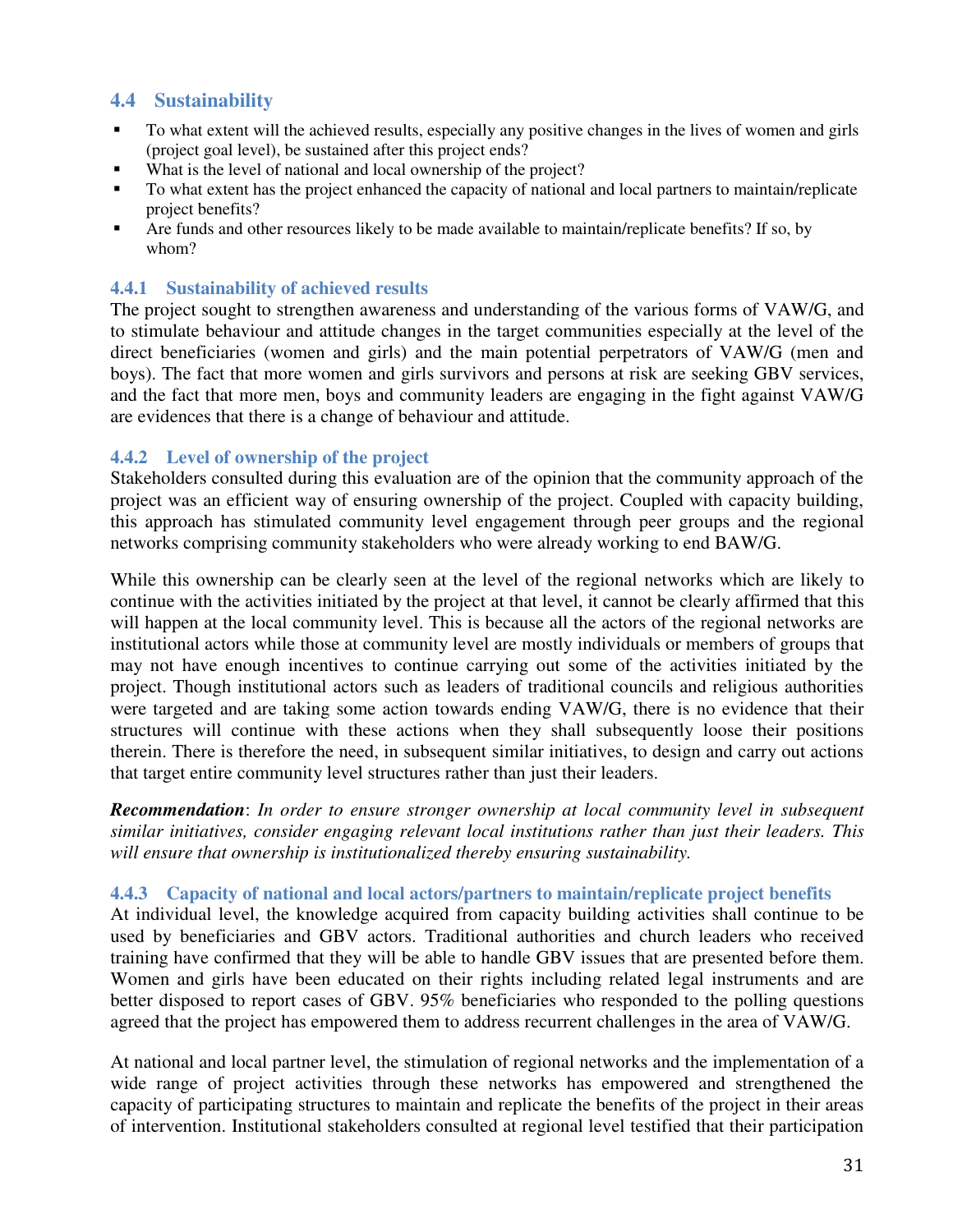## 4.4 Sustainability

- To what extent will the achieved results, especially any positive changes in the lives of women and girls (project goal level), be sustained after this project ends?
- What is the level of national and local ownership of the project?
- To what extent has the project enhanced the capacity of national and local partners to maintain/replicate project benefits?
- Are funds and other resources likely to be made available to maintain/replicate benefits? If so, by whom?

### 4.4.1 Sustainability of achieved results

The project sought to strengthen awareness and understanding of the various forms of VAW/G, and to stimulate behaviour and attitude changes in the target communities especially at the level of the direct beneficiaries (women and girls) and the main potential perpetrators of VAW/G (men and boys). The fact that more women and girls survivors and persons at risk are seeking GBV services, and the fact that more men, boys and community leaders are engaging in the fight against VAW/G are evidences that there is a change of behaviour and attitude.

### 4.4.2 Level of ownership of the project

Stakeholders consulted during this evaluation are of the opinion that the community approach of the project was an efficient way of ensuring ownership of the project. Coupled with capacity building, this approach has stimulated community level engagement through peer groups and the regional networks comprising community stakeholders who were already working to end BAW/G.

While this ownership can be clearly seen at the level of the regional networks which are likely to continue with the activities initiated by the project at that level, it cannot be clearly affirmed that this will happen at the local community level. This is because all the actors of the regional networks are institutional actors while those at community level are mostly individuals or members of groups that may not have enough incentives to continue carrying out some of the activities initiated by the project. Though institutional actors such as leaders of traditional councils and religious authorities were targeted and are taking some action towards ending VAW/G, there is no evidence that their structures will continue with these actions when they shall subsequently loose their positions therein. There is therefore the need, in subsequent similar initiatives, to design and carry out actions that target entire community level structures rather than just their leaders.

***Recommendation***: *In order to ensure stronger ownership at local community level in subsequent similar initiatives, consider engaging relevant local institutions rather than just their leaders. This will ensure that ownership is institutionalized thereby ensuring sustainability.*

### 4.4.3 Capacity of national and local actors/partners to maintain/replicate project benefits

At individual level, the knowledge acquired from capacity building activities shall continue to be used by beneficiaries and GBV actors. Traditional authorities and church leaders who received training have confirmed that they will be able to handle GBV issues that are presented before them. Women and girls have been educated on their rights including related legal instruments and are better disposed to report cases of GBV. 95% beneficiaries who responded to the polling questions agreed that the project has empowered them to address recurrent challenges in the area of VAW/G.

At national and local partner level, the stimulation of regional networks and the implementation of a wide range of project activities through these networks has empowered and strengthened the capacity of participating structures to maintain and replicate the benefits of the project in their areas of intervention. Institutional stakeholders consulted at regional level testified that their participation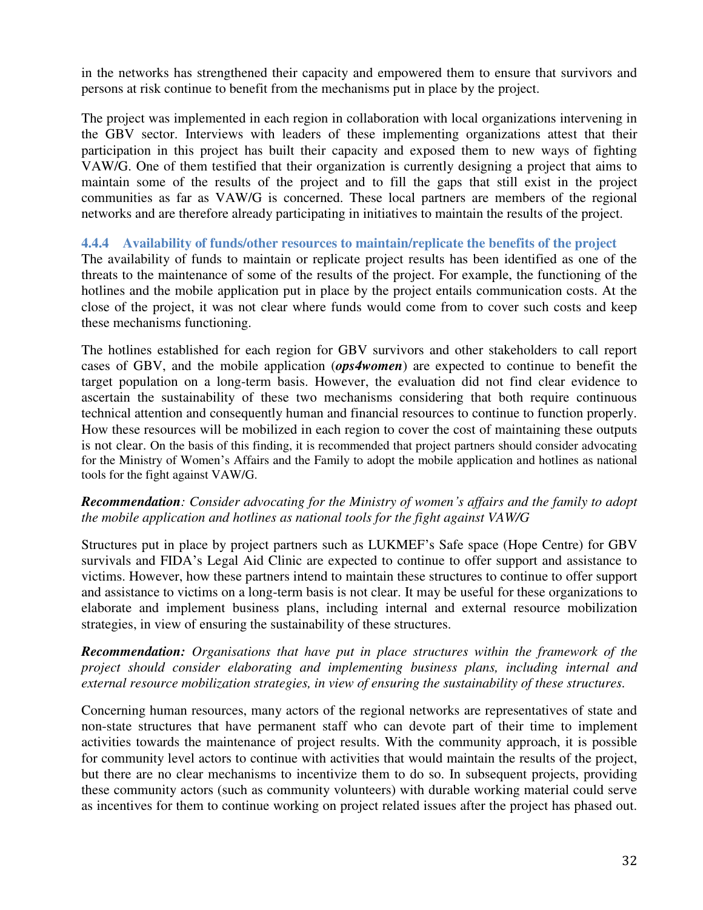in the networks has strengthened their capacity and empowered them to ensure that survivors and persons at risk continue to benefit from the mechanisms put in place by the project.

The project was implemented in each region in collaboration with local organizations intervening in the GBV sector. Interviews with leaders of these implementing organizations attest that their participation in this project has built their capacity and exposed them to new ways of fighting VAW/G. One of them testified that their organization is currently designing a project that aims to maintain some of the results of the project and to fill the gaps that still exist in the project communities as far as VAW/G is concerned. These local partners are members of the regional networks and are therefore already participating in initiatives to maintain the results of the project.

#### 4.4.4 Availability of funds/other resources to maintain/replicate the benefits of the project

The availability of funds to maintain or replicate project results has been identified as one of the threats to the maintenance of some of the results of the project. For example, the functioning of the hotlines and the mobile application put in place by the project entails communication costs. At the close of the project, it was not clear where funds would come from to cover such costs and keep these mechanisms functioning.

The hotlines established for each region for GBV survivors and other stakeholders to call report cases of GBV, and the mobile application (***ops4women***) are expected to continue to benefit the target population on a long-term basis. However, the evaluation did not find clear evidence to ascertain the sustainability of these two mechanisms considering that both require continuous technical attention and consequently human and financial resources to continue to function properly. How these resources will be mobilized in each region to cover the cost of maintaining these outputs is not clear. On the basis of this finding, it is recommended that project partners should consider advocating for the Ministry of Women's Affairs and the Family to adopt the mobile application and hotlines as national tools for the fight against VAW/G.

***Recommendation****: Consider advocating for the Ministry of women's affairs and the family to adopt the mobile application and hotlines as national tools for the fight against VAW/G*

Structures put in place by project partners such as LUKMEF's Safe space (Hope Centre) for GBV survivals and FIDA's Legal Aid Clinic are expected to continue to offer support and assistance to victims. However, how these partners intend to maintain these structures to continue to offer support and assistance to victims on a long-term basis is not clear. It may be useful for these organizations to elaborate and implement business plans, including internal and external resource mobilization strategies, in view of ensuring the sustainability of these structures.

***Recommendation:*** *Organisations that have put in place structures within the framework of the project should consider elaborating and implementing business plans, including internal and external resource mobilization strategies, in view of ensuring the sustainability of these structures.*

Concerning human resources, many actors of the regional networks are representatives of state and non-state structures that have permanent staff who can devote part of their time to implement activities towards the maintenance of project results. With the community approach, it is possible for community level actors to continue with activities that would maintain the results of the project, but there are no clear mechanisms to incentivize them to do so. In subsequent projects, providing these community actors (such as community volunteers) with durable working material could serve as incentives for them to continue working on project related issues after the project has phased out.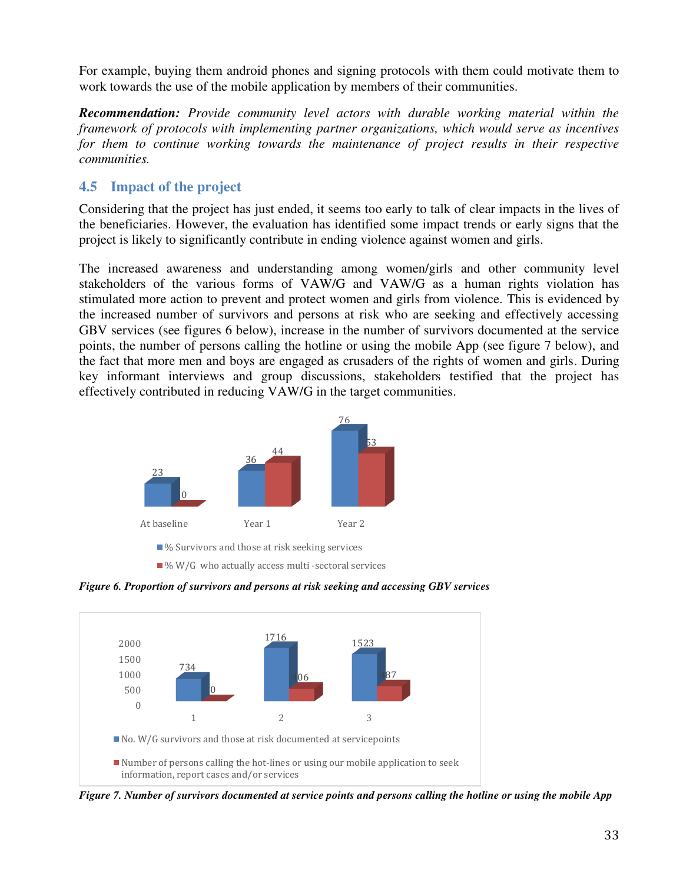For example, buying them android phones and signing protocols with them could motivate them to work towards the use of the mobile application by members of their communities.

***Recommendation:*** *Provide community level actors with durable working material within the framework of protocols with implementing partner organizations, which would serve as incentives for them to continue working towards the maintenance of project results in their respective communities.*

## 4.5 Impact of the project

Considering that the project has just ended, it seems too early to talk of clear impacts in the lives of the beneficiaries. However, the evaluation has identified some impact trends or early signs that the project is likely to significantly contribute in ending violence against women and girls.

The increased awareness and understanding among women/girls and other community level stakeholders of the various forms of VAW/G and VAW/G as a human rights violation has stimulated more action to prevent and protect women and girls from violence. This is evidenced by the increased number of survivors and persons at risk who are seeking and effectively accessing GBV services (see figures 6 below), increase in the number of survivors documented at the service points, the number of persons calling the hotline or using the mobile App (see figure 7 below), and the fact that more men and boys are engaged as crusaders of the rights of women and girls. During key informant interviews and group discussions, stakeholders testified that the project has effectively contributed in reducing VAW/G in the target communities.

| | At baseline | Year 1 | Year 2 |
|---|---|---|---|
| % Survivors and those at risk seeking services | 23 | 36 | 76 |
| % W/G who actually access multi -sectoral services | 0 | 44 | 53 |

***Figure 6. Proportion of survivors and persons at risk seeking and accessing GBV services***

| | 1 | 2 | 3 |
|---|---|---|---|
| No. W/G survivors and those at risk documented at servicepoints | 734 | 1716 | 1523 |
| Number of persons calling the hot-lines or using our mobile application to seek information, report cases and/or services | 0 | 406 | 487 |

***Figure 7. Number of survivors documented at service points and persons calling the hotline or using the mobile App***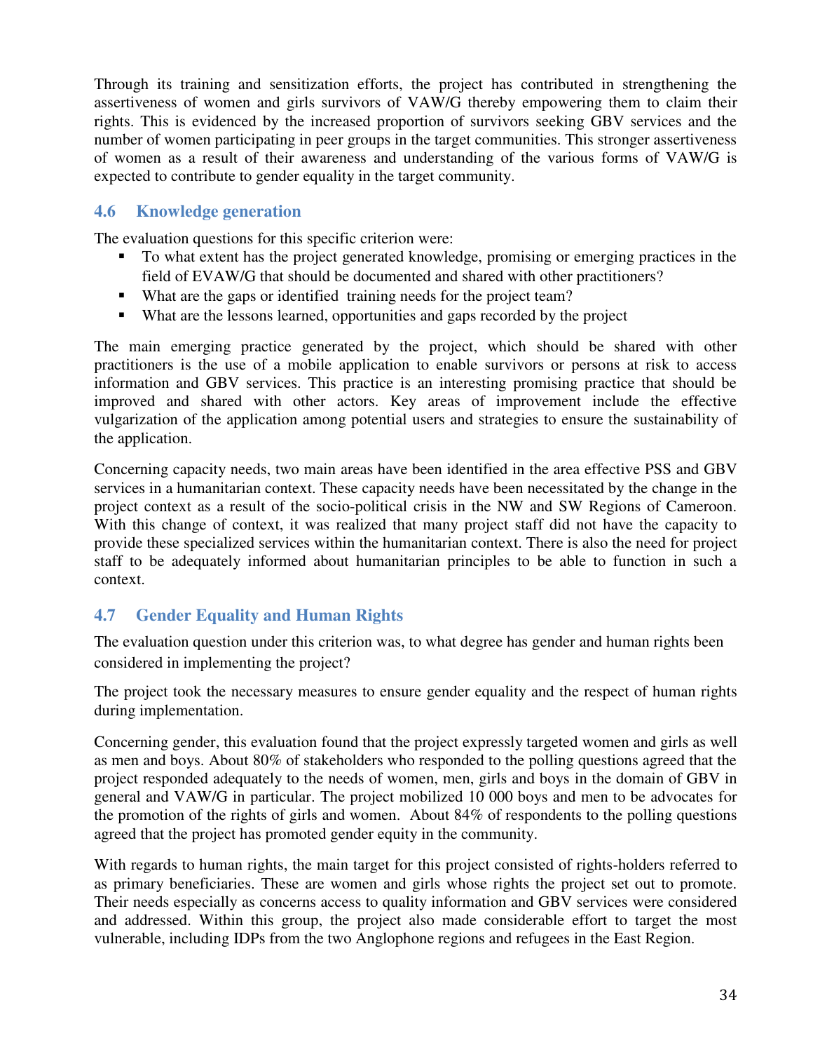Through its training and sensitization efforts, the project has contributed in strengthening the assertiveness of women and girls survivors of VAW/G thereby empowering them to claim their rights. This is evidenced by the increased proportion of survivors seeking GBV services and the number of women participating in peer groups in the target communities. This stronger assertiveness of women as a result of their awareness and understanding of the various forms of VAW/G is expected to contribute to gender equality in the target community.

## 4.6 Knowledge generation

The evaluation questions for this specific criterion were:

- To what extent has the project generated knowledge, promising or emerging practices in the field of EVAW/G that should be documented and shared with other practitioners?
- What are the gaps or identified training needs for the project team?
- What are the lessons learned, opportunities and gaps recorded by the project

The main emerging practice generated by the project, which should be shared with other practitioners is the use of a mobile application to enable survivors or persons at risk to access information and GBV services. This practice is an interesting promising practice that should be improved and shared with other actors. Key areas of improvement include the effective vulgarization of the application among potential users and strategies to ensure the sustainability of the application.

Concerning capacity needs, two main areas have been identified in the area effective PSS and GBV services in a humanitarian context. These capacity needs have been necessitated by the change in the project context as a result of the socio-political crisis in the NW and SW Regions of Cameroon. With this change of context, it was realized that many project staff did not have the capacity to provide these specialized services within the humanitarian context. There is also the need for project staff to be adequately informed about humanitarian principles to be able to function in such a context.

## 4.7 Gender Equality and Human Rights

The evaluation question under this criterion was, to what degree has gender and human rights been considered in implementing the project?

The project took the necessary measures to ensure gender equality and the respect of human rights during implementation.

Concerning gender, this evaluation found that the project expressly targeted women and girls as well as men and boys. About 80% of stakeholders who responded to the polling questions agreed that the project responded adequately to the needs of women, men, girls and boys in the domain of GBV in general and VAW/G in particular. The project mobilized 10 000 boys and men to be advocates for the promotion of the rights of girls and women. About 84% of respondents to the polling questions agreed that the project has promoted gender equity in the community.

With regards to human rights, the main target for this project consisted of rights-holders referred to as primary beneficiaries. These are women and girls whose rights the project set out to promote. Their needs especially as concerns access to quality information and GBV services were considered and addressed. Within this group, the project also made considerable effort to target the most vulnerable, including IDPs from the two Anglophone regions and refugees in the East Region.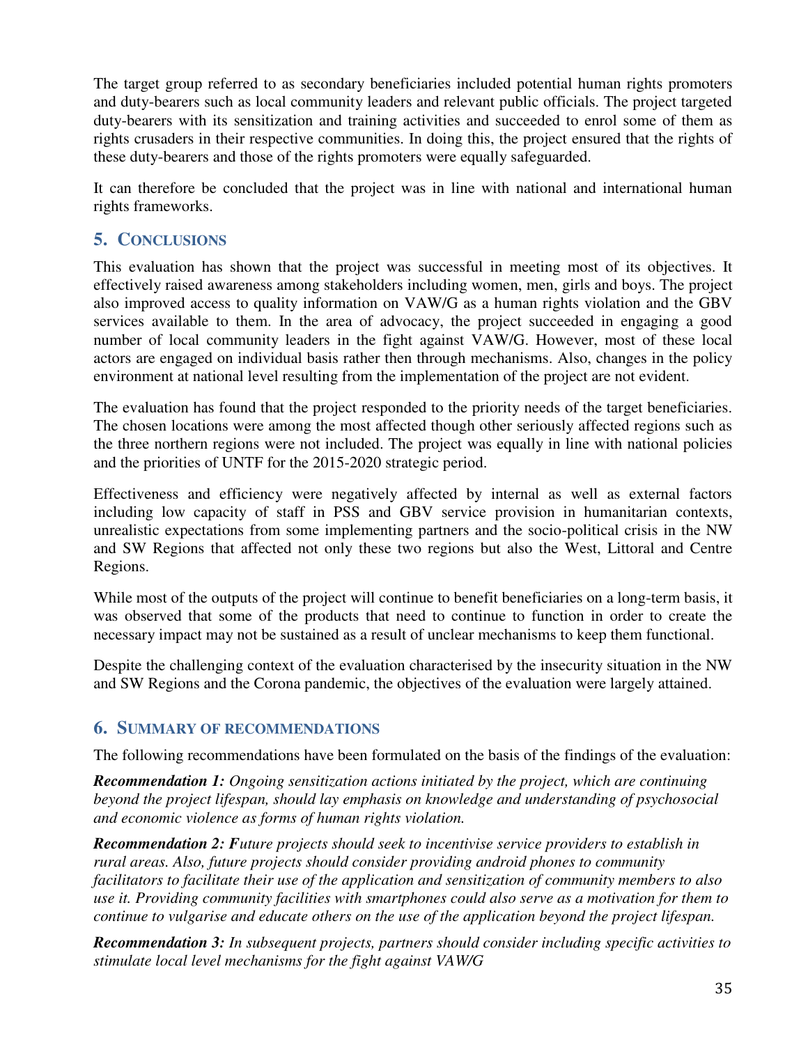The target group referred to as secondary beneficiaries included potential human rights promoters and duty-bearers such as local community leaders and relevant public officials. The project targeted duty-bearers with its sensitization and training activities and succeeded to enrol some of them as rights crusaders in their respective communities. In doing this, the project ensured that the rights of these duty-bearers and those of the rights promoters were equally safeguarded.

It can therefore be concluded that the project was in line with national and international human rights frameworks.

## 5. Conclusions

This evaluation has shown that the project was successful in meeting most of its objectives. It effectively raised awareness among stakeholders including women, men, girls and boys. The project also improved access to quality information on VAW/G as a human rights violation and the GBV services available to them. In the area of advocacy, the project succeeded in engaging a good number of local community leaders in the fight against VAW/G. However, most of these local actors are engaged on individual basis rather then through mechanisms. Also, changes in the policy environment at national level resulting from the implementation of the project are not evident.

The evaluation has found that the project responded to the priority needs of the target beneficiaries. The chosen locations were among the most affected though other seriously affected regions such as the three northern regions were not included. The project was equally in line with national policies and the priorities of UNTF for the 2015-2020 strategic period.

Effectiveness and efficiency were negatively affected by internal as well as external factors including low capacity of staff in PSS and GBV service provision in humanitarian contexts, unrealistic expectations from some implementing partners and the socio-political crisis in the NW and SW Regions that affected not only these two regions but also the West, Littoral and Centre Regions.

While most of the outputs of the project will continue to benefit beneficiaries on a long-term basis, it was observed that some of the products that need to continue to function in order to create the necessary impact may not be sustained as a result of unclear mechanisms to keep them functional.

Despite the challenging context of the evaluation characterised by the insecurity situation in the NW and SW Regions and the Corona pandemic, the objectives of the evaluation were largely attained.

## 6. Summary of recommendations

The following recommendations have been formulated on the basis of the findings of the evaluation:

***Recommendation 1:*** *Ongoing sensitization actions initiated by the project, which are continuing beyond the project lifespan, should lay emphasis on knowledge and understanding of psychosocial and economic violence as forms of human rights violation.*

***Recommendation 2: F****uture projects should seek to incentivise service providers to establish in rural areas. Also, future projects should consider providing android phones to community facilitators to facilitate their use of the application and sensitization of community members to also use it. Providing community facilities with smartphones could also serve as a motivation for them to continue to vulgarise and educate others on the use of the application beyond the project lifespan.*

***Recommendation 3:*** *In subsequent projects, partners should consider including specific activities to stimulate local level mechanisms for the fight against VAW/G*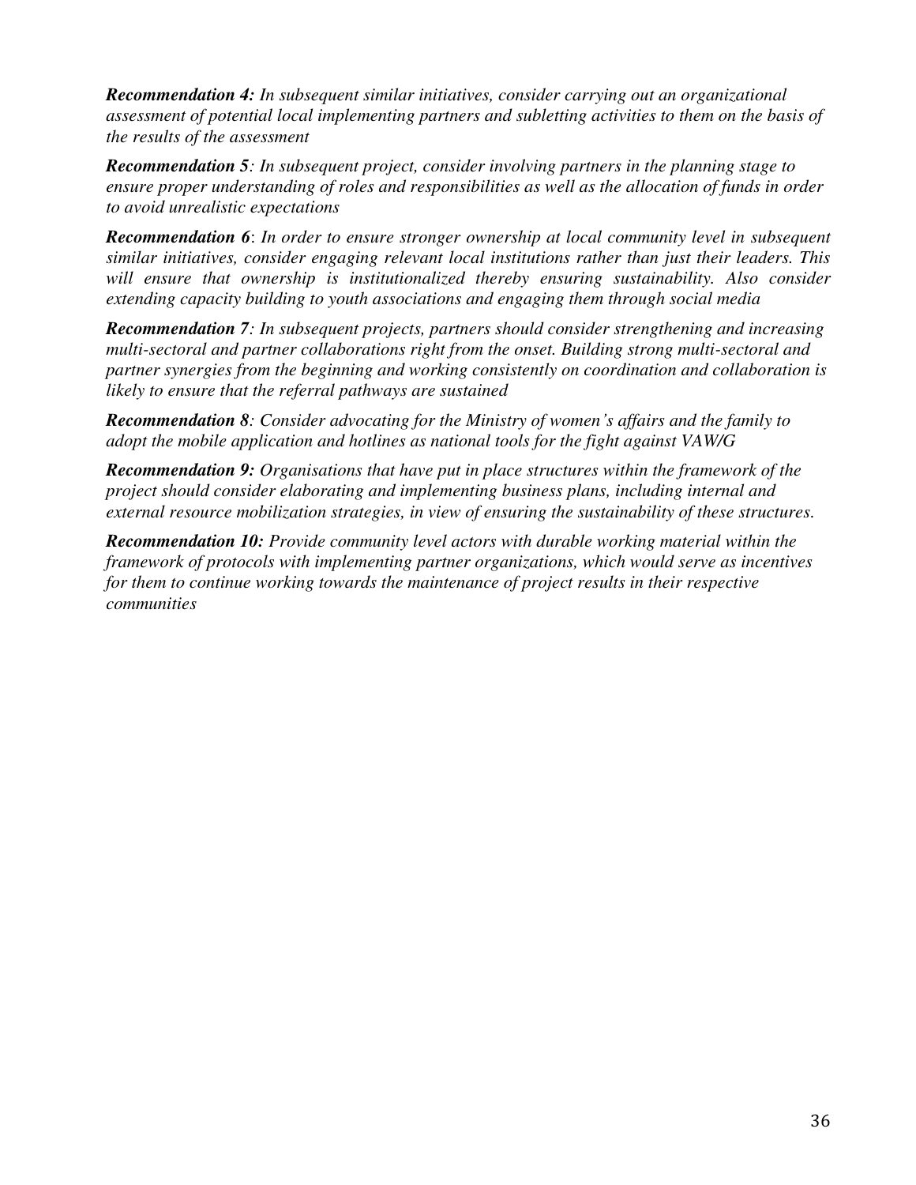***Recommendation 4:*** *In subsequent similar initiatives, consider carrying out an organizational assessment of potential local implementing partners and subletting activities to them on the basis of the results of the assessment*

***Recommendation 5****: In subsequent project, consider involving partners in the planning stage to ensure proper understanding of roles and responsibilities as well as the allocation of funds in order to avoid unrealistic expectations*

***Recommendation 6***: *In order to ensure stronger ownership at local community level in subsequent similar initiatives, consider engaging relevant local institutions rather than just their leaders. This will ensure that ownership is institutionalized thereby ensuring sustainability. Also consider extending capacity building to youth associations and engaging them through social media*

***Recommendation 7****: In subsequent projects, partners should consider strengthening and increasing multi-sectoral and partner collaborations right from the onset. Building strong multi-sectoral and partner synergies from the beginning and working consistently on coordination and collaboration is likely to ensure that the referral pathways are sustained*

***Recommendation 8****: Consider advocating for the Ministry of women's affairs and the family to adopt the mobile application and hotlines as national tools for the fight against VAW/G*

***Recommendation 9:*** *Organisations that have put in place structures within the framework of the project should consider elaborating and implementing business plans, including internal and external resource mobilization strategies, in view of ensuring the sustainability of these structures.*

***Recommendation 10:*** *Provide community level actors with durable working material within the framework of protocols with implementing partner organizations, which would serve as incentives for them to continue working towards the maintenance of project results in their respective communities*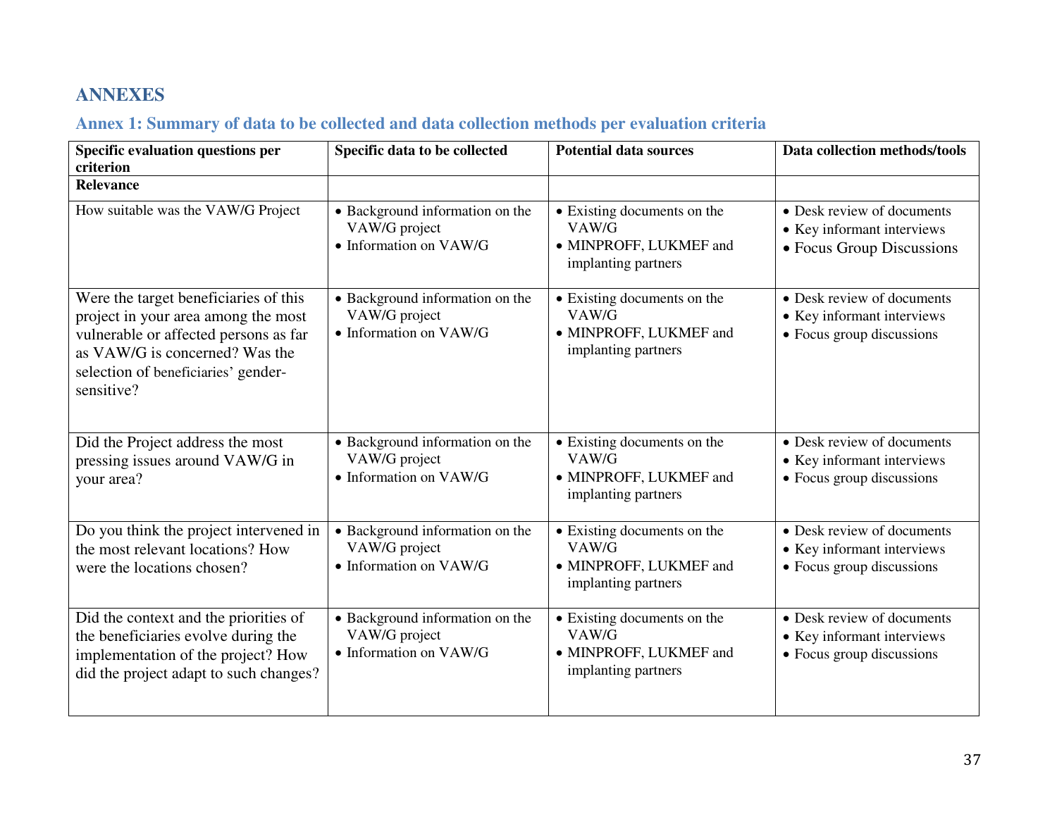# ANNEXES

## Annex 1: Summary of data to be collected and data collection methods per evaluation criteria

| Specific evaluation questions per criterion | Specific data to be collected | Potential data sources | Data collection methods/tools |
|---|---|---|---|
| **Relevance** | | | |
| How suitable was the VAW/G Project | • Background information on the VAW/G project<br>• Information on VAW/G | • Existing documents on the VAW/G<br>• MINPROFF, LUKMEF and implanting partners | • Desk review of documents<br>• Key informant interviews<br>• Focus Group Discussions |
| Were the target beneficiaries of this project in your area among the most vulnerable or affected persons as far as VAW/G is concerned? Was the selection of beneficiaries' gender-sensitive? | • Background information on the VAW/G project<br>• Information on VAW/G | • Existing documents on the VAW/G<br>• MINPROFF, LUKMEF and implanting partners | • Desk review of documents<br>• Key informant interviews<br>• Focus group discussions |
| Did the Project address the most pressing issues around VAW/G in your area? | • Background information on the VAW/G project<br>• Information on VAW/G | • Existing documents on the VAW/G<br>• MINPROFF, LUKMEF and implanting partners | • Desk review of documents<br>• Key informant interviews<br>• Focus group discussions |
| Do you think the project intervened in the most relevant locations? How were the locations chosen? | • Background information on the VAW/G project<br>• Information on VAW/G | • Existing documents on the VAW/G<br>• MINPROFF, LUKMEF and implanting partners | • Desk review of documents<br>• Key informant interviews<br>• Focus group discussions |
| Did the context and the priorities of the beneficiaries evolve during the implementation of the project? How did the project adapt to such changes? | • Background information on the VAW/G project<br>• Information on VAW/G | • Existing documents on the VAW/G<br>• MINPROFF, LUKMEF and implanting partners | • Desk review of documents<br>• Key informant interviews<br>• Focus group discussions |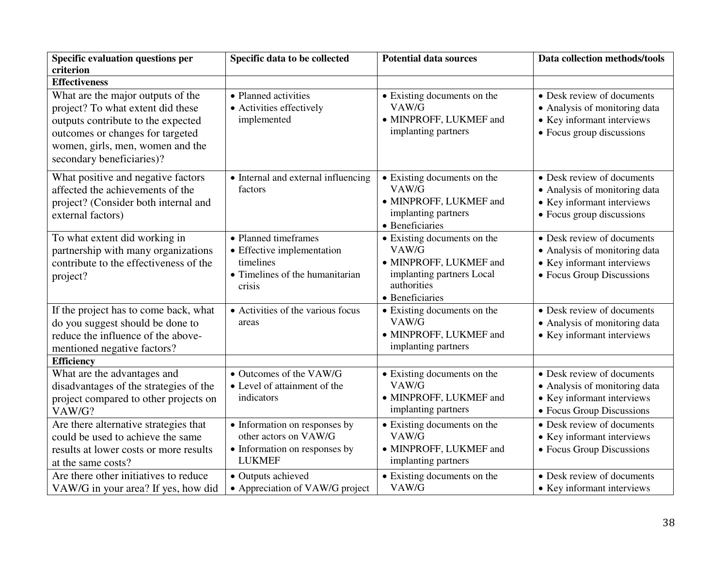| Specific evaluation questions per criterion | Specific data to be collected | Potential data sources | Data collection methods/tools |
|---|---|---|---|
| **Effectiveness** | | | |
| What are the major outputs of the project? To what extent did these outputs contribute to the expected outcomes or changes for targeted women, girls, men, women and the secondary beneficiaries)? | • Planned activities<br>• Activities effectively implemented | • Existing documents on the VAW/G<br>• MINPROFF, LUKMEF and implanting partners | • Desk review of documents<br>• Analysis of monitoring data<br>• Key informant interviews<br>• Focus group discussions |
| What positive and negative factors affected the achievements of the project? (Consider both internal and external factors) | • Internal and external influencing factors | • Existing documents on the VAW/G<br>• MINPROFF, LUKMEF and implanting partners<br>• Beneficiaries | • Desk review of documents<br>• Analysis of monitoring data<br>• Key informant interviews<br>• Focus group discussions |
| To what extent did working in partnership with many organizations contribute to the effectiveness of the project? | • Planned timeframes<br>• Effective implementation timelines<br>• Timelines of the humanitarian crisis | • Existing documents on the VAW/G<br>• MINPROFF, LUKMEF and implanting partners Local authorities<br>• Beneficiaries | • Desk review of documents<br>• Analysis of monitoring data<br>• Key informant interviews<br>• Focus Group Discussions |
| If the project has to come back, what do you suggest should be done to reduce the influence of the above-mentioned negative factors? | • Activities of the various focus areas | • Existing documents on the VAW/G<br>• MINPROFF, LUKMEF and implanting partners | • Desk review of documents<br>• Analysis of monitoring data<br>• Key informant interviews |
| **Efficiency** | | | |
| What are the advantages and disadvantages of the strategies of the project compared to other projects on VAW/G? | • Outcomes of the VAW/G<br>• Level of attainment of the indicators | • Existing documents on the VAW/G<br>• MINPROFF, LUKMEF and implanting partners | • Desk review of documents<br>• Analysis of monitoring data<br>• Key informant interviews<br>• Focus Group Discussions |
| Are there alternative strategies that could be used to achieve the same results at lower costs or more results at the same costs? | • Information on responses by other actors on VAW/G<br>• Information on responses by LUKMEF | • Existing documents on the VAW/G<br>• MINPROFF, LUKMEF and implanting partners | • Desk review of documents<br>• Key informant interviews<br>• Focus Group Discussions |
| Are there other initiatives to reduce VAW/G in your area? If yes, how did | • Outputs achieved<br>• Appreciation of VAW/G project | • Existing documents on the VAW/G | • Desk review of documents<br>• Key informant interviews |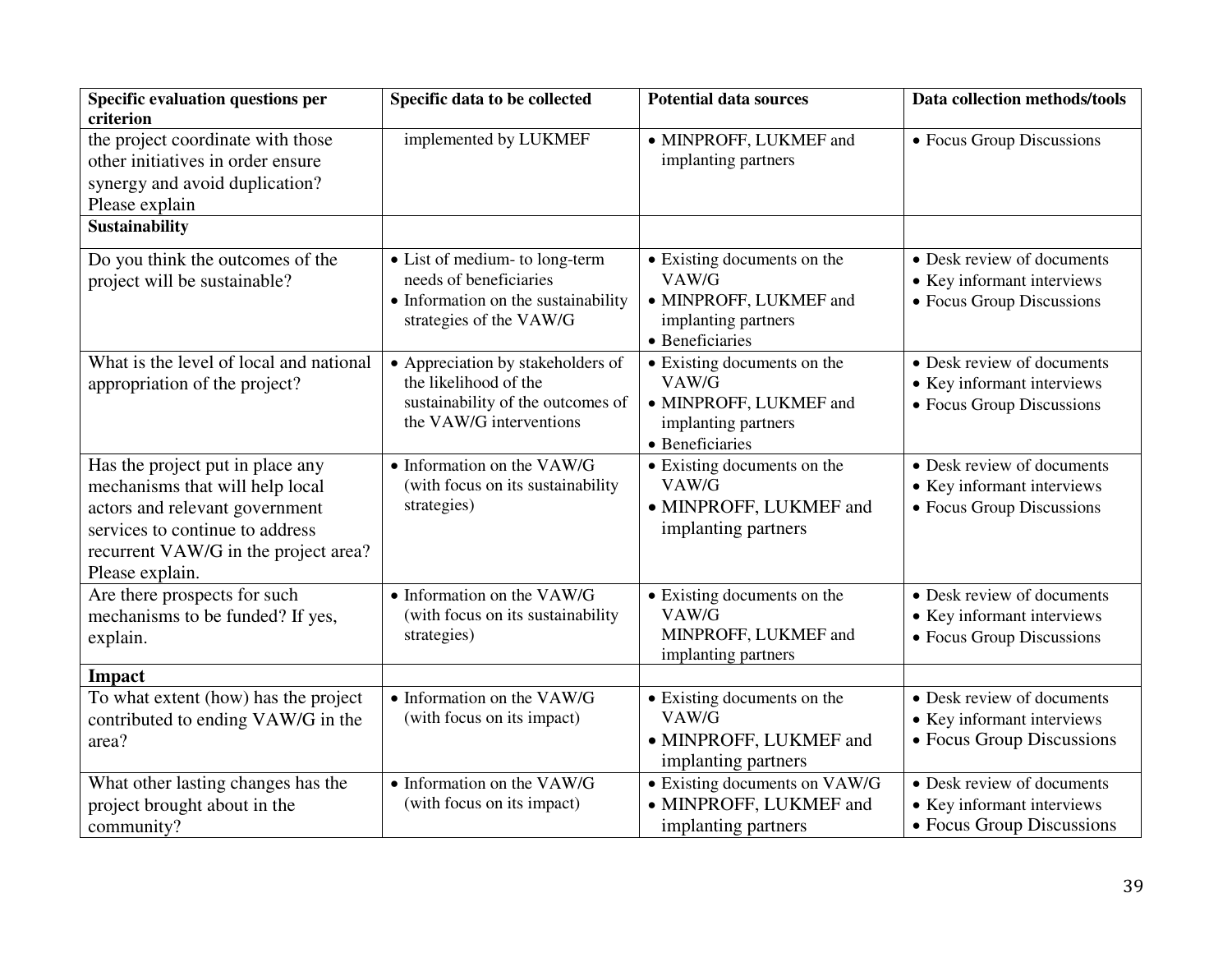| Specific evaluation questions per criterion | Specific data to be collected | Potential data sources | Data collection methods/tools |
|---|---|---|---|
| the project coordinate with those other initiatives in order ensure synergy and avoid duplication? Please explain | implemented by LUKMEF | • MINPROFF, LUKMEF and implanting partners | • Focus Group Discussions |
| **Sustainability** | | | |
| Do you think the outcomes of the project will be sustainable? | • List of medium- to long-term needs of beneficiaries<br>• Information on the sustainability strategies of the VAW/G | • Existing documents on the VAW/G<br>• MINPROFF, LUKMEF and implanting partners<br>• Beneficiaries | • Desk review of documents<br>• Key informant interviews<br>• Focus Group Discussions |
| What is the level of local and national appropriation of the project? | • Appreciation by stakeholders of the likelihood of the sustainability of the outcomes of the VAW/G interventions | • Existing documents on the VAW/G<br>• MINPROFF, LUKMEF and implanting partners<br>• Beneficiaries | • Desk review of documents<br>• Key informant interviews<br>• Focus Group Discussions |
| Has the project put in place any mechanisms that will help local actors and relevant government services to continue to address recurrent VAW/G in the project area? Please explain. | • Information on the VAW/G (with focus on its sustainability strategies) | • Existing documents on the VAW/G<br>• MINPROFF, LUKMEF and implanting partners | • Desk review of documents<br>• Key informant interviews<br>• Focus Group Discussions |
| Are there prospects for such mechanisms to be funded? If yes, explain. | • Information on the VAW/G (with focus on its sustainability strategies) | • Existing documents on the VAW/G<br>MINPROFF, LUKMEF and implanting partners | • Desk review of documents<br>• Key informant interviews<br>• Focus Group Discussions |
| **Impact** | | | |
| To what extent (how) has the project contributed to ending VAW/G in the area? | • Information on the VAW/G (with focus on its impact) | • Existing documents on the VAW/G<br>• MINPROFF, LUKMEF and implanting partners | • Desk review of documents<br>• Key informant interviews<br>• Focus Group Discussions |
| What other lasting changes has the project brought about in the community? | • Information on the VAW/G (with focus on its impact) | • Existing documents on VAW/G<br>• MINPROFF, LUKMEF and implanting partners | • Desk review of documents<br>• Key informant interviews<br>• Focus Group Discussions |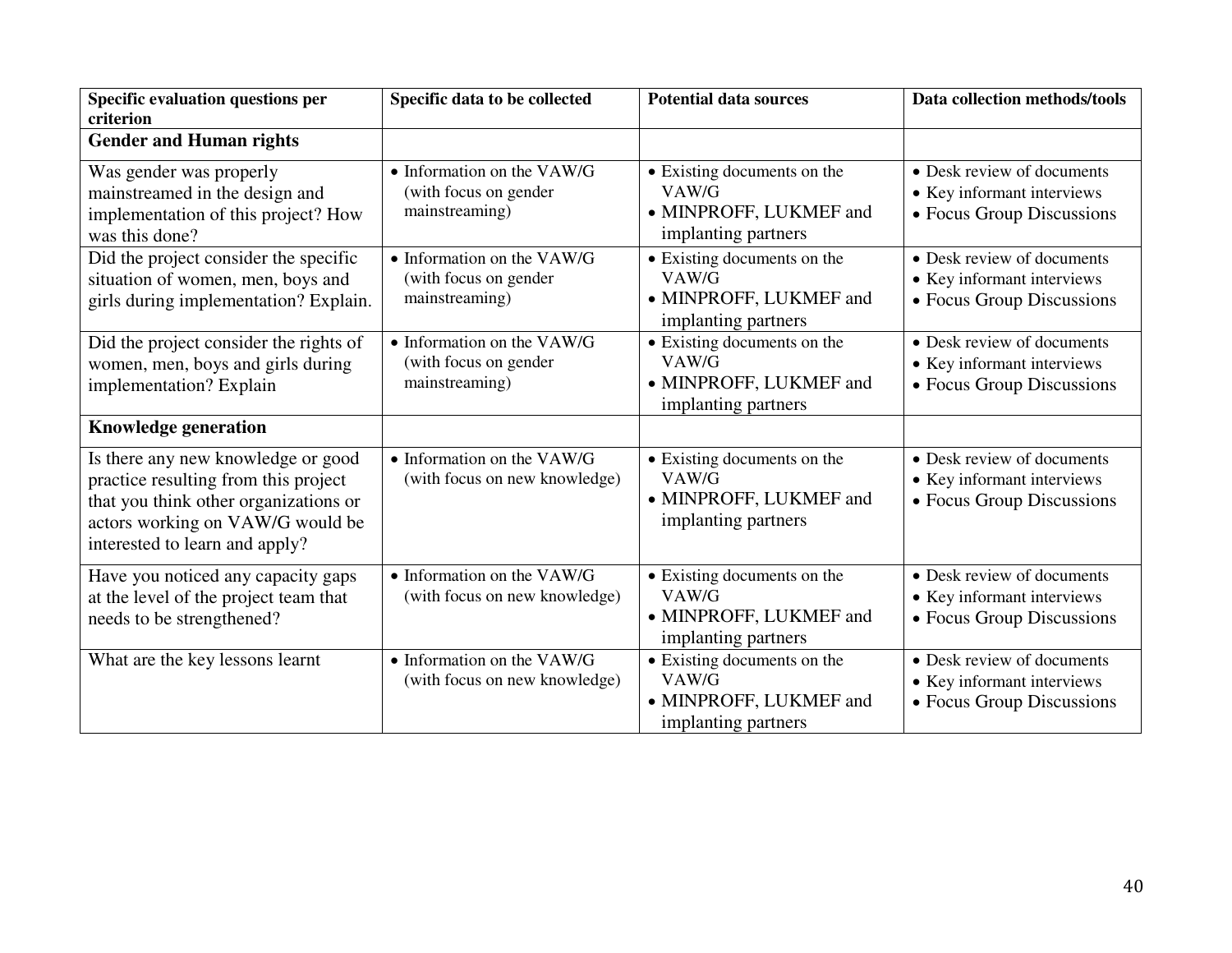| Specific evaluation questions per criterion | Specific data to be collected | Potential data sources | Data collection methods/tools |
|---|---|---|---|
| **Gender and Human rights** | | | |
| Was gender was properly mainstreamed in the design and implementation of this project? How was this done? | • Information on the VAW/G (with focus on gender mainstreaming) | • Existing documents on the VAW/G<br>• MINPROFF, LUKMEF and implanting partners | • Desk review of documents<br>• Key informant interviews<br>• Focus Group Discussions |
| Did the project consider the specific situation of women, men, boys and girls during implementation? Explain. | • Information on the VAW/G (with focus on gender mainstreaming) | • Existing documents on the VAW/G<br>• MINPROFF, LUKMEF and implanting partners | • Desk review of documents<br>• Key informant interviews<br>• Focus Group Discussions |
| Did the project consider the rights of women, men, boys and girls during implementation? Explain | • Information on the VAW/G (with focus on gender mainstreaming) | • Existing documents on the VAW/G<br>• MINPROFF, LUKMEF and implanting partners | • Desk review of documents<br>• Key informant interviews<br>• Focus Group Discussions |
| **Knowledge generation** | | | |
| Is there any new knowledge or good practice resulting from this project that you think other organizations or actors working on VAW/G would be interested to learn and apply? | • Information on the VAW/G (with focus on new knowledge) | • Existing documents on the VAW/G<br>• MINPROFF, LUKMEF and implanting partners | • Desk review of documents<br>• Key informant interviews<br>• Focus Group Discussions |
| Have you noticed any capacity gaps at the level of the project team that needs to be strengthened? | • Information on the VAW/G (with focus on new knowledge) | • Existing documents on the VAW/G<br>• MINPROFF, LUKMEF and implanting partners | • Desk review of documents<br>• Key informant interviews<br>• Focus Group Discussions |
| What are the key lessons learnt | • Information on the VAW/G (with focus on new knowledge) | • Existing documents on the VAW/G<br>• MINPROFF, LUKMEF and implanting partners | • Desk review of documents<br>• Key informant interviews<br>• Focus Group Discussions |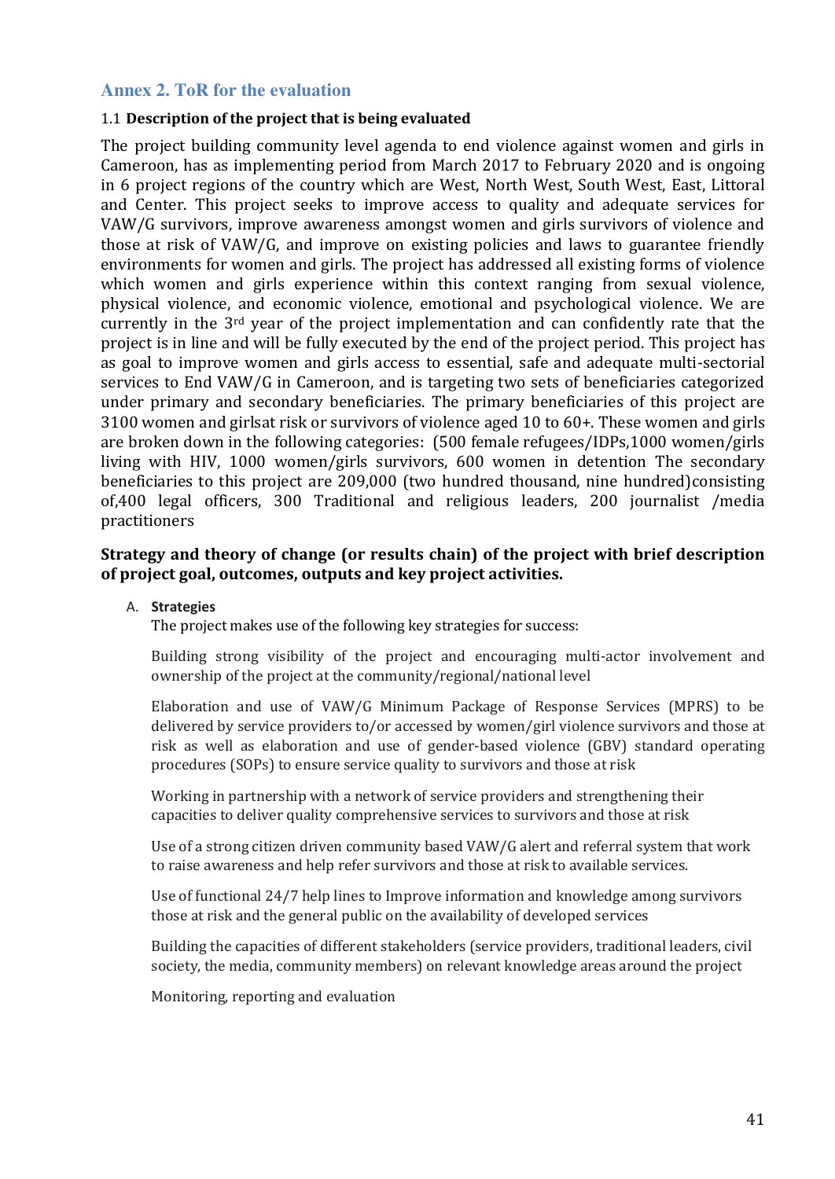## Annex 2. ToR for the evaluation

### 1.1 Description of the project that is being evaluated

The project building community level agenda to end violence against women and girls in Cameroon, has as implementing period from March 2017 to February 2020 and is ongoing in 6 project regions of the country which are West, North West, South West, East, Littoral and Center. This project seeks to improve access to quality and adequate services for VAW/G survivors, improve awareness amongst women and girls survivors of violence and those at risk of VAW/G, and improve on existing policies and laws to guarantee friendly environments for women and girls. The project has addressed all existing forms of violence which women and girls experience within this context ranging from sexual violence, physical violence, and economic violence, emotional and psychological violence. We are currently in the 3rd year of the project implementation and can confidently rate that the project is in line and will be fully executed by the end of the project period. This project has as goal to improve women and girls access to essential, safe and adequate multi-sectorial services to End VAW/G in Cameroon, and is targeting two sets of beneficiaries categorized under primary and secondary beneficiaries. The primary beneficiaries of this project are 3100 women and girlsat risk or survivors of violence aged 10 to 60+. These women and girls are broken down in the following categories: (500 female refugees/IDPs,1000 women/girls living with HIV, 1000 women/girls survivors, 600 women in detention The secondary beneficiaries to this project are 209,000 (two hundred thousand, nine hundred)consisting of,400 legal officers, 300 Traditional and religious leaders, 200 journalist /media practitioners

**Strategy and theory of change (or results chain) of the project with brief description of project goal, outcomes, outputs and key project activities.**

A. **Strategies**

The project makes use of the following key strategies for success:

Building strong visibility of the project and encouraging multi-actor involvement and ownership of the project at the community/regional/national level

Elaboration and use of VAW/G Minimum Package of Response Services (MPRS) to be delivered by service providers to/or accessed by women/girl violence survivors and those at risk as well as elaboration and use of gender-based violence (GBV) standard operating procedures (SOPs) to ensure service quality to survivors and those at risk

Working in partnership with a network of service providers and strengthening their capacities to deliver quality comprehensive services to survivors and those at risk

Use of a strong citizen driven community based VAW/G alert and referral system that work to raise awareness and help refer survivors and those at risk to available services.

Use of functional 24/7 help lines to Improve information and knowledge among survivors those at risk and the general public on the availability of developed services

Building the capacities of different stakeholders (service providers, traditional leaders, civil society, the media, community members) on relevant knowledge areas around the project

Monitoring, reporting and evaluation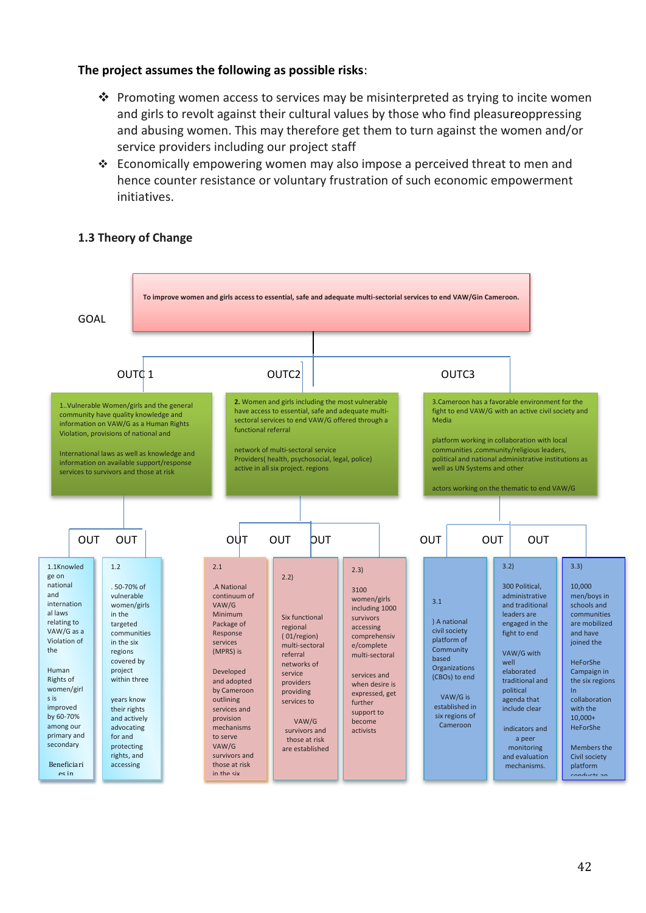**The project assumes the following as possible risks**:

- Promoting women access to services may be misinterpreted as trying to incite women and girls to revolt against their cultural values by those who find pleasureoppressing and abusing women. This may therefore get them to turn against the women and/or service providers including our project staff
- Economically empowering women may also impose a perceived threat to men and hence counter resistance or voluntary frustration of such economic empowerment initiatives.

### 1.3 Theory of Change

GOAL

**To improve women and girls access to essential, safe and adequate multi-sectorial services to end VAW/Gin Cameroon.**

OUTC 1

1..Vulnerable Women/girls and the general community have quality knowledge and information on VAW/G as a Human Rights Violation, provisions of national and

International laws as well as knowledge and information on available support/response services to survivors and those at risk

OUT

1.1Knowledge on national and international laws relating to VAW/G as a Violation of the

Human Rights of women/girls is improved by 60-70% among our primary and secondary

Beneficiaries in

OUT

1.2

. 50-70% of vulnerable women/girls in the targeted communities in the six regions covered by project within three

years know their rights and actively advocating for and protecting rights, and accessing

OUTC2

**2.** Women and girls including the most vulnerable have access to essential, safe and adequate multi-sectoral services to end VAW/G offered through a functional referral

network of multi-sectoral service Providers( health, psychosocial, legal, police) active in all six project. regions

OUT

2.1

.A National continuum of VAW/G Minimum Package of Response services (MPRS) is

Developed and adopted by Cameroon outlining services and provision mechanisms to serve VAW/G survivors and those at risk in the six

OUT

2.2)

Six functional regional ( 01/region) multi-sectoral referral networks of service providers providing services to

VAW/G survivors and those at risk are established

OUT

2.3)

3100 women/girls including 1000 survivors accessing comprehensive/complete multi-sectoral

services and when desire is expressed, get further support to become activists

OUTC3

3.Cameroon has a favorable environment for the fight to end VAW/G with an active civil society and Media

platform working in collaboration with local communities ,community/religious leaders, political and national administrative institutions as well as UN Systems and other

actors working on the thematic to end VAW/G

OUT

3.1

) A national civil society platform of Community based Organizations (CBOs) to end

VAW/G is established in six regions of Cameroon

OUT

3.2)

300 Political, administrative and traditional leaders are engaged in the fight to end

VAW/G with well elaborated traditional and political agenda that include clear

indicators and a peer monitoring and evaluation mechanisms.

OUT

3.3)

10,000 men/boys in schools and communities are mobilized and have joined the

HeForShe Campaign in the six regions In collaboration with the 10,000+ HeForShe

Members the Civil society platform conducts an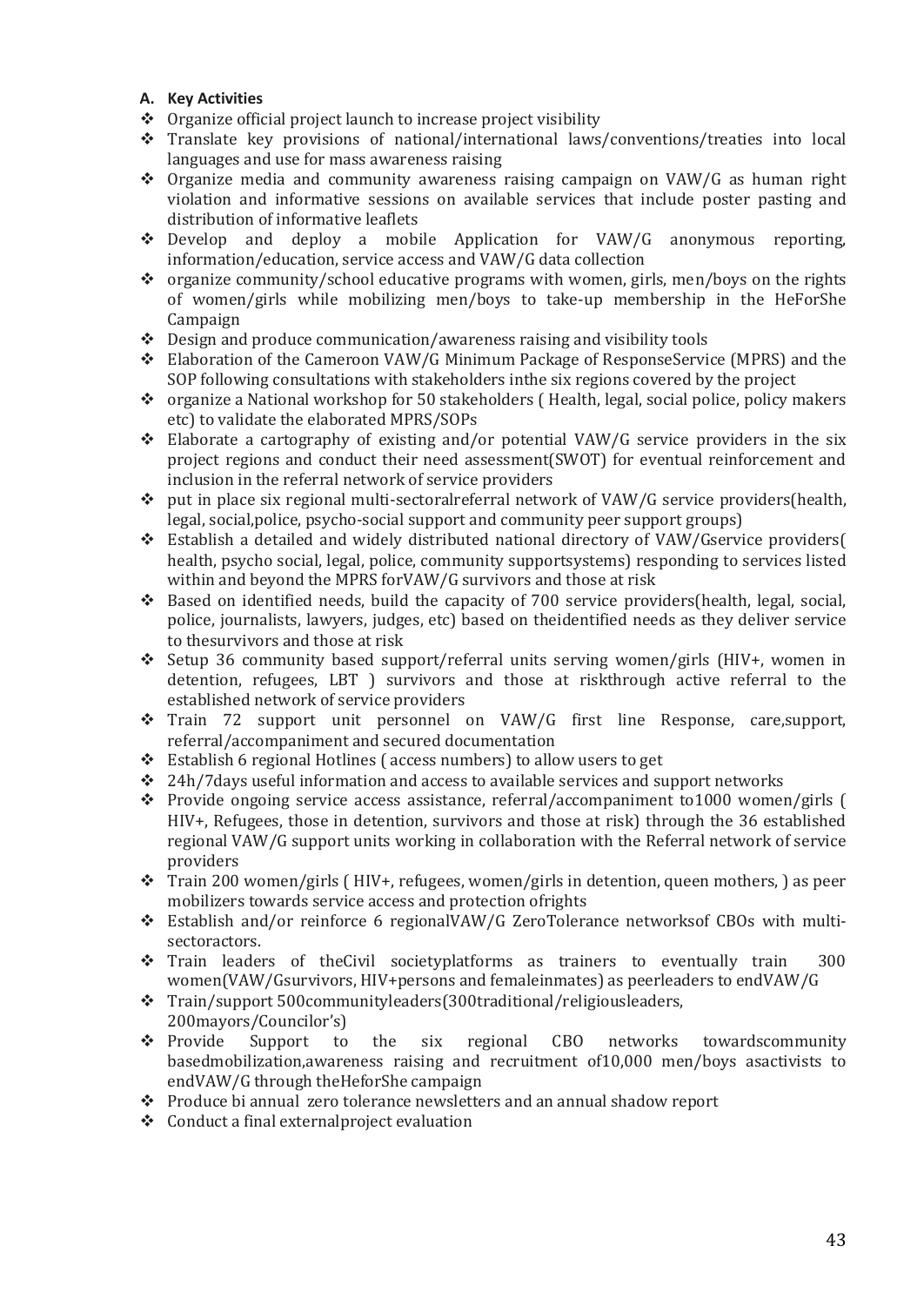**A. Key Activities**

- Organize official project launch to increase project visibility
- Translate key provisions of national/international laws/conventions/treaties into local languages and use for mass awareness raising
- Organize media and community awareness raising campaign on VAW/G as human right violation and informative sessions on available services that include poster pasting and distribution of informative leaflets
- Develop and deploy a mobile Application for VAW/G anonymous reporting, information/education, service access and VAW/G data collection
- organize community/school educative programs with women, girls, men/boys on the rights of women/girls while mobilizing men/boys to take-up membership in the HeForShe Campaign
- Design and produce communication/awareness raising and visibility tools
- Elaboration of the Cameroon VAW/G Minimum Package of ResponseService (MPRS) and the SOP following consultations with stakeholders inthe six regions covered by the project
- organize a National workshop for 50 stakeholders ( Health, legal, social police, policy makers etc) to validate the elaborated MPRS/SOPs
- Elaborate a cartography of existing and/or potential VAW/G service providers in the six project regions and conduct their need assessment(SWOT) for eventual reinforcement and inclusion in the referral network of service providers
- put in place six regional multi-sectoralreferral network of VAW/G service providers(health, legal, social,police, psycho-social support and community peer support groups)
- Establish a detailed and widely distributed national directory of VAW/Gservice providers( health, psycho social, legal, police, community supportsystems) responding to services listed within and beyond the MPRS forVAW/G survivors and those at risk
- Based on identified needs, build the capacity of 700 service providers(health, legal, social, police, journalists, lawyers, judges, etc) based on theidentified needs as they deliver service to thesurvivors and those at risk
- Setup 36 community based support/referral units serving women/girls (HIV+, women in detention, refugees, LBT ) survivors and those at riskthrough active referral to the established network of service providers
- Train 72 support unit personnel on VAW/G first line Response, care,support, referral/accompaniment and secured documentation
- Establish 6 regional Hotlines ( access numbers) to allow users to get
- 24h/7days useful information and access to available services and support networks
- Provide ongoing service access assistance, referral/accompaniment to1000 women/girls ( HIV+, Refugees, those in detention, survivors and those at risk) through the 36 established regional VAW/G support units working in collaboration with the Referral network of service providers
- Train 200 women/girls ( HIV+, refugees, women/girls in detention, queen mothers, ) as peer mobilizers towards service access and protection ofrights
- Establish and/or reinforce 6 regionalVAW/G ZeroTolerance networksof CBOs with multi-sectoractors.
- Train leaders of theCivil societyplatforms as trainers to eventually train 300 women(VAW/Gsurvivors, HIV+persons and femaleinmates) as peerleaders to endVAW/G
- Train/support 500communityleaders(300traditional/religiousleaders, 200mayors/Councilor's)
- Provide Support to the six regional CBO networks towardscommunity basedmobilization,awareness raising and recruitment of10,000 men/boys asactivists to endVAW/G through theHeforShe campaign
- Produce bi annual zero tolerance newsletters and an annual shadow report
- Conduct a final externalproject evaluation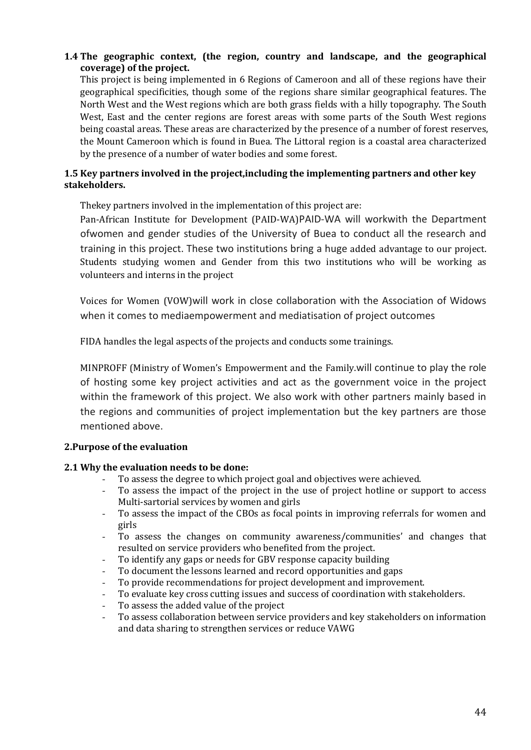**1.4 The geographic context, (the region, country and landscape, and the geographical coverage) of the project.**

This project is being implemented in 6 Regions of Cameroon and all of these regions have their geographical specificities, though some of the regions share similar geographical features. The North West and the West regions which are both grass fields with a hilly topography. The South West, East and the center regions are forest areas with some parts of the South West regions being coastal areas. These areas are characterized by the presence of a number of forest reserves, the Mount Cameroon which is found in Buea. The Littoral region is a coastal area characterized by the presence of a number of water bodies and some forest.

**1.5 Key partners involved in the project,including the implementing partners and other key stakeholders.**

Thekey partners involved in the implementation of this project are:

Pan-African Institute for Development (PAID-WA)PAID-WA will workwith the Department ofwomen and gender studies of the University of Buea to conduct all the research and training in this project. These two institutions bring a huge added advantage to our project. Students studying women and Gender from this two institutions who will be working as volunteers and interns in the project

Voices for Women (VOW)will work in close collaboration with the Association of Widows when it comes to mediaempowerment and mediatisation of project outcomes

FIDA handles the legal aspects of the projects and conducts some trainings.

MINPROFF (Ministry of Women's Empowerment and the Family.will continue to play the role of hosting some key project activities and act as the government voice in the project within the framework of this project. We also work with other partners mainly based in the regions and communities of project implementation but the key partners are those mentioned above.

**2.Purpose of the evaluation**

**2.1 Why the evaluation needs to be done:**

- To assess the degree to which project goal and objectives were achieved.
- To assess the impact of the project in the use of project hotline or support to access Multi-sartorial services by women and girls
- To assess the impact of the CBOs as focal points in improving referrals for women and girls
- To assess the changes on community awareness/communities' and changes that resulted on service providers who benefited from the project.
- To identify any gaps or needs for GBV response capacity building
- To document the lessons learned and record opportunities and gaps
- To provide recommendations for project development and improvement.
- To evaluate key cross cutting issues and success of coordination with stakeholders.
- To assess the added value of the project
- To assess collaboration between service providers and key stakeholders on information and data sharing to strengthen services or reduce VAWG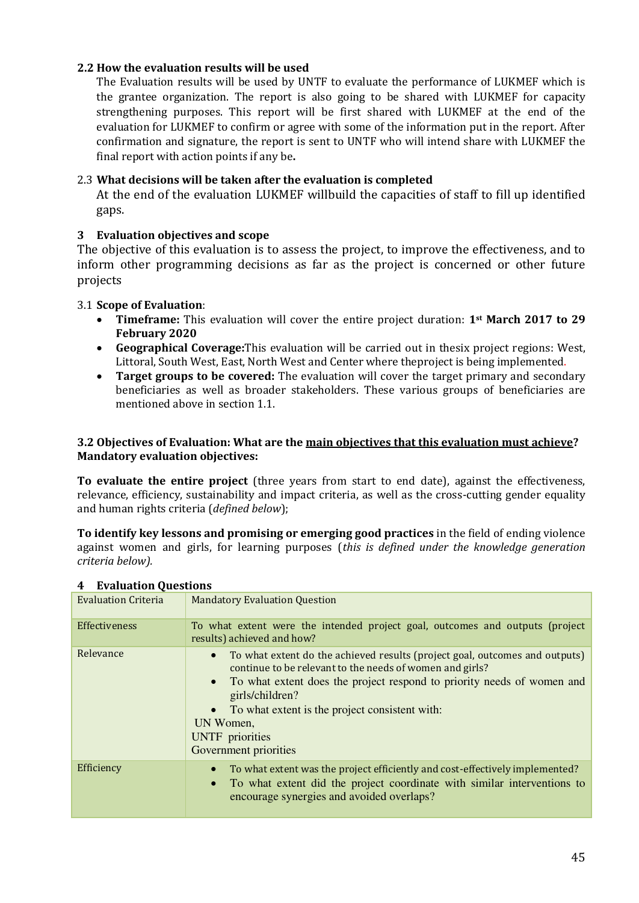**2.2 How the evaluation results will be used**

The Evaluation results will be used by UNTF to evaluate the performance of LUKMEF which is the grantee organization. The report is also going to be shared with LUKMEF for capacity strengthening purposes. This report will be first shared with LUKMEF at the end of the evaluation for LUKMEF to confirm or agree with some of the information put in the report. After confirmation and signature, the report is sent to UNTF who will intend share with LUKMEF the final report with action points if any be**.**

2.3 **What decisions will be taken after the evaluation is completed**

At the end of the evaluation LUKMEF willbuild the capacities of staff to fill up identified gaps.

## 3 Evaluation objectives and scope

The objective of this evaluation is to assess the project, to improve the effectiveness, and to inform other programming decisions as far as the project is concerned or other future projects

3.1 **Scope of Evaluation**:

- **Timeframe:** This evaluation will cover the entire project duration: **1st March 2017 to 29 February 2020**
- **Geographical Coverage:**This evaluation will be carried out in thesix project regions: West, Littoral, South West, East, North West and Center where theproject is being implemented.
- **Target groups to be covered:** The evaluation will cover the target primary and secondary beneficiaries as well as broader stakeholders. These various groups of beneficiaries are mentioned above in section 1.1.

**3.2 Objectives of Evaluation: What are the <u>main objectives that this evaluation must achieve</u>? Mandatory evaluation objectives:**

**To evaluate the entire project** (three years from start to end date), against the effectiveness, relevance, efficiency, sustainability and impact criteria, as well as the cross-cutting gender equality and human rights criteria (*defined below*);

**To identify key lessons and promising or emerging good practices** in the field of ending violence against women and girls, for learning purposes (*this is defined under the knowledge generation criteria below).*

## 4 Evaluation Questions

| Evaluation Criteria | Mandatory Evaluation Question |
|---|---|
| Effectiveness | To what extent were the intended project goal, outcomes and outputs (project results) achieved and how? |
| Relevance | • To what extent do the achieved results (project goal, outcomes and outputs) continue to be relevant to the needs of women and girls?<br>• To what extent does the project respond to priority needs of women and girls/children?<br>• To what extent is the project consistent with:<br>UN Women,<br>UNTF priorities<br>Government priorities |
| Efficiency | • To what extent was the project efficiently and cost-effectively implemented?<br>• To what extent did the project coordinate with similar interventions to encourage synergies and avoided overlaps? |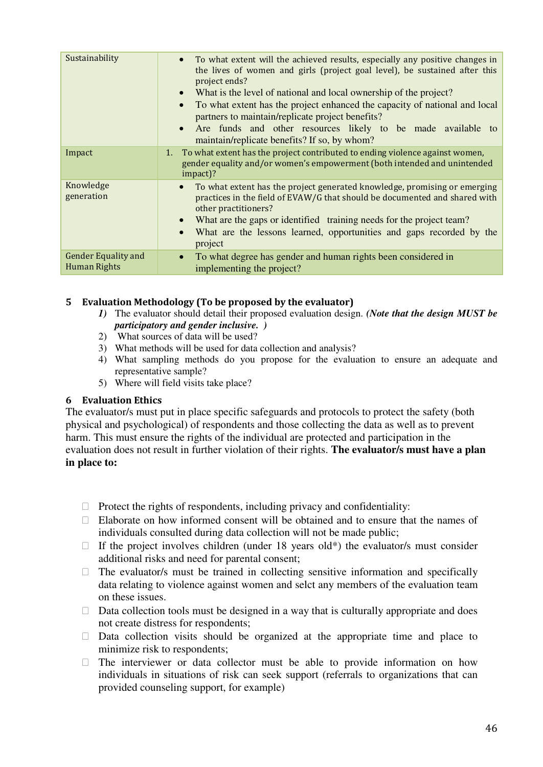| Sustainability | • To what extent will the achieved results, especially any positive changes in the lives of women and girls (project goal level), be sustained after this project ends?<br>• What is the level of national and local ownership of the project?<br>• To what extent has the project enhanced the capacity of national and local partners to maintain/replicate project benefits?<br>• Are funds and other resources likely to be made available to maintain/replicate benefits? If so, by whom? |
|---|---|
| Impact | 1. To what extent has the project contributed to ending violence against women, gender equality and/or women's empowerment (both intended and unintended impact)? |
| Knowledge generation | • To what extent has the project generated knowledge, promising or emerging practices in the field of EVAW/G that should be documented and shared with other practitioners?<br>• What are the gaps or identified training needs for the project team?<br>• What are the lessons learned, opportunities and gaps recorded by the project |
| Gender Equality and Human Rights | • To what degree has gender and human rights been considered in implementing the project? |

## 5 Evaluation Methodology (To be proposed by the evaluator)

1) The evaluator should detail their proposed evaluation design. ***(Note that the design MUST be participatory and gender inclusive. )***
2) What sources of data will be used?
3) What methods will be used for data collection and analysis?
4) What sampling methods do you propose for the evaluation to ensure an adequate and representative sample?
5) Where will field visits take place?

## 6 Evaluation Ethics

The evaluator/s must put in place specific safeguards and protocols to protect the safety (both physical and psychological) of respondents and those collecting the data as well as to prevent harm. This must ensure the rights of the individual are protected and participation in the evaluation does not result in further violation of their rights. **The evaluator/s must have a plan in place to:**

- Protect the rights of respondents, including privacy and confidentiality:
- Elaborate on how informed consent will be obtained and to ensure that the names of individuals consulted during data collection will not be made public;
- If the project involves children (under 18 years old*) the evaluator/s must consider additional risks and need for parental consent;
- The evaluator/s must be trained in collecting sensitive information and specifically data relating to violence against women and selct any members of the evaluation team on these issues.
- Data collection tools must be designed in a way that is culturally appropriate and does not create distress for respondents;
- Data collection visits should be organized at the appropriate time and place to minimize risk to respondents;
- The interviewer or data collector must be able to provide information on how individuals in situations of risk can seek support (referrals to organizations that can provided counseling support, for example)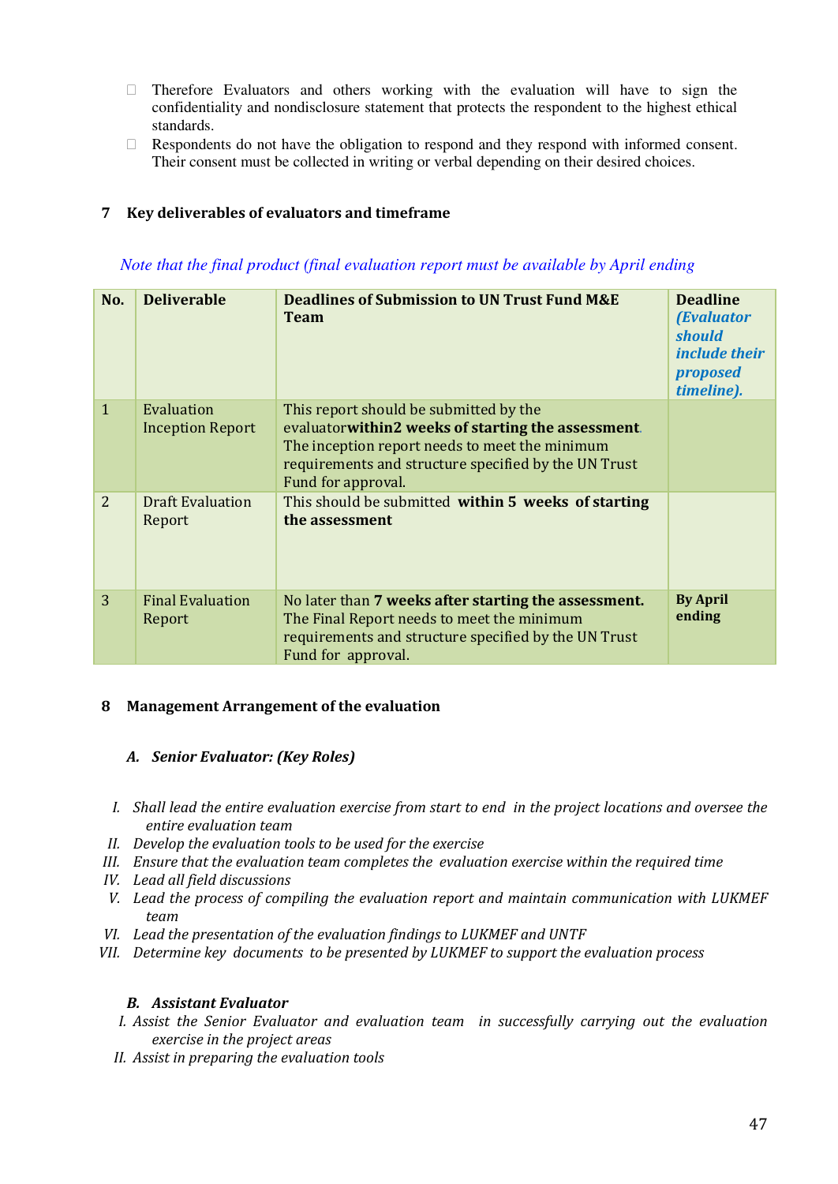- Therefore Evaluators and others working with the evaluation will have to sign the confidentiality and nondisclosure statement that protects the respondent to the highest ethical standards.
- Respondents do not have the obligation to respond and they respond with informed consent. Their consent must be collected in writing or verbal depending on their desired choices.

## 7 Key deliverables of evaluators and timeframe

*Note that the final product (final evaluation report must be available by April ending*

| No. | Deliverable | Deadlines of Submission to UN Trust Fund M&E Team | Deadline *(Evaluator should include their proposed timeline).* |
|---|---|---|---|
| 1 | Evaluation Inception Report | This report should be submitted by the evaluator**within2 weeks of starting the assessment**. The inception report needs to meet the minimum requirements and structure specified by the UN Trust Fund for approval. | |
| 2 | Draft Evaluation Report | This should be submitted **within 5 weeks of starting the assessment** | |
| 3 | Final Evaluation Report | No later than **7 weeks after starting the assessment.** The Final Report needs to meet the minimum requirements and structure specified by the UN Trust Fund for approval. | **By April ending** |

## 8 Management Arrangement of the evaluation

### *A. Senior Evaluator: (Key Roles)*

I. *Shall lead the entire evaluation exercise from start to end in the project locations and oversee the entire evaluation team*
II. *Develop the evaluation tools to be used for the exercise*
III. *Ensure that the evaluation team completes the evaluation exercise within the required time*
IV. *Lead all field discussions*
V. *Lead the process of compiling the evaluation report and maintain communication with LUKMEF team*
VI. *Lead the presentation of the evaluation findings to LUKMEF and UNTF*
VII. *Determine key documents to be presented by LUKMEF to support the evaluation process*

### *B. Assistant Evaluator*

I. *Assist the Senior Evaluator and evaluation team in successfully carrying out the evaluation exercise in the project areas*
II. *Assist in preparing the evaluation tools*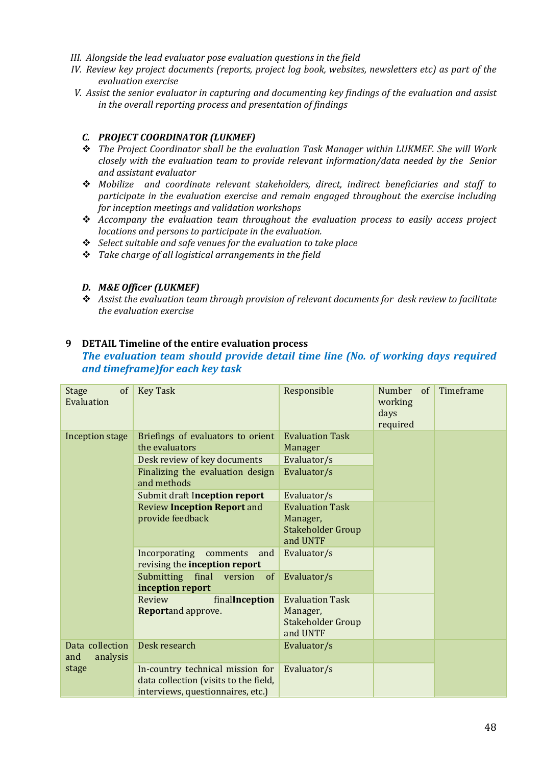III. *Alongside the lead evaluator pose evaluation questions in the field*
IV. *Review key project documents (reports, project log book, websites, newsletters etc) as part of the evaluation exercise*
V. *Assist the senior evaluator in capturing and documenting key findings of the evaluation and assist in the overall reporting process and presentation of findings*

**C. *PROJECT COORDINATOR (LUKMEF)***

- *The Project Coordinator shall be the evaluation Task Manager within LUKMEF. She will Work closely with the evaluation team to provide relevant information/data needed by the Senior and assistant evaluator*
- *Mobilize and coordinate relevant stakeholders, direct, indirect beneficiaries and staff to participate in the evaluation exercise and remain engaged throughout the exercise including for inception meetings and validation workshops*
- *Accompany the evaluation team throughout the evaluation process to easily access project locations and persons to participate in the evaluation.*
- *Select suitable and safe venues for the evaluation to take place*
- *Take charge of all logistical arrangements in the field*

**D. *M&E Officer (LUKMEF)***

- *Assist the evaluation team through provision of relevant documents for desk review to facilitate the evaluation exercise*

## 9 DETAIL Timeline of the entire evaluation process

***The evaluation team should provide detail time line (No. of working days required and timeframe)for each key task***

| Stage of Evaluation | Key Task | Responsible | Number of working days required | Timeframe |
|---|---|---|---|---|
| Inception stage | Briefings of evaluators to orient the evaluators | Evaluation Task Manager | | |
| | Desk review of key documents | Evaluator/s | | |
| | Finalizing the evaluation design and methods | Evaluator/s | | |
| | Submit draft I**nception report** | Evaluator/s | | |
| | Review **Inception Report** and provide feedback | Evaluation Task Manager, Stakeholder Group and UNTF | | |
| | Incorporating comments and revising the **inception report** | Evaluator/s | | |
| | Submitting final version of **inception report** | Evaluator/s | | |
| | Review final**Inception Report**and approve. | Evaluation Task Manager, Stakeholder Group and UNTF | | |
| Data collection and analysis stage | Desk research | Evaluator/s | | |
| | In-country technical mission for data collection (visits to the field, interviews, questionnaires, etc.) | Evaluator/s | | |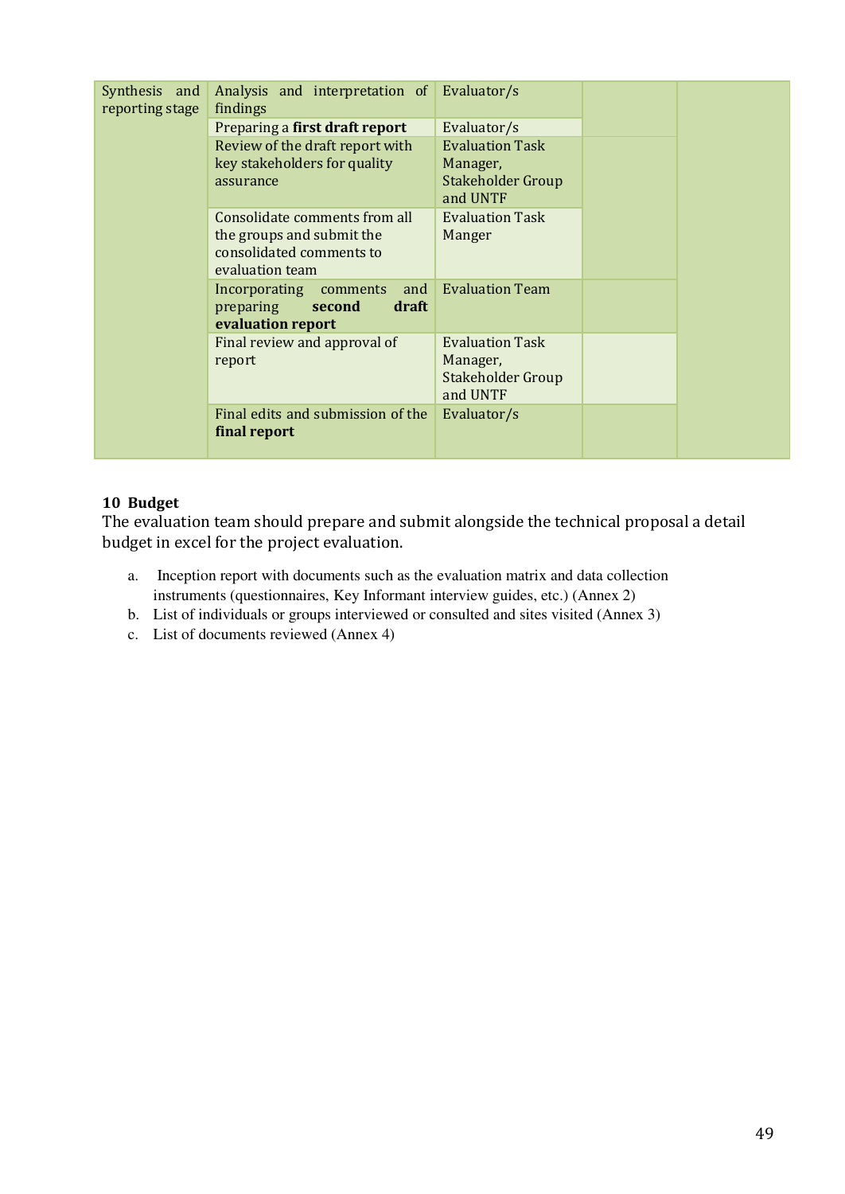| Synthesis and reporting stage | Analysis and interpretation of findings | Evaluator/s | | |
|---|---|---|---|---|
| | Preparing a **first draft report** | Evaluator/s | | |
| | Review of the draft report with key stakeholders for quality assurance | Evaluation Task Manager, Stakeholder Group and UNTF | | |
| | Consolidate comments from all the groups and submit the consolidated comments to evaluation team | Evaluation Task Manger | | |
| | Incorporating comments and preparing **second draft evaluation report** | Evaluation Team | | |
| | Final review and approval of report | Evaluation Task Manager, Stakeholder Group and UNTF | | |
| | Final edits and submission of the **final report** | Evaluator/s | | |

## 10 Budget

The evaluation team should prepare and submit alongside the technical proposal a detail budget in excel for the project evaluation.

a. Inception report with documents such as the evaluation matrix and data collection instruments (questionnaires, Key Informant interview guides, etc.) (Annex 2)
b. List of individuals or groups interviewed or consulted and sites visited (Annex 3)
c. List of documents reviewed (Annex 4)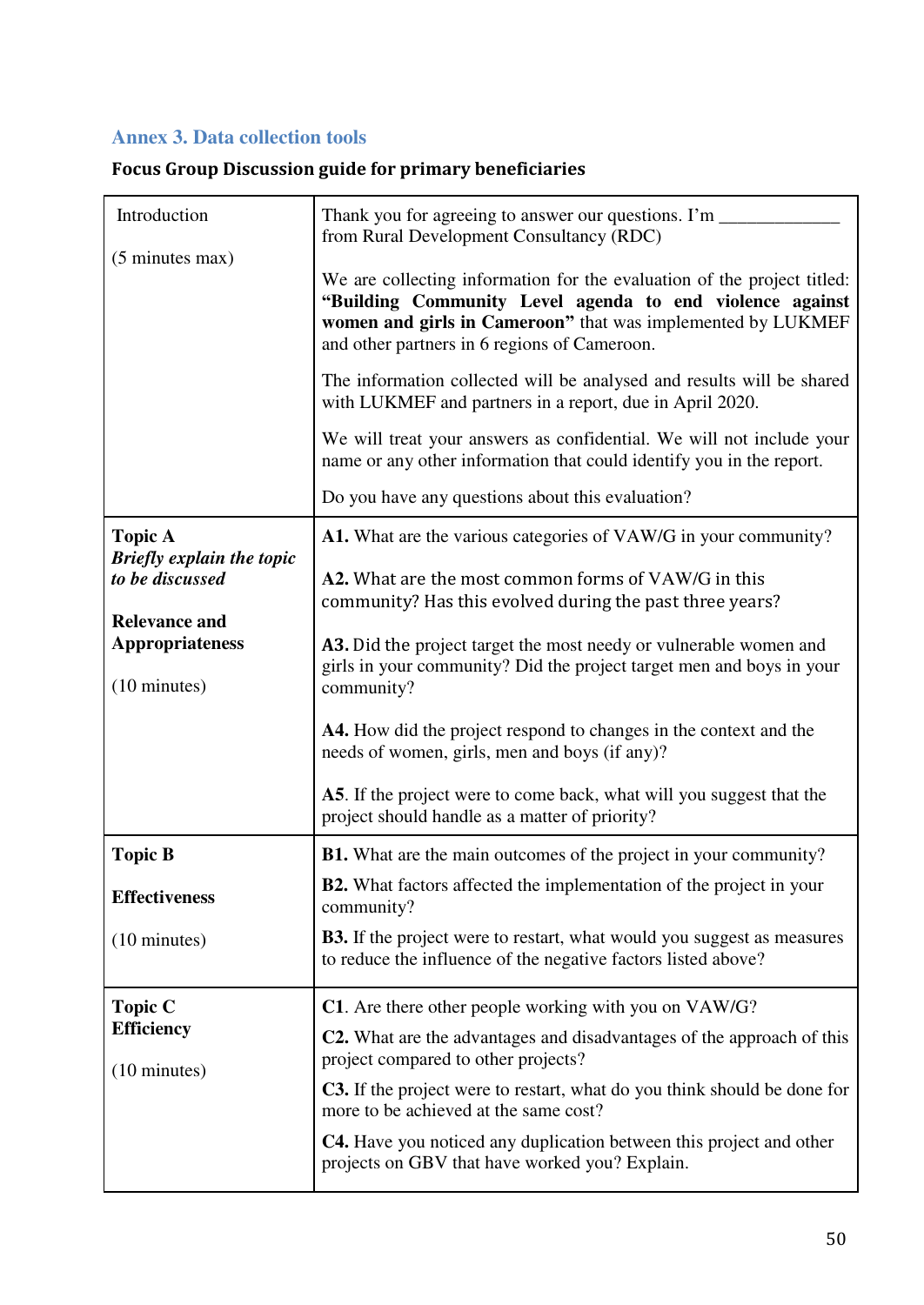## Annex 3. Data collection tools

**Focus Group Discussion guide for primary beneficiaries**

| | |
|---|---|
| Introduction<br><br>(5 minutes max) | Thank you for agreeing to answer our questions. I'm _____________ from Rural Development Consultancy (RDC)<br><br>We are collecting information for the evaluation of the project titled: **"Building Community Level agenda to end violence against women and girls in Cameroon"** that was implemented by LUKMEF and other partners in 6 regions of Cameroon.<br><br>The information collected will be analysed and results will be shared with LUKMEF and partners in a report, due in April 2020.<br><br>We will treat your answers as confidential. We will not include your name or any other information that could identify you in the report.<br><br>Do you have any questions about this evaluation? |
| **Topic A**<br>***Briefly explain the topic to be discussed***<br><br>**Relevance and Appropriateness**<br><br>(10 minutes) | **A1.** What are the various categories of VAW/G in your community?<br><br>**A2.** What are the most common forms of VAW/G in this community? Has this evolved during the past three years?<br><br>**A3.** Did the project target the most needy or vulnerable women and girls in your community? Did the project target men and boys in your community?<br><br>**A4.** How did the project respond to changes in the context and the needs of women, girls, men and boys (if any)?<br><br>**A5**. If the project were to come back, what will you suggest that the project should handle as a matter of priority? |
| **Topic B**<br><br>**Effectiveness**<br><br>(10 minutes) | **B1.** What are the main outcomes of the project in your community?<br><br>**B2.** What factors affected the implementation of the project in your community?<br><br>**B3.** If the project were to restart, what would you suggest as measures to reduce the influence of the negative factors listed above? |
| **Topic C**<br>**Efficiency**<br><br>(10 minutes) | **C1**. Are there other people working with you on VAW/G?<br><br>**C2.** What are the advantages and disadvantages of the approach of this project compared to other projects?<br><br>**C3.** If the project were to restart, what do you think should be done for more to be achieved at the same cost?<br><br>**C4.** Have you noticed any duplication between this project and other projects on GBV that have worked you? Explain. |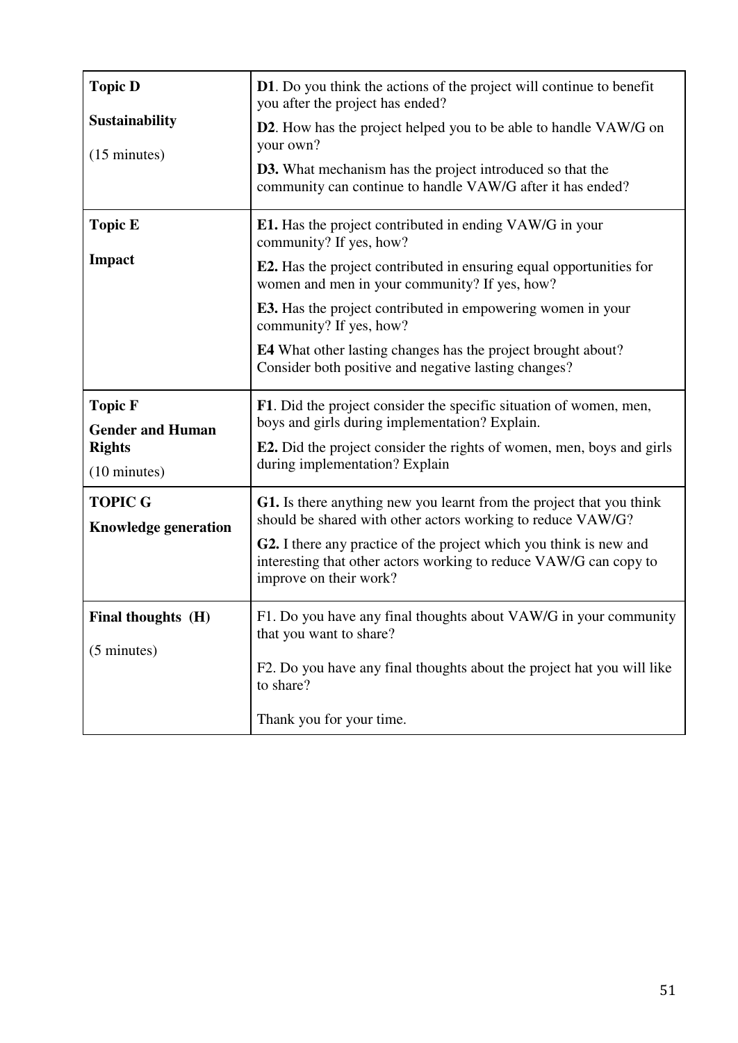| | |
|---|---|
| **Topic D**<br><br>**Sustainability**<br><br>(15 minutes) | **D1**. Do you think the actions of the project will continue to benefit you after the project has ended?<br><br>**D2**. How has the project helped you to be able to handle VAW/G on your own?<br><br>**D3.** What mechanism has the project introduced so that the community can continue to handle VAW/G after it has ended? |
| **Topic E**<br><br>**Impact** | **E1.** Has the project contributed in ending VAW/G in your community? If yes, how?<br><br>**E2.** Has the project contributed in ensuring equal opportunities for women and men in your community? If yes, how?<br><br>**E3.** Has the project contributed in empowering women in your community? If yes, how?<br><br>**E4** What other lasting changes has the project brought about? Consider both positive and negative lasting changes? |
| **Topic F**<br><br>**Gender and Human Rights**<br><br>(10 minutes) | **F1**. Did the project consider the specific situation of women, men, boys and girls during implementation? Explain.<br><br>**E2.** Did the project consider the rights of women, men, boys and girls during implementation? Explain |
| **TOPIC G**<br><br>**Knowledge generation** | **G1.** Is there anything new you learnt from the project that you think should be shared with other actors working to reduce VAW/G?<br><br>**G2.** I there any practice of the project which you think is new and interesting that other actors working to reduce VAW/G can copy to improve on their work? |
| **Final thoughts (H)**<br><br>(5 minutes) | F1. Do you have any final thoughts about VAW/G in your community that you want to share?<br><br>F2. Do you have any final thoughts about the project hat you will like to share?<br><br>Thank you for your time. |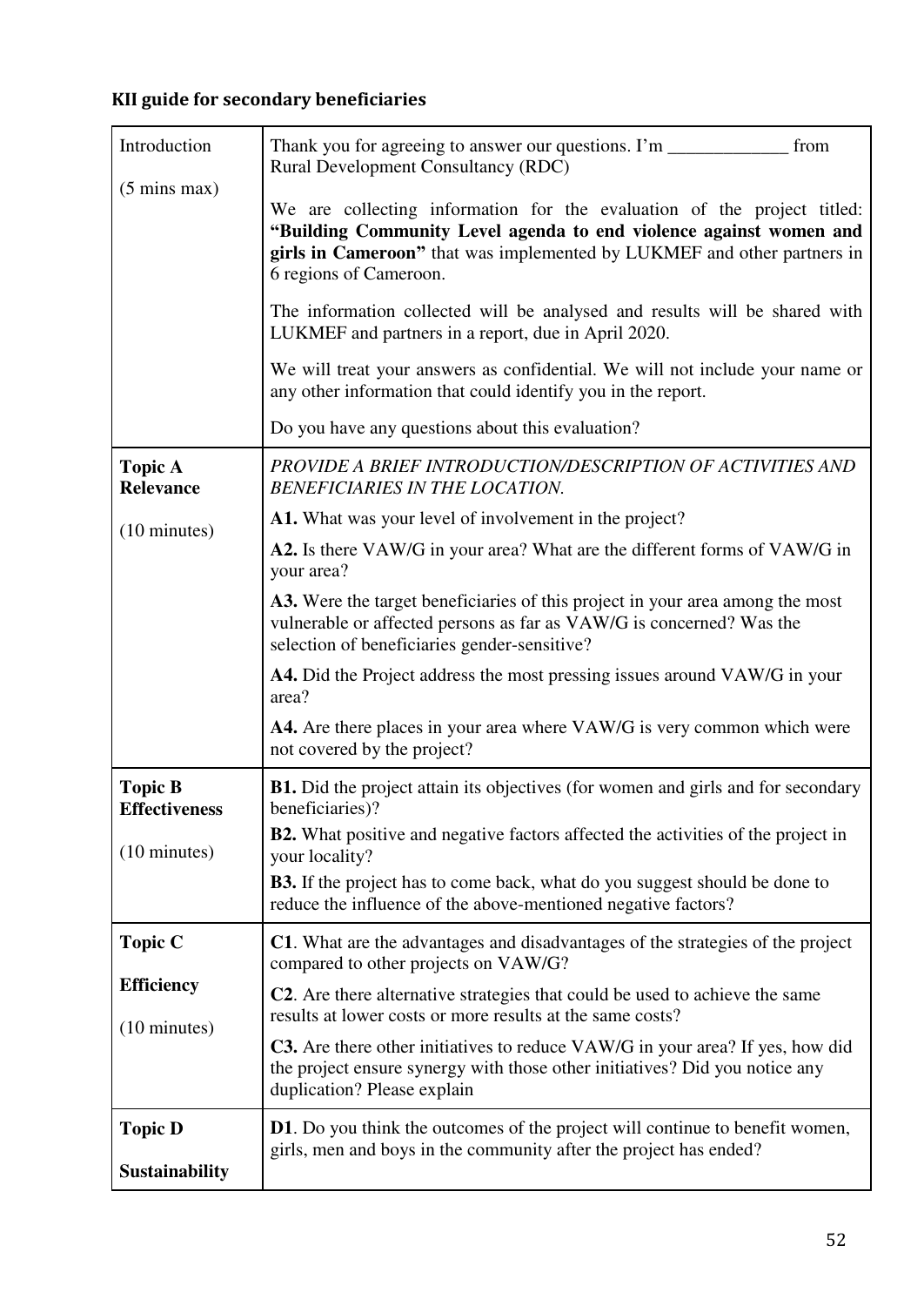### KII guide for secondary beneficiaries

| Introduction<br><br>(5 mins max) | Thank you for agreeing to answer our questions. I'm _____________ from Rural Development Consultancy (RDC)<br><br>We are collecting information for the evaluation of the project titled: **"Building Community Level agenda to end violence against women and girls in Cameroon"** that was implemented by LUKMEF and other partners in 6 regions of Cameroon.<br><br>The information collected will be analysed and results will be shared with LUKMEF and partners in a report, due in April 2020.<br><br>We will treat your answers as confidential. We will not include your name or any other information that could identify you in the report.<br><br>Do you have any questions about this evaluation? |
|---|---|
| **Topic A Relevance**<br><br>(10 minutes) | *PROVIDE A BRIEF INTRODUCTION/DESCRIPTION OF ACTIVITIES AND BENEFICIARIES IN THE LOCATION.*<br><br>**A1.** What was your level of involvement in the project?<br><br>**A2.** Is there VAW/G in your area? What are the different forms of VAW/G in your area?<br><br>**A3.** Were the target beneficiaries of this project in your area among the most vulnerable or affected persons as far as VAW/G is concerned? Was the selection of beneficiaries gender-sensitive?<br><br>**A4.** Did the Project address the most pressing issues around VAW/G in your area?<br><br>**A4.** Are there places in your area where VAW/G is very common which were not covered by the project? |
| **Topic B Effectiveness**<br><br>(10 minutes) | **B1.** Did the project attain its objectives (for women and girls and for secondary beneficiaries)?<br><br>**B2.** What positive and negative factors affected the activities of the project in your locality?<br><br>**B3.** If the project has to come back, what do you suggest should be done to reduce the influence of the above-mentioned negative factors? |
| **Topic C**<br><br>**Efficiency**<br><br>(10 minutes) | **C1**. What are the advantages and disadvantages of the strategies of the project compared to other projects on VAW/G?<br><br>**C2**. Are there alternative strategies that could be used to achieve the same results at lower costs or more results at the same costs?<br><br>**C3.** Are there other initiatives to reduce VAW/G in your area? If yes, how did the project ensure synergy with those other initiatives? Did you notice any duplication? Please explain |
| **Topic D**<br><br>**Sustainability** | **D1**. Do you think the outcomes of the project will continue to benefit women, girls, men and boys in the community after the project has ended? |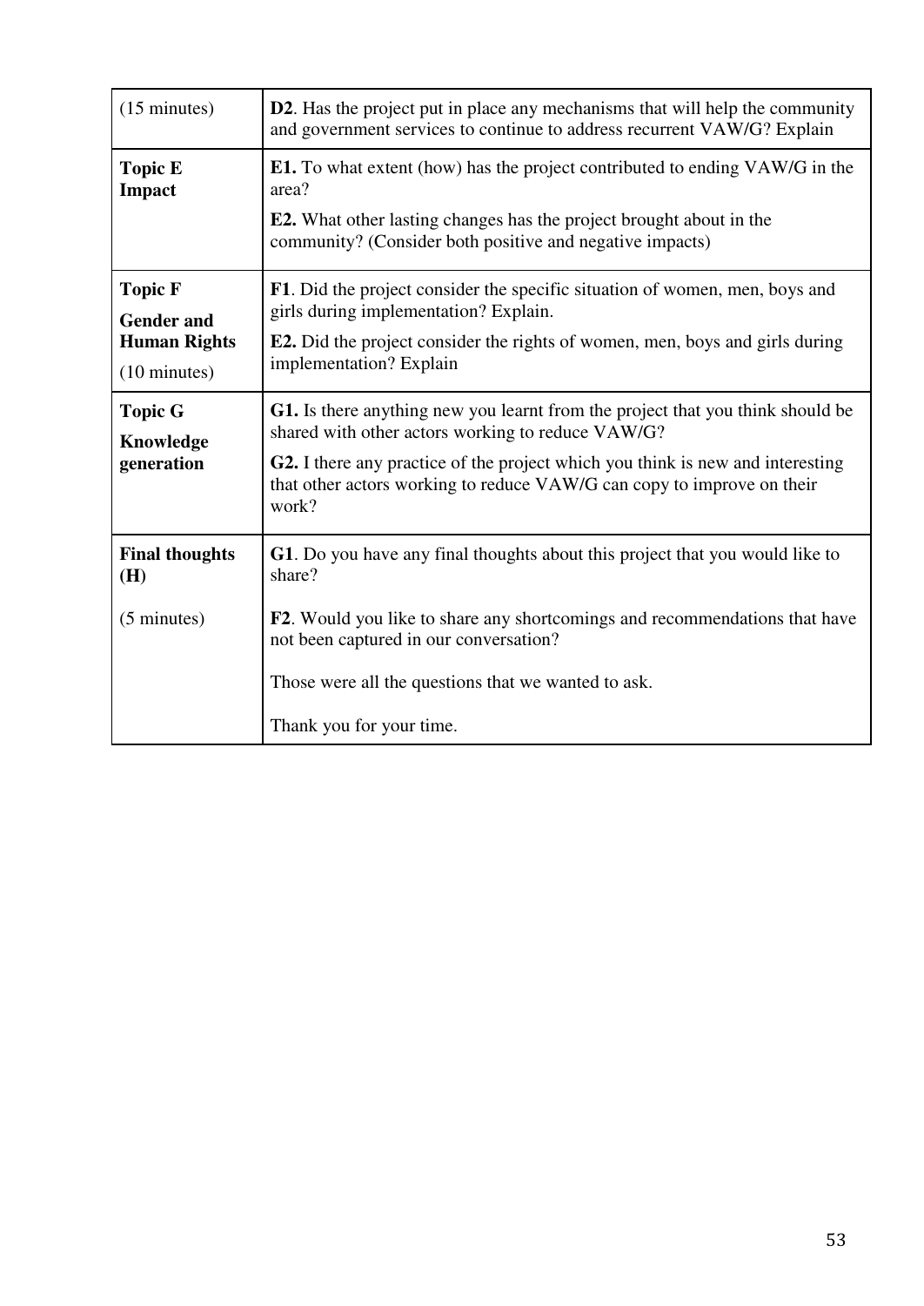| (15 minutes) | **D2**. Has the project put in place any mechanisms that will help the community and government services to continue to address recurrent VAW/G? Explain |
|---|---|
| **Topic E**<br>**Impact** | **E1.** To what extent (how) has the project contributed to ending VAW/G in the area?<br><br>**E2.** What other lasting changes has the project brought about in the community? (Consider both positive and negative impacts) |
| **Topic F**<br><br>**Gender and Human Rights**<br><br>(10 minutes) | **F1**. Did the project consider the specific situation of women, men, boys and girls during implementation? Explain.<br><br>**E2.** Did the project consider the rights of women, men, boys and girls during implementation? Explain |
| **Topic G**<br><br>**Knowledge generation** | **G1.** Is there anything new you learnt from the project that you think should be shared with other actors working to reduce VAW/G?<br><br>**G2.** I there any practice of the project which you think is new and interesting that other actors working to reduce VAW/G can copy to improve on their work? |
| **Final thoughts (H)**<br><br>(5 minutes) | **G1**. Do you have any final thoughts about this project that you would like to share?<br><br>**F2**. Would you like to share any shortcomings and recommendations that have not been captured in our conversation?<br><br>Those were all the questions that we wanted to ask.<br><br>Thank you for your time. |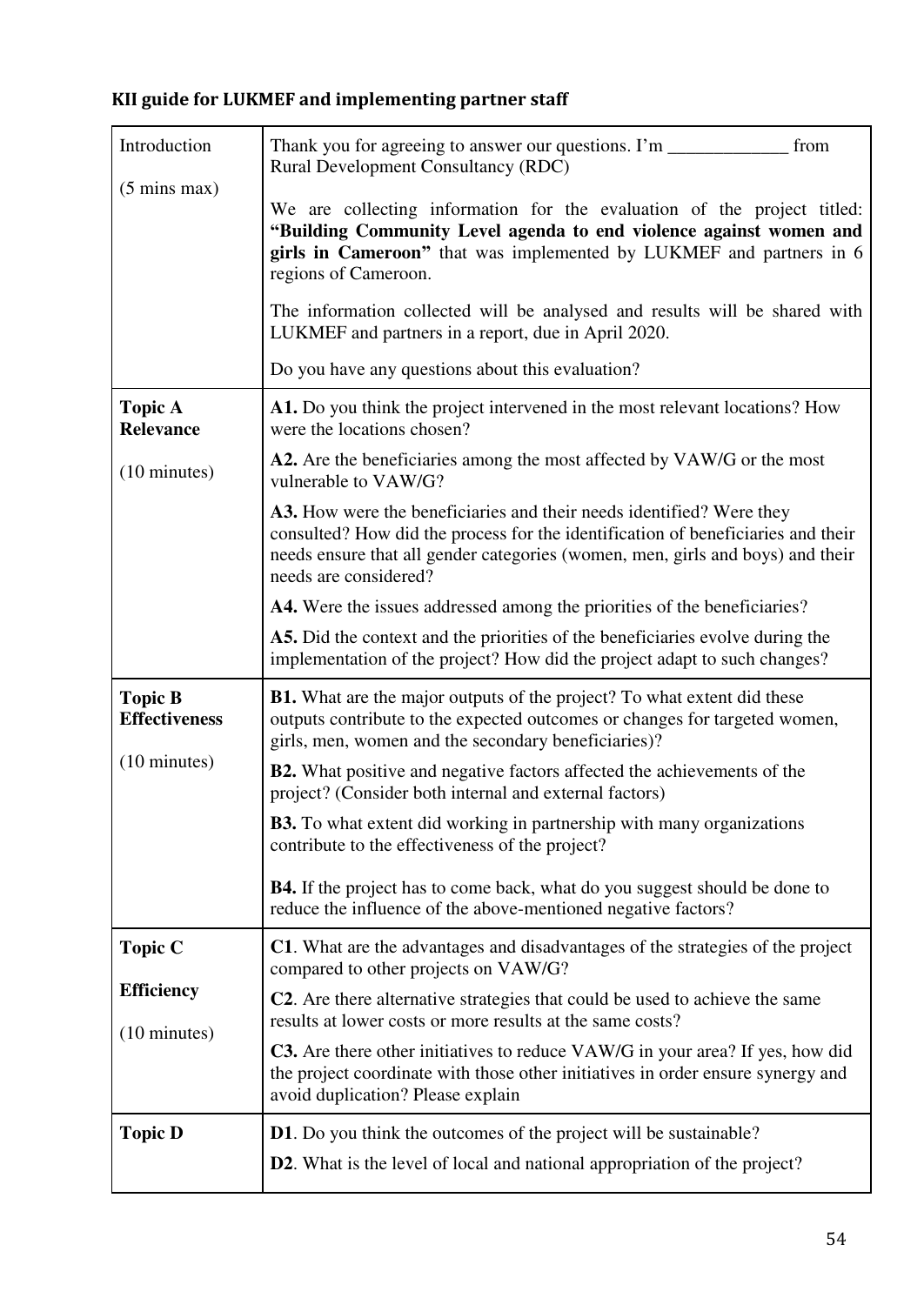## KII guide for LUKMEF and implementing partner staff

| | |
|---|---|
| Introduction<br><br>(5 mins max) | Thank you for agreeing to answer our questions. I'm _____________ from Rural Development Consultancy (RDC)<br><br>We are collecting information for the evaluation of the project titled: **"Building Community Level agenda to end violence against women and girls in Cameroon"** that was implemented by LUKMEF and partners in 6 regions of Cameroon.<br><br>The information collected will be analysed and results will be shared with LUKMEF and partners in a report, due in April 2020.<br><br>Do you have any questions about this evaluation? |
| **Topic A Relevance**<br><br>(10 minutes) | **A1.** Do you think the project intervened in the most relevant locations? How were the locations chosen?<br><br>**A2.** Are the beneficiaries among the most affected by VAW/G or the most vulnerable to VAW/G?<br><br>**A3.** How were the beneficiaries and their needs identified? Were they consulted? How did the process for the identification of beneficiaries and their needs ensure that all gender categories (women, men, girls and boys) and their needs are considered?<br><br>**A4.** Were the issues addressed among the priorities of the beneficiaries?<br><br>**A5.** Did the context and the priorities of the beneficiaries evolve during the implementation of the project? How did the project adapt to such changes? |
| **Topic B Effectiveness**<br><br>(10 minutes) | **B1.** What are the major outputs of the project? To what extent did these outputs contribute to the expected outcomes or changes for targeted women, girls, men, women and the secondary beneficiaries)?<br><br>**B2.** What positive and negative factors affected the achievements of the project? (Consider both internal and external factors)<br><br>**B3.** To what extent did working in partnership with many organizations contribute to the effectiveness of the project?<br><br>**B4.** If the project has to come back, what do you suggest should be done to reduce the influence of the above-mentioned negative factors? |
| **Topic C**<br><br>**Efficiency**<br><br>(10 minutes) | **C1**. What are the advantages and disadvantages of the strategies of the project compared to other projects on VAW/G?<br><br>**C2**. Are there alternative strategies that could be used to achieve the same results at lower costs or more results at the same costs?<br><br>**C3.** Are there other initiatives to reduce VAW/G in your area? If yes, how did the project coordinate with those other initiatives in order ensure synergy and avoid duplication? Please explain |
| **Topic D** | **D1**. Do you think the outcomes of the project will be sustainable?<br><br>**D2**. What is the level of local and national appropriation of the project? |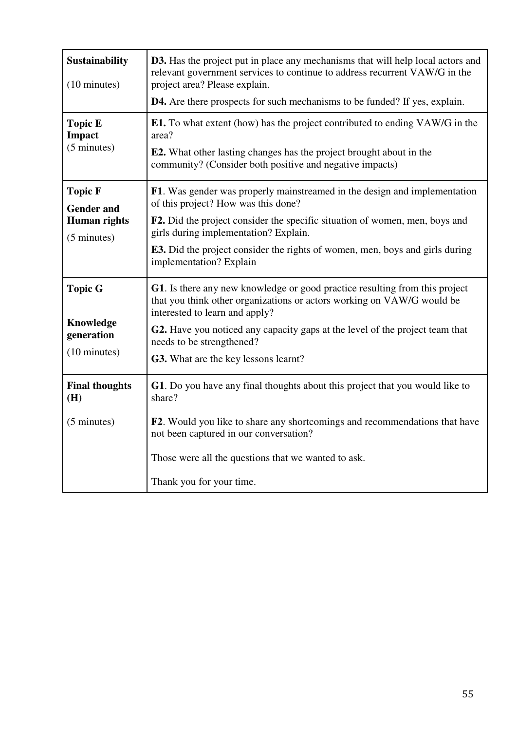| | |
|---|---|
| **Sustainability**<br><br>(10 minutes) | **D3.** Has the project put in place any mechanisms that will help local actors and relevant government services to continue to address recurrent VAW/G in the project area? Please explain.<br>**D4.** Are there prospects for such mechanisms to be funded? If yes, explain. |
| **Topic E**<br>**Impact**<br>(5 minutes) | **E1.** To what extent (how) has the project contributed to ending VAW/G in the area?<br>**E2.** What other lasting changes has the project brought about in the community? (Consider both positive and negative impacts) |
| **Topic F**<br>**Gender and Human rights**<br>(5 minutes) | **F1**. Was gender was properly mainstreamed in the design and implementation of this project? How was this done?<br>**F2.** Did the project consider the specific situation of women, men, boys and girls during implementation? Explain.<br>**E3.** Did the project consider the rights of women, men, boys and girls during implementation? Explain |
| **Topic G**<br><br>**Knowledge generation**<br>(10 minutes) | **G1**. Is there any new knowledge or good practice resulting from this project that you think other organizations or actors working on VAW/G would be interested to learn and apply?<br>**G2.** Have you noticed any capacity gaps at the level of the project team that needs to be strengthened?<br>**G3.** What are the key lessons learnt? |
| **Final thoughts (H)**<br><br>(5 minutes) | **G1**. Do you have any final thoughts about this project that you would like to share?<br><br>**F2**. Would you like to share any shortcomings and recommendations that have not been captured in our conversation?<br><br>Those were all the questions that we wanted to ask.<br><br>Thank you for your time. |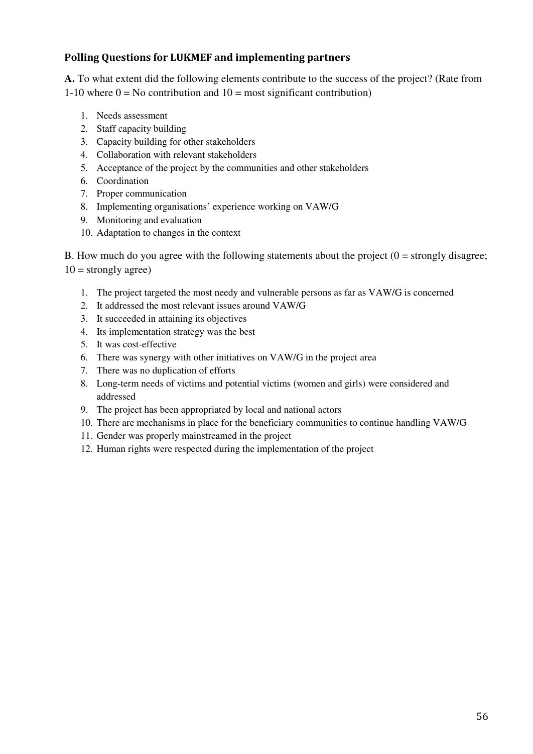### Polling Questions for LUKMEF and implementing partners

**A.** To what extent did the following elements contribute to the success of the project? (Rate from 1-10 where 0 = No contribution and 10 = most significant contribution)

1. Needs assessment
2. Staff capacity building
3. Capacity building for other stakeholders
4. Collaboration with relevant stakeholders
5. Acceptance of the project by the communities and other stakeholders
6. Coordination
7. Proper communication
8. Implementing organisations' experience working on VAW/G
9. Monitoring and evaluation
10. Adaptation to changes in the context

B. How much do you agree with the following statements about the project (0 = strongly disagree; 10 = strongly agree)

1. The project targeted the most needy and vulnerable persons as far as VAW/G is concerned
2. It addressed the most relevant issues around VAW/G
3. It succeeded in attaining its objectives
4. Its implementation strategy was the best
5. It was cost-effective
6. There was synergy with other initiatives on VAW/G in the project area
7. There was no duplication of efforts
8. Long-term needs of victims and potential victims (women and girls) were considered and addressed
9. The project has been appropriated by local and national actors
10. There are mechanisms in place for the beneficiary communities to continue handling VAW/G
11. Gender was properly mainstreamed in the project
12. Human rights were respected during the implementation of the project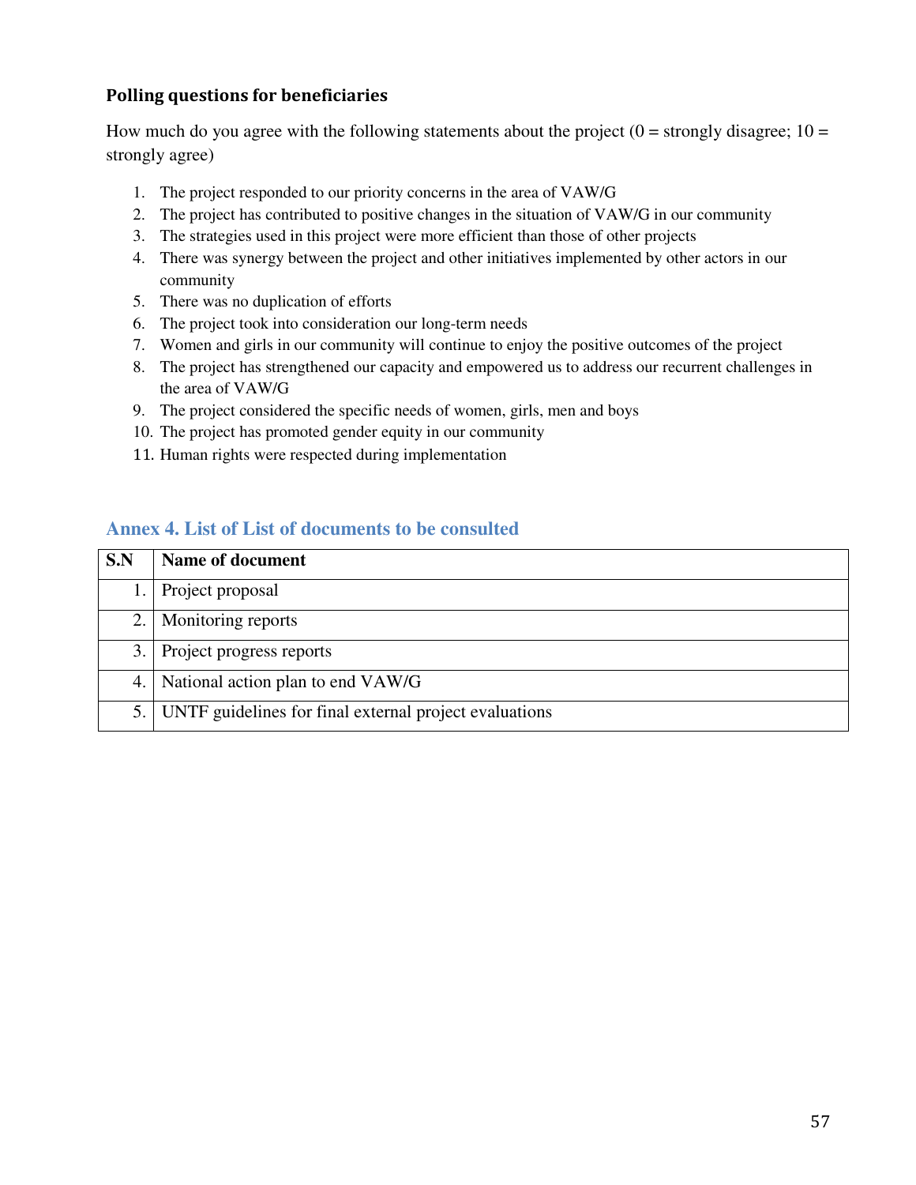**Polling questions for beneficiaries**

How much do you agree with the following statements about the project (0 = strongly disagree; 10 = strongly agree)

1. The project responded to our priority concerns in the area of VAW/G
2. The project has contributed to positive changes in the situation of VAW/G in our community
3. The strategies used in this project were more efficient than those of other projects
4. There was synergy between the project and other initiatives implemented by other actors in our community
5. There was no duplication of efforts
6. The project took into consideration our long-term needs
7. Women and girls in our community will continue to enjoy the positive outcomes of the project
8. The project has strengthened our capacity and empowered us to address our recurrent challenges in the area of VAW/G
9. The project considered the specific needs of women, girls, men and boys
10. The project has promoted gender equity in our community
11. Human rights were respected during implementation

## Annex 4. List of List of documents to be consulted

| S.N | Name of document |
|---|---|
| 1. | Project proposal |
| 2. | Monitoring reports |
| 3. | Project progress reports |
| 4. | National action plan to end VAW/G |
| 5. | UNTF guidelines for final external project evaluations |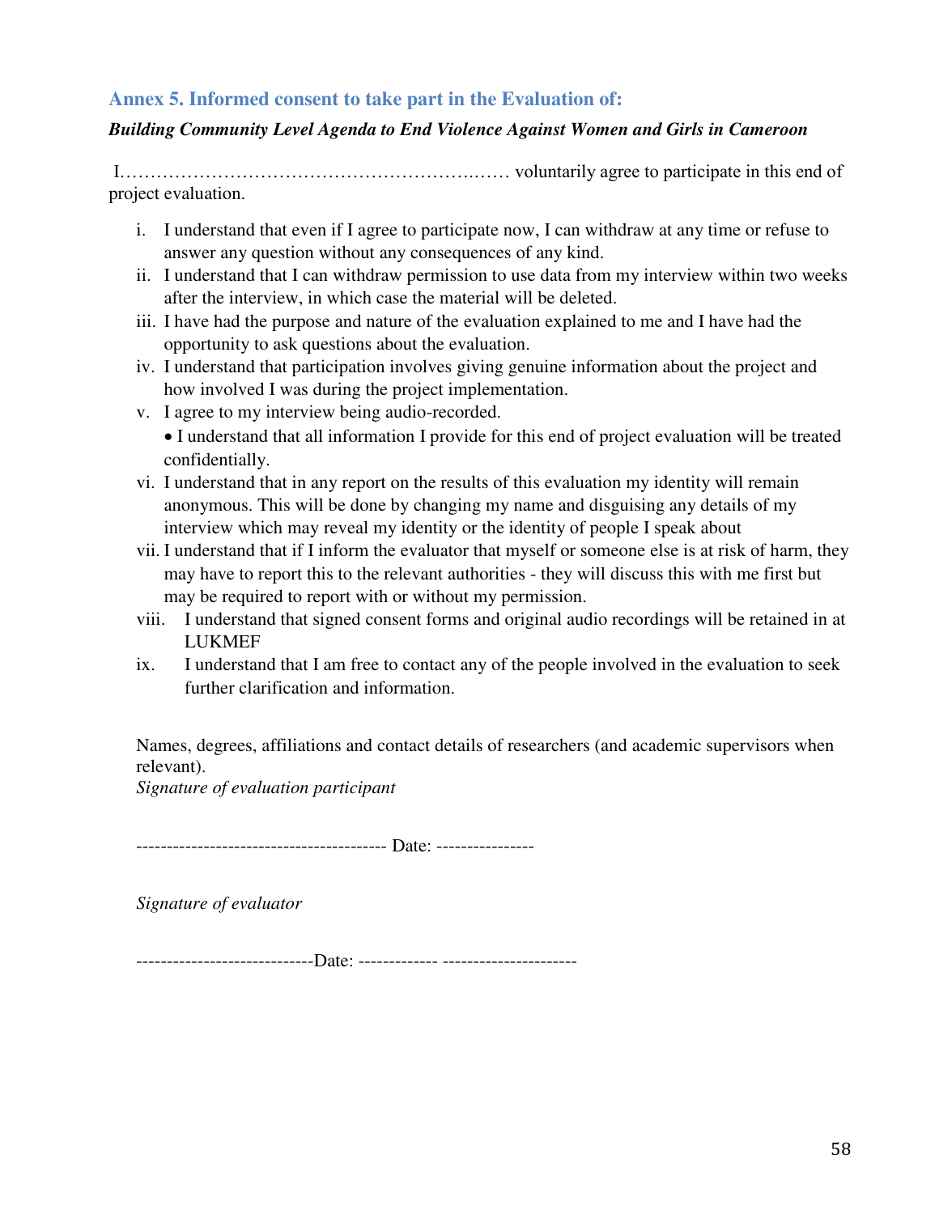## Annex 5. Informed consent to take part in the Evaluation of:

***Building Community Level Agenda to End Violence Against Women and Girls in Cameroon***

I…………………………………………………….…… voluntarily agree to participate in this end of project evaluation.

i. I understand that even if I agree to participate now, I can withdraw at any time or refuse to answer any question without any consequences of any kind.
ii. I understand that I can withdraw permission to use data from my interview within two weeks after the interview, in which case the material will be deleted.
iii. I have had the purpose and nature of the evaluation explained to me and I have had the opportunity to ask questions about the evaluation.
iv. I understand that participation involves giving genuine information about the project and how involved I was during the project implementation.
v. I agree to my interview being audio-recorded.
   • I understand that all information I provide for this end of project evaluation will be treated confidentially.
vi. I understand that in any report on the results of this evaluation my identity will remain anonymous. This will be done by changing my name and disguising any details of my interview which may reveal my identity or the identity of people I speak about
vii. I understand that if I inform the evaluator that myself or someone else is at risk of harm, they may have to report this to the relevant authorities - they will discuss this with me first but may be required to report with or without my permission.
viii. I understand that signed consent forms and original audio recordings will be retained in at LUKMEF
ix. I understand that I am free to contact any of the people involved in the evaluation to seek further clarification and information.

Names, degrees, affiliations and contact details of researchers (and academic supervisors when relevant).

*Signature of evaluation participant*

----------------------------------------- Date: ----------------

*Signature of evaluator*

-----------------------------Date: ------------- ----------------------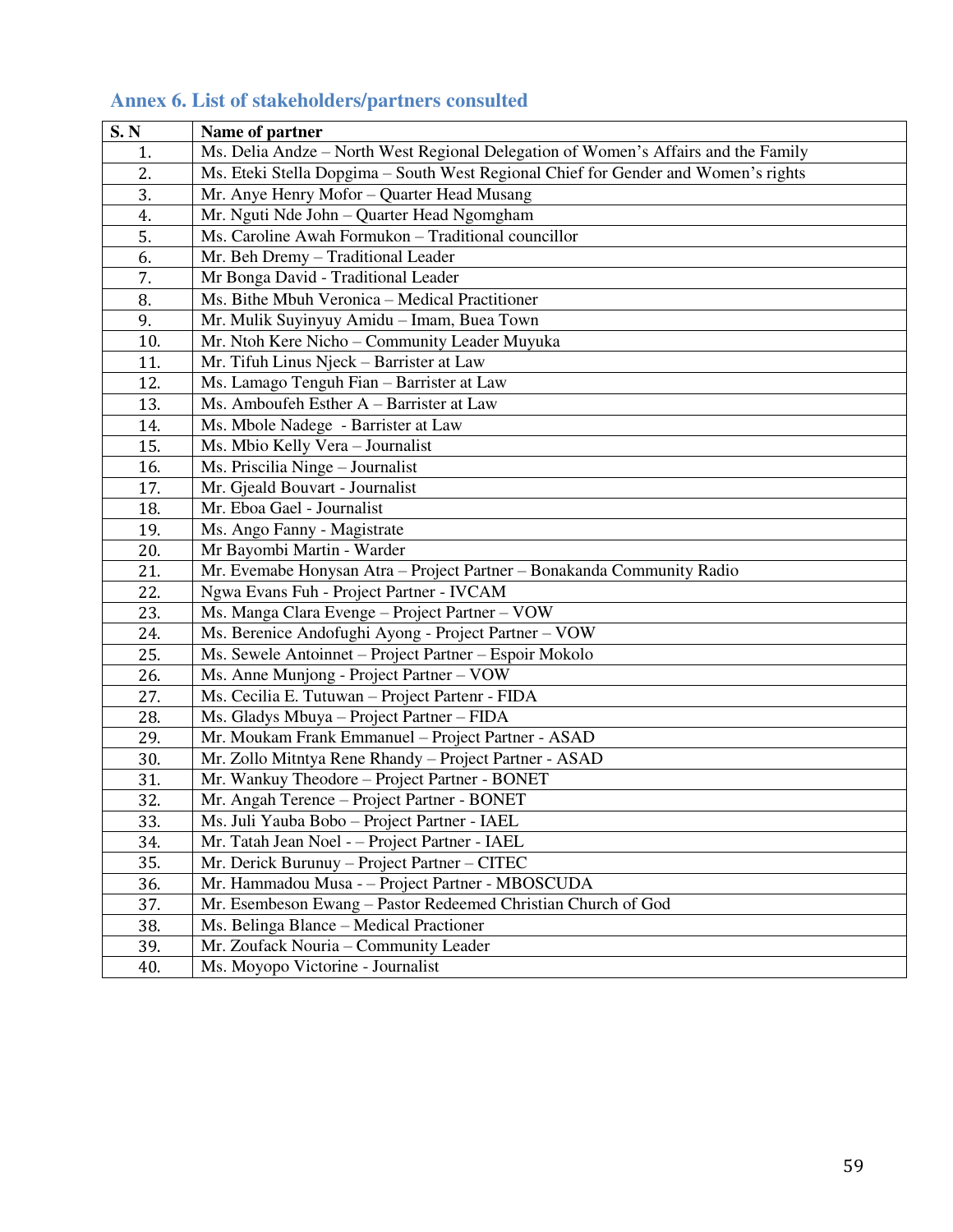## Annex 6. List of stakeholders/partners consulted

| S. N | Name of partner |
|---|---|
| 1. | Ms. Delia Andze – North West Regional Delegation of Women's Affairs and the Family |
| 2. | Ms. Eteki Stella Dopgima – South West Regional Chief for Gender and Women's rights |
| 3. | Mr. Anye Henry Mofor – Quarter Head Musang |
| 4. | Mr. Nguti Nde John – Quarter Head Ngomgham |
| 5. | Ms. Caroline Awah Formukon – Traditional councillor |
| 6. | Mr. Beh Dremy – Traditional Leader |
| 7. | Mr Bonga David - Traditional Leader |
| 8. | Ms. Bithe Mbuh Veronica – Medical Practitioner |
| 9. | Mr. Mulik Suyinyuy Amidu – Imam, Buea Town |
| 10. | Mr. Ntoh Kere Nicho – Community Leader Muyuka |
| 11. | Mr. Tifuh Linus Njeck – Barrister at Law |
| 12. | Ms. Lamago Tenguh Fian – Barrister at Law |
| 13. | Ms. Amboufeh Esther A – Barrister at Law |
| 14. | Ms. Mbole Nadege - Barrister at Law |
| 15. | Ms. Mbio Kelly Vera – Journalist |
| 16. | Ms. Priscilia Ninge – Journalist |
| 17. | Mr. Gjeald Bouvart - Journalist |
| 18. | Mr. Eboa Gael - Journalist |
| 19. | Ms. Ango Fanny - Magistrate |
| 20. | Mr Bayombi Martin - Warder |
| 21. | Mr. Evemabe Honysan Atra – Project Partner – Bonakanda Community Radio |
| 22. | Ngwa Evans Fuh - Project Partner - IVCAM |
| 23. | Ms. Manga Clara Evenge – Project Partner – VOW |
| 24. | Ms. Berenice Andofughi Ayong - Project Partner – VOW |
| 25. | Ms. Sewele Antoinnet – Project Partner – Espoir Mokolo |
| 26. | Ms. Anne Munjong - Project Partner – VOW |
| 27. | Ms. Cecilia E. Tutuwan – Project Partenr - FIDA |
| 28. | Ms. Gladys Mbuya – Project Partner – FIDA |
| 29. | Mr. Moukam Frank Emmanuel – Project Partner - ASAD |
| 30. | Mr. Zollo Mitntya Rene Rhandy – Project Partner - ASAD |
| 31. | Mr. Wankuy Theodore – Project Partner - BONET |
| 32. | Mr. Angah Terence – Project Partner - BONET |
| 33. | Ms. Juli Yauba Bobo – Project Partner - IAEL |
| 34. | Mr. Tatah Jean Noel - – Project Partner - IAEL |
| 35. | Mr. Derick Burunuy – Project Partner – CITEC |
| 36. | Mr. Hammadou Musa - – Project Partner - MBOSCUDA |
| 37. | Mr. Esembeson Ewang – Pastor Redeemed Christian Church of God |
| 38. | Ms. Belinga Blance – Medical Practioner |
| 39. | Mr. Zoufack Nouria – Community Leader |
| 40. | Ms. Moyopo Victorine - Journalist |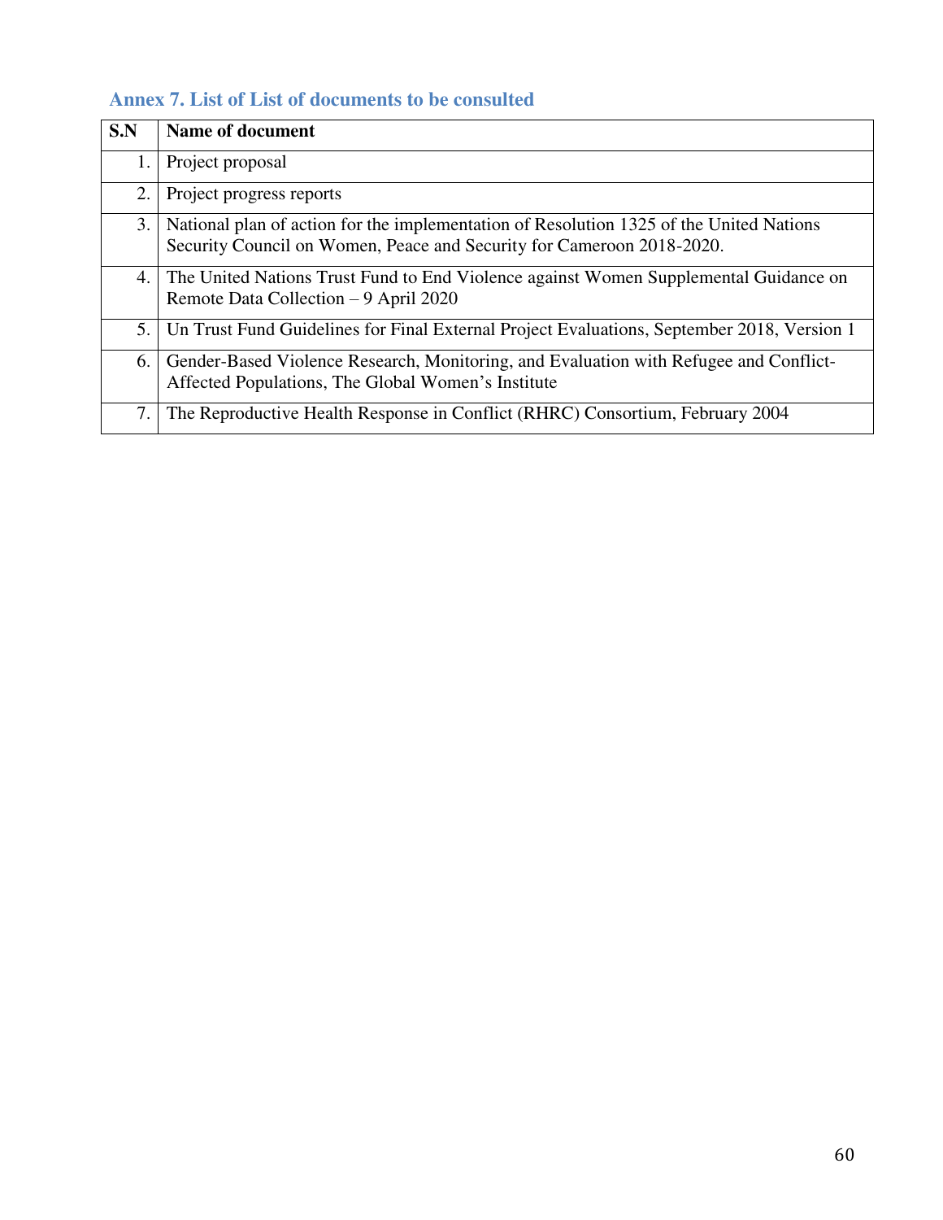## Annex 7. List of List of documents to be consulted

| S.N | Name of document |
| --- | --- |
| 1. | Project proposal |
| 2. | Project progress reports |
| 3. | National plan of action for the implementation of Resolution 1325 of the United Nations Security Council on Women, Peace and Security for Cameroon 2018-2020. |
| 4. | The United Nations Trust Fund to End Violence against Women Supplemental Guidance on Remote Data Collection – 9 April 2020 |
| 5. | Un Trust Fund Guidelines for Final External Project Evaluations, September 2018, Version 1 |
| 6. | Gender-Based Violence Research, Monitoring, and Evaluation with Refugee and Conflict-Affected Populations, The Global Women's Institute |
| 7. | The Reproductive Health Response in Conflict (RHRC) Consortium, February 2004 |